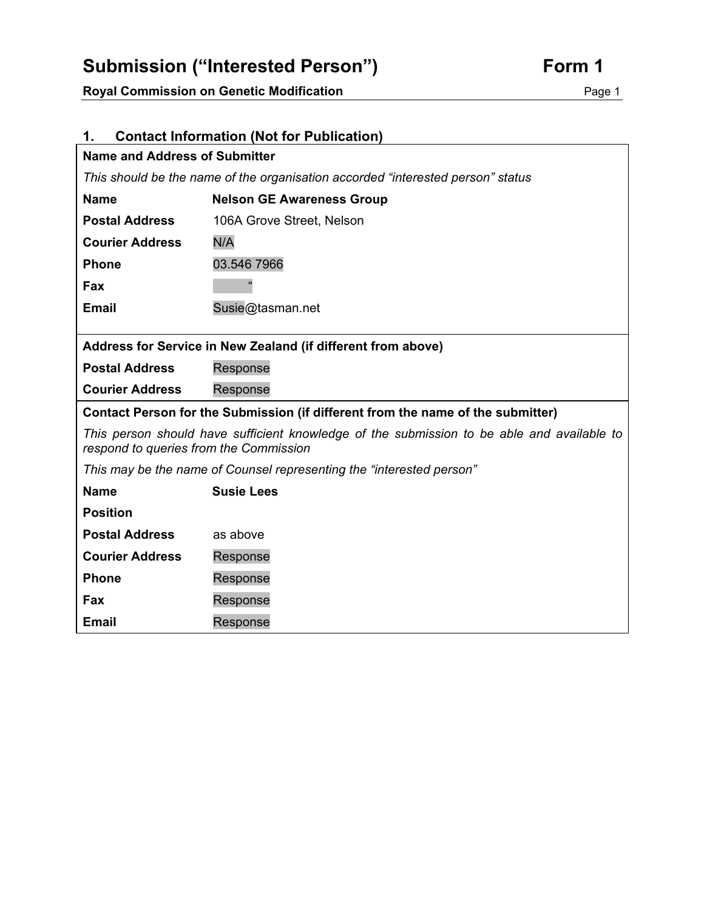# Submission ("Interested Person") Form 1

**Royal Commission on Genetic Modification**

## 1. Contact Information (Not for Publication)

**Name and Address of Submitter**

*This should be the name of the organisation accorded "interested person" status*

| | |
|---|---|
| **Name** | **Nelson GE Awareness Group** |
| **Postal Address** | 106A Grove Street, Nelson |
| **Courier Address** | N/A |
| **Phone** | 03.546 7966 |
| **Fax** | " |
| **Email** | Susie@tasman.net |

**Address for Service in New Zealand (if different from above)**

| | |
|---|---|
| **Postal Address** | Response |
| **Courier Address** | Response |

**Contact Person for the Submission (if different from the name of the submitter)**

*This person should have sufficient knowledge of the submission to be able and available to respond to queries from the Commission*

*This may be the name of Counsel representing the "interested person"*

| | |
|---|---|
| **Name** | **Susie Lees** |
| **Position** | |
| **Postal Address** | as above |
| **Courier Address** | Response |
| **Phone** | Response |
| **Fax** | Response |
| **Email** | Response |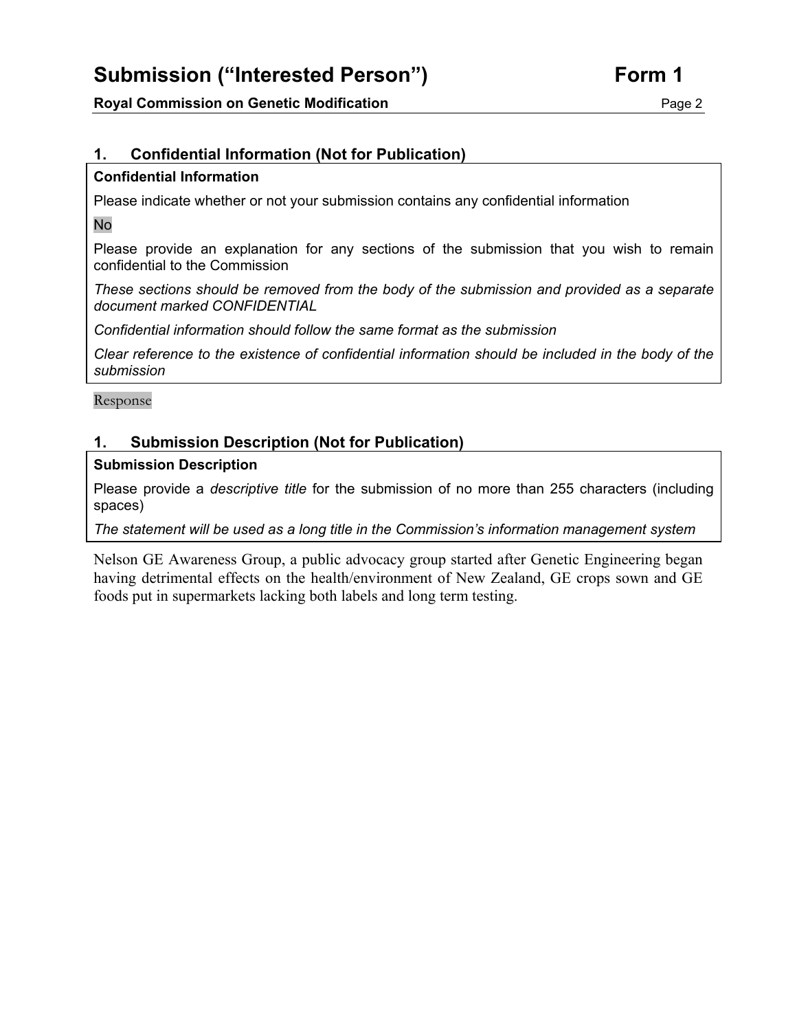## 1. Confidential Information (Not for Publication)

**Confidential Information**

Please indicate whether or not your submission contains any confidential information

No

Please provide an explanation for any sections of the submission that you wish to remain confidential to the Commission

*These sections should be removed from the body of the submission and provided as a separate document marked CONFIDENTIAL*

*Confidential information should follow the same format as the submission*

*Clear reference to the existence of confidential information should be included in the body of the submission*

Response

## 1. Submission Description (Not for Publication)

**Submission Description**

Please provide a *descriptive title* for the submission of no more than 255 characters (including spaces)

*The statement will be used as a long title in the Commission's information management system*

Nelson GE Awareness Group, a public advocacy group started after Genetic Engineering began having detrimental effects on the health/environment of New Zealand, GE crops sown and GE foods put in supermarkets lacking both labels and long term testing.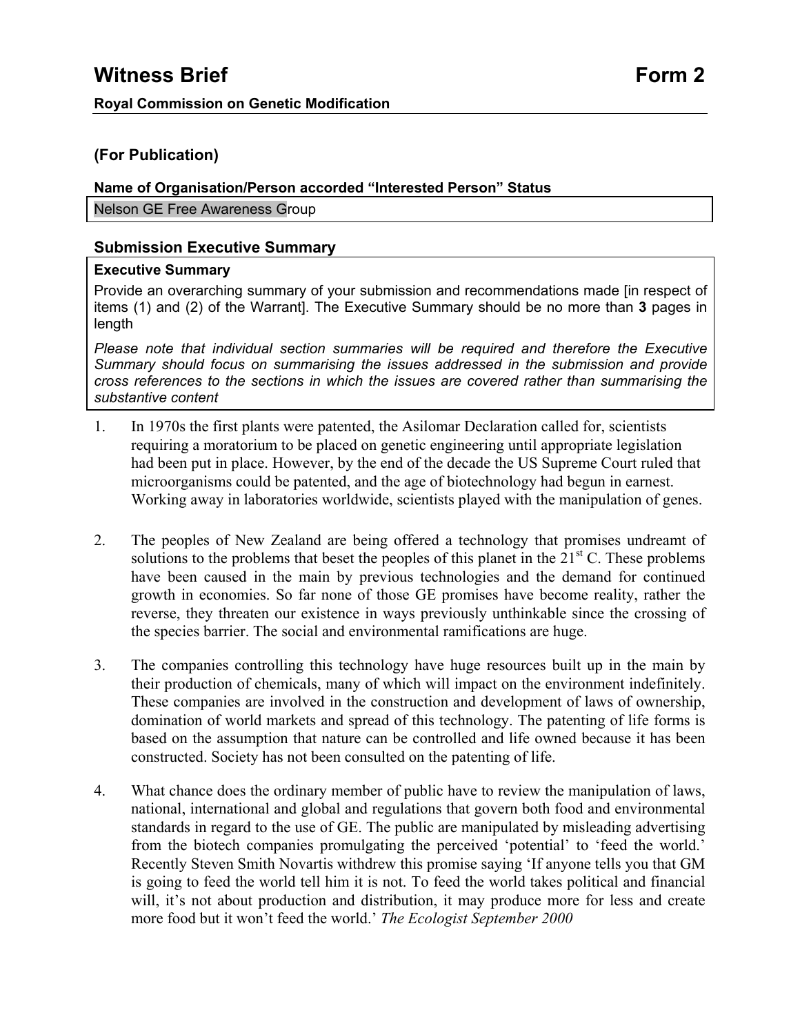# Witness Brief Form 2

**Royal Commission on Genetic Modification**

## (For Publication)

**Name of Organisation/Person accorded "Interested Person" Status**

Nelson GE Free Awareness Group

## Submission Executive Summary

**Executive Summary**

Provide an overarching summary of your submission and recommendations made [in respect of items (1) and (2) of the Warrant]. The Executive Summary should be no more than **3** pages in length

*Please note that individual section summaries will be required and therefore the Executive Summary should focus on summarising the issues addressed in the submission and provide cross references to the sections in which the issues are covered rather than summarising the substantive content*

1. In 1970s the first plants were patented, the Asilomar Declaration called for, scientists requiring a moratorium to be placed on genetic engineering until appropriate legislation had been put in place. However, by the end of the decade the US Supreme Court ruled that microorganisms could be patented, and the age of biotechnology had begun in earnest. Working away in laboratories worldwide, scientists played with the manipulation of genes.

2. The peoples of New Zealand are being offered a technology that promises undreamt of solutions to the problems that beset the peoples of this planet in the 21st C. These problems have been caused in the main by previous technologies and the demand for continued growth in economies. So far none of those GE promises have become reality, rather the reverse, they threaten our existence in ways previously unthinkable since the crossing of the species barrier. The social and environmental ramifications are huge.

3. The companies controlling this technology have huge resources built up in the main by their production of chemicals, many of which will impact on the environment indefinitely. These companies are involved in the construction and development of laws of ownership, domination of world markets and spread of this technology. The patenting of life forms is based on the assumption that nature can be controlled and life owned because it has been constructed. Society has not been consulted on the patenting of life.

4. What chance does the ordinary member of public have to review the manipulation of laws, national, international and global and regulations that govern both food and environmental standards in regard to the use of GE. The public are manipulated by misleading advertising from the biotech companies promulgating the perceived 'potential' to 'feed the world.' Recently Steven Smith Novartis withdrew this promise saying 'If anyone tells you that GM is going to feed the world tell him it is not. To feed the world takes political and financial will, it's not about production and distribution, it may produce more for less and create more food but it won't feed the world.' *The Ecologist September 2000*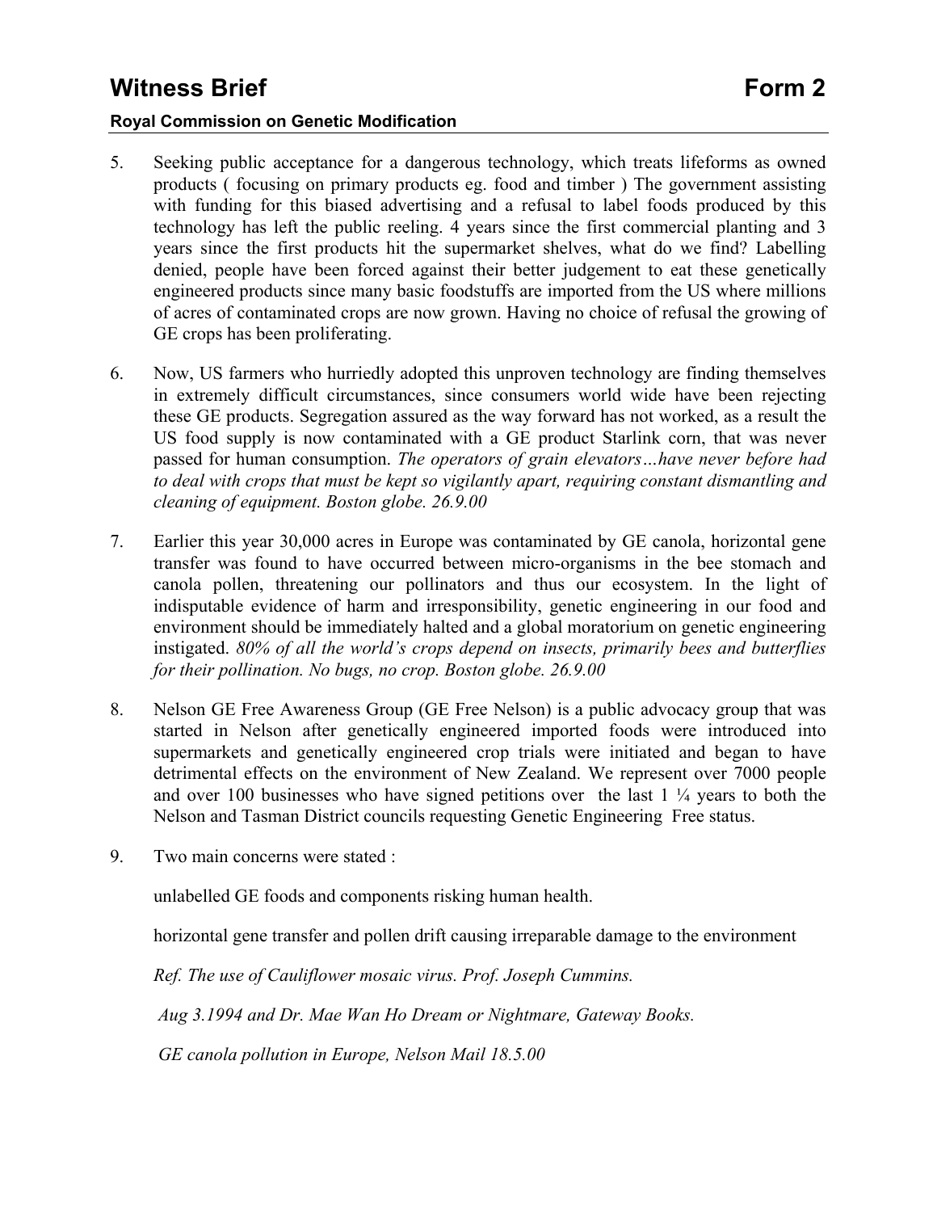5. Seeking public acceptance for a dangerous technology, which treats lifeforms as owned products ( focusing on primary products eg. food and timber ) The government assisting with funding for this biased advertising and a refusal to label foods produced by this technology has left the public reeling. 4 years since the first commercial planting and 3 years since the first products hit the supermarket shelves, what do we find? Labelling denied, people have been forced against their better judgement to eat these genetically engineered products since many basic foodstuffs are imported from the US where millions of acres of contaminated crops are now grown. Having no choice of refusal the growing of GE crops has been proliferating.

6. Now, US farmers who hurriedly adopted this unproven technology are finding themselves in extremely difficult circumstances, since consumers world wide have been rejecting these GE products. Segregation assured as the way forward has not worked, as a result the US food supply is now contaminated with a GE product Starlink corn, that was never passed for human consumption. *The operators of grain elevators…have never before had to deal with crops that must be kept so vigilantly apart, requiring constant dismantling and cleaning of equipment. Boston globe. 26.9.00*

7. Earlier this year 30,000 acres in Europe was contaminated by GE canola, horizontal gene transfer was found to have occurred between micro-organisms in the bee stomach and canola pollen, threatening our pollinators and thus our ecosystem. In the light of indisputable evidence of harm and irresponsibility, genetic engineering in our food and environment should be immediately halted and a global moratorium on genetic engineering instigated. *80% of all the world's crops depend on insects, primarily bees and butterflies for their pollination. No bugs, no crop. Boston globe. 26.9.00*

8. Nelson GE Free Awareness Group (GE Free Nelson) is a public advocacy group that was started in Nelson after genetically engineered imported foods were introduced into supermarkets and genetically engineered crop trials were initiated and began to have detrimental effects on the environment of New Zealand. We represent over 7000 people and over 100 businesses who have signed petitions over the last 1 ¼ years to both the Nelson and Tasman District councils requesting Genetic Engineering Free status.

9. Two main concerns were stated :

   unlabelled GE foods and components risking human health.

   horizontal gene transfer and pollen drift causing irreparable damage to the environment

   *Ref. The use of Cauliflower mosaic virus. Prof. Joseph Cummins.*

   *Aug 3.1994 and Dr. Mae Wan Ho Dream or Nightmare, Gateway Books.*

   *GE canola pollution in Europe, Nelson Mail 18.5.00*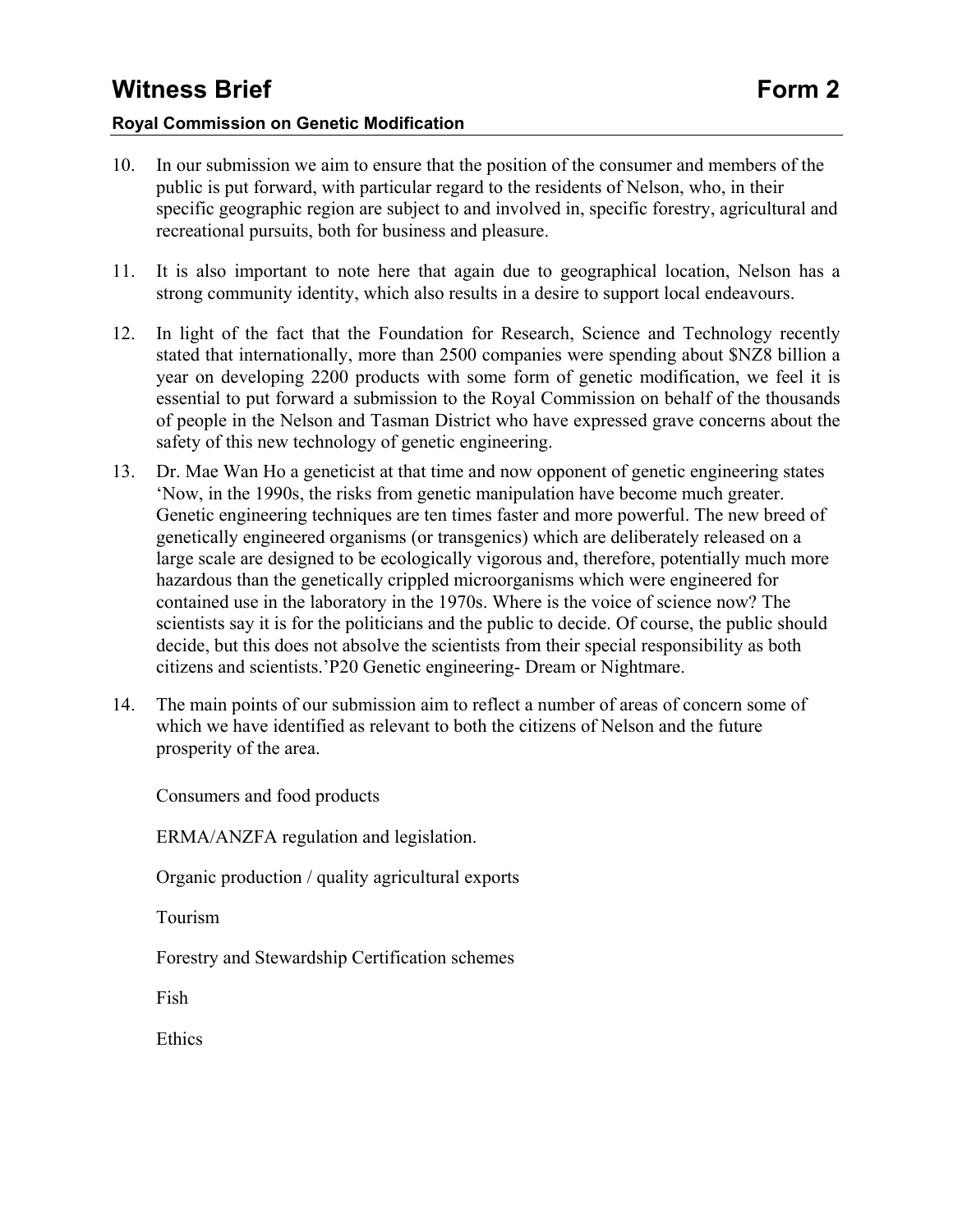10. In our submission we aim to ensure that the position of the consumer and members of the public is put forward, with particular regard to the residents of Nelson, who, in their specific geographic region are subject to and involved in, specific forestry, agricultural and recreational pursuits, both for business and pleasure.

11. It is also important to note here that again due to geographical location, Nelson has a strong community identity, which also results in a desire to support local endeavours.

12. In light of the fact that the Foundation for Research, Science and Technology recently stated that internationally, more than 2500 companies were spending about $NZ8 billion a year on developing 2200 products with some form of genetic modification, we feel it is essential to put forward a submission to the Royal Commission on behalf of the thousands of people in the Nelson and Tasman District who have expressed grave concerns about the safety of this new technology of genetic engineering.

13. Dr. Mae Wan Ho a geneticist at that time and now opponent of genetic engineering states 'Now, in the 1990s, the risks from genetic manipulation have become much greater. Genetic engineering techniques are ten times faster and more powerful. The new breed of genetically engineered organisms (or transgenics) which are deliberately released on a large scale are designed to be ecologically vigorous and, therefore, potentially much more hazardous than the genetically crippled microorganisms which were engineered for contained use in the laboratory in the 1970s. Where is the voice of science now? The scientists say it is for the politicians and the public to decide. Of course, the public should decide, but this does not absolve the scientists from their special responsibility as both citizens and scientists.'P20 Genetic engineering- Dream or Nightmare.

14. The main points of our submission aim to reflect a number of areas of concern some of which we have identified as relevant to both the citizens of Nelson and the future prosperity of the area.

    Consumers and food products

    ERMA/ANZFA regulation and legislation.

    Organic production / quality agricultural exports

    Tourism

    Forestry and Stewardship Certification schemes

    Fish

    Ethics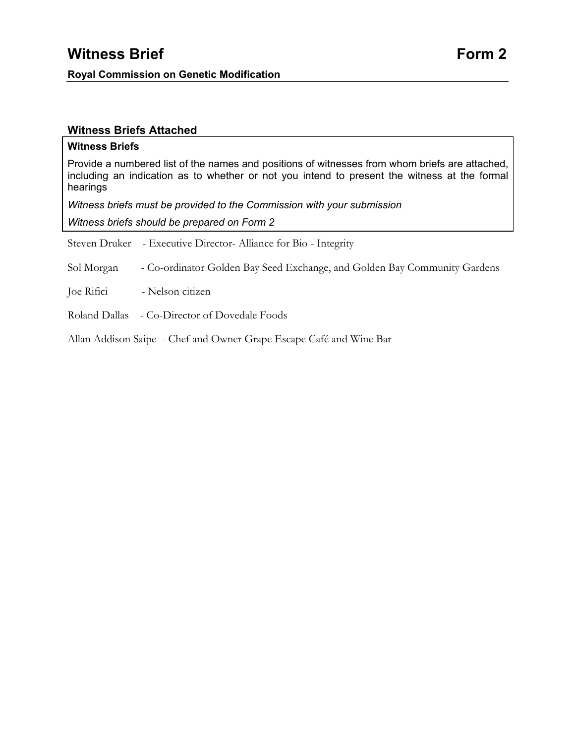# Witness Brief **Form 2**

**Royal Commission on Genetic Modification**

### Witness Briefs Attached

**Witness Briefs**

Provide a numbered list of the names and positions of witnesses from whom briefs are attached, including an indication as to whether or not you intend to present the witness at the formal hearings

*Witness briefs must be provided to the Commission with your submission*

*Witness briefs should be prepared on Form 2*

Steven Druker - Executive Director- Alliance for Bio - Integrity

Sol Morgan - Co-ordinator Golden Bay Seed Exchange, and Golden Bay Community Gardens

Joe Rifici - Nelson citizen

Roland Dallas - Co-Director of Dovedale Foods

Allan Addison Saipe - Chef and Owner Grape Escape Café and Wine Bar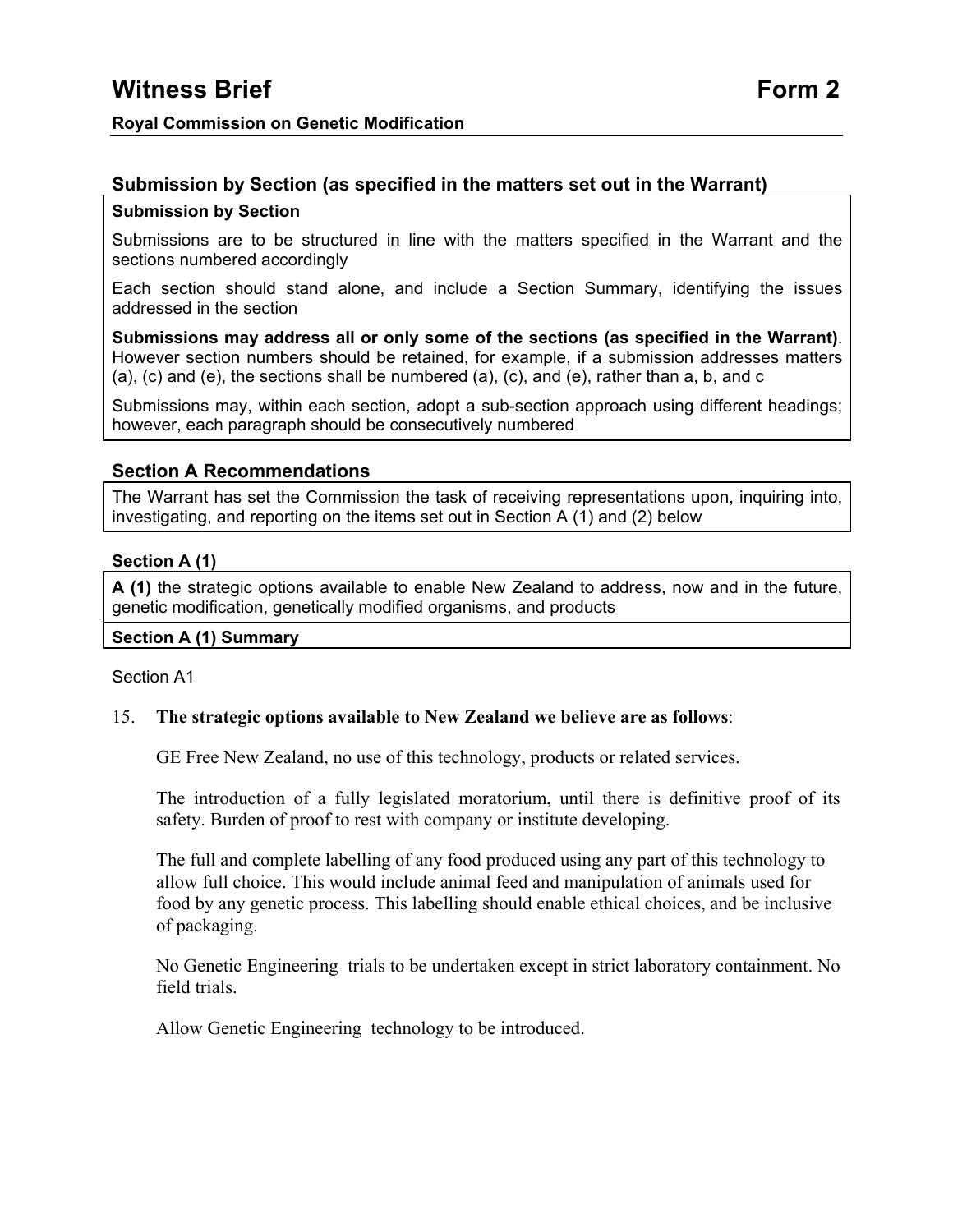# Witness Brief Form 2

**Royal Commission on Genetic Modification**

## Submission by Section (as specified in the matters set out in the Warrant)

**Submission by Section**

Submissions are to be structured in line with the matters specified in the Warrant and the sections numbered accordingly

Each section should stand alone, and include a Section Summary, identifying the issues addressed in the section

**Submissions may address all or only some of the sections (as specified in the Warrant)**. However section numbers should be retained, for example, if a submission addresses matters (a), (c) and (e), the sections shall be numbered (a), (c), and (e), rather than a, b, and c

Submissions may, within each section, adopt a sub-section approach using different headings; however, each paragraph should be consecutively numbered

## Section A Recommendations

The Warrant has set the Commission the task of receiving representations upon, inquiring into, investigating, and reporting on the items set out in Section A (1) and (2) below

### Section A (1)

**A (1)** the strategic options available to enable New Zealand to address, now and in the future, genetic modification, genetically modified organisms, and products

**Section A (1) Summary**

Section A1

15. **The strategic options available to New Zealand we believe are as follows**:

    GE Free New Zealand, no use of this technology, products or related services.

    The introduction of a fully legislated moratorium, until there is definitive proof of its safety. Burden of proof to rest with company or institute developing.

    The full and complete labelling of any food produced using any part of this technology to allow full choice. This would include animal feed and manipulation of animals used for food by any genetic process. This labelling should enable ethical choices, and be inclusive of packaging.

    No Genetic Engineering trials to be undertaken except in strict laboratory containment. No field trials.

    Allow Genetic Engineering technology to be introduced.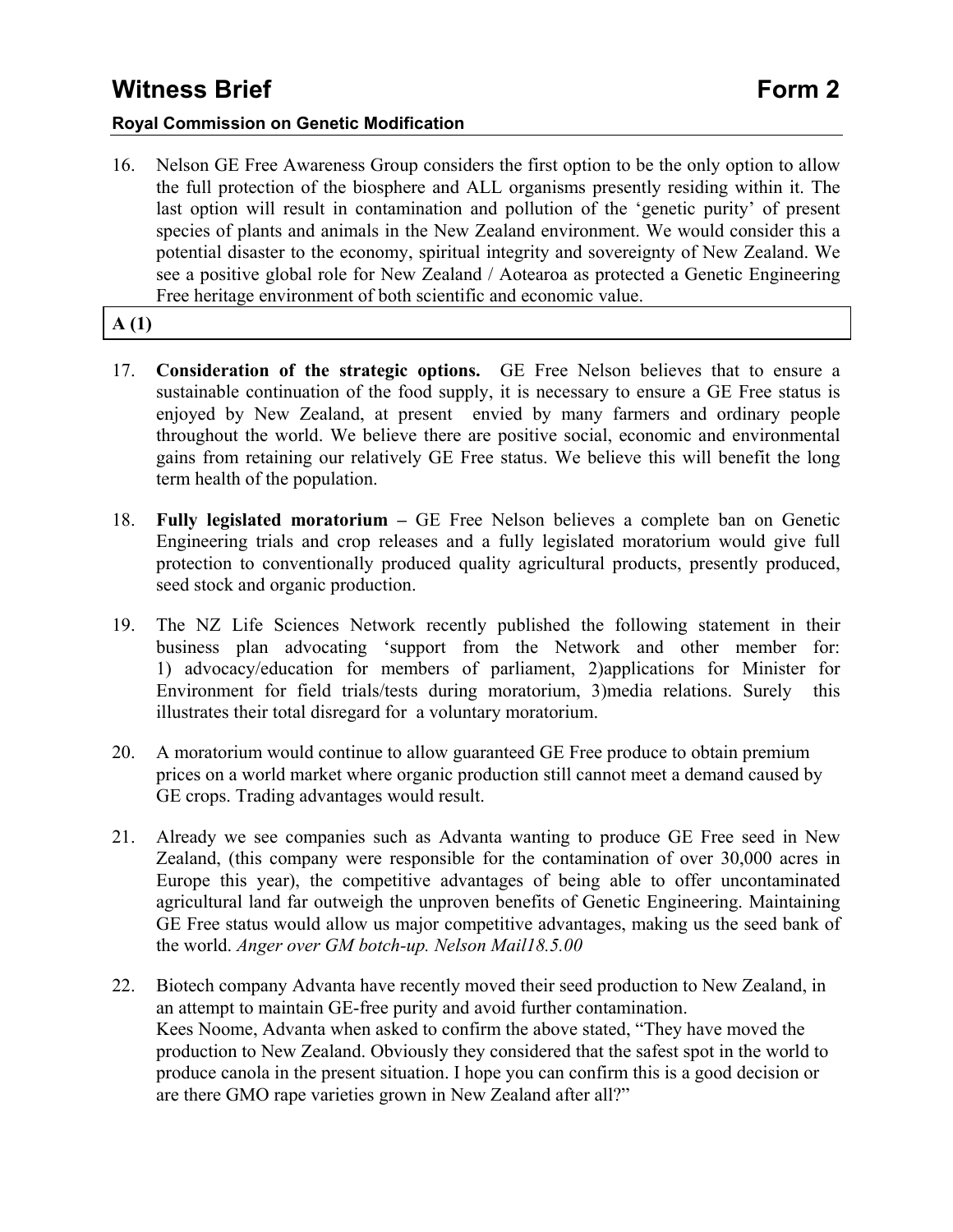16. Nelson GE Free Awareness Group considers the first option to be the only option to allow the full protection of the biosphere and ALL organisms presently residing within it. The last option will result in contamination and pollution of the 'genetic purity' of present species of plants and animals in the New Zealand environment. We would consider this a potential disaster to the economy, spiritual integrity and sovereignty of New Zealand. We see a positive global role for New Zealand / Aotearoa as protected a Genetic Engineering Free heritage environment of both scientific and economic value.

| **A (1)** |
|---|

17. **Consideration of the strategic options.** GE Free Nelson believes that to ensure a sustainable continuation of the food supply, it is necessary to ensure a GE Free status is enjoyed by New Zealand, at present envied by many farmers and ordinary people throughout the world. We believe there are positive social, economic and environmental gains from retaining our relatively GE Free status. We believe this will benefit the long term health of the population.

18. **Fully legislated moratorium –** GE Free Nelson believes a complete ban on Genetic Engineering trials and crop releases and a fully legislated moratorium would give full protection to conventionally produced quality agricultural products, presently produced, seed stock and organic production.

19. The NZ Life Sciences Network recently published the following statement in their business plan advocating 'support from the Network and other member for: 1) advocacy/education for members of parliament, 2)applications for Minister for Environment for field trials/tests during moratorium, 3)media relations. Surely this illustrates their total disregard for a voluntary moratorium.

20. A moratorium would continue to allow guaranteed GE Free produce to obtain premium prices on a world market where organic production still cannot meet a demand caused by GE crops. Trading advantages would result.

21. Already we see companies such as Advanta wanting to produce GE Free seed in New Zealand, (this company were responsible for the contamination of over 30,000 acres in Europe this year), the competitive advantages of being able to offer uncontaminated agricultural land far outweigh the unproven benefits of Genetic Engineering. Maintaining GE Free status would allow us major competitive advantages, making us the seed bank of the world. *Anger over GM botch-up. Nelson Mail18.5.00*

22. Biotech company Advanta have recently moved their seed production to New Zealand, in an attempt to maintain GE-free purity and avoid further contamination.
Kees Noome, Advanta when asked to confirm the above stated, "They have moved the production to New Zealand. Obviously they considered that the safest spot in the world to produce canola in the present situation. I hope you can confirm this is a good decision or are there GMO rape varieties grown in New Zealand after all?"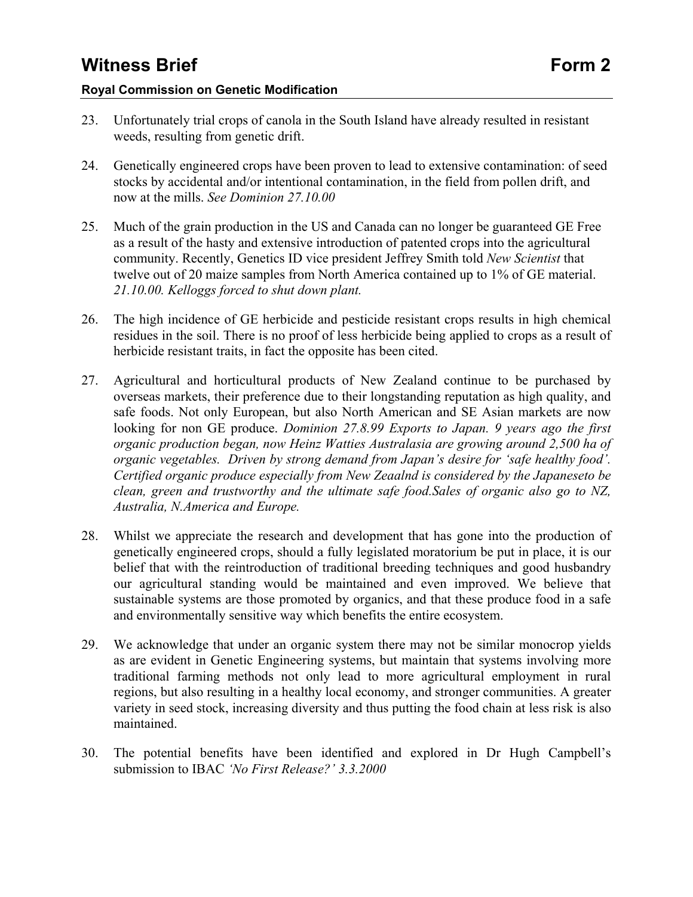23. Unfortunately trial crops of canola in the South Island have already resulted in resistant weeds, resulting from genetic drift.

24. Genetically engineered crops have been proven to lead to extensive contamination: of seed stocks by accidental and/or intentional contamination, in the field from pollen drift, and now at the mills. *See Dominion 27.10.00*

25. Much of the grain production in the US and Canada can no longer be guaranteed GE Free as a result of the hasty and extensive introduction of patented crops into the agricultural community. Recently, Genetics ID vice president Jeffrey Smith told *New Scientist* that twelve out of 20 maize samples from North America contained up to 1% of GE material. *21.10.00. Kelloggs forced to shut down plant.*

26. The high incidence of GE herbicide and pesticide resistant crops results in high chemical residues in the soil. There is no proof of less herbicide being applied to crops as a result of herbicide resistant traits, in fact the opposite has been cited.

27. Agricultural and horticultural products of New Zealand continue to be purchased by overseas markets, their preference due to their longstanding reputation as high quality, and safe foods. Not only European, but also North American and SE Asian markets are now looking for non GE produce. *Dominion 27.8.99 Exports to Japan. 9 years ago the first organic production began, now Heinz Watties Australasia are growing around 2,500 ha of organic vegetables. Driven by strong demand from Japan's desire for 'safe healthy food'. Certified organic produce especially from New Zeaalnd is considered by the Japaneseto be clean, green and trustworthy and the ultimate safe food.Sales of organic also go to NZ, Australia, N.America and Europe.*

28. Whilst we appreciate the research and development that has gone into the production of genetically engineered crops, should a fully legislated moratorium be put in place, it is our belief that with the reintroduction of traditional breeding techniques and good husbandry our agricultural standing would be maintained and even improved. We believe that sustainable systems are those promoted by organics, and that these produce food in a safe and environmentally sensitive way which benefits the entire ecosystem.

29. We acknowledge that under an organic system there may not be similar monocrop yields as are evident in Genetic Engineering systems, but maintain that systems involving more traditional farming methods not only lead to more agricultural employment in rural regions, but also resulting in a healthy local economy, and stronger communities. A greater variety in seed stock, increasing diversity and thus putting the food chain at less risk is also maintained.

30. The potential benefits have been identified and explored in Dr Hugh Campbell's submission to IBAC *'No First Release?' 3.3.2000*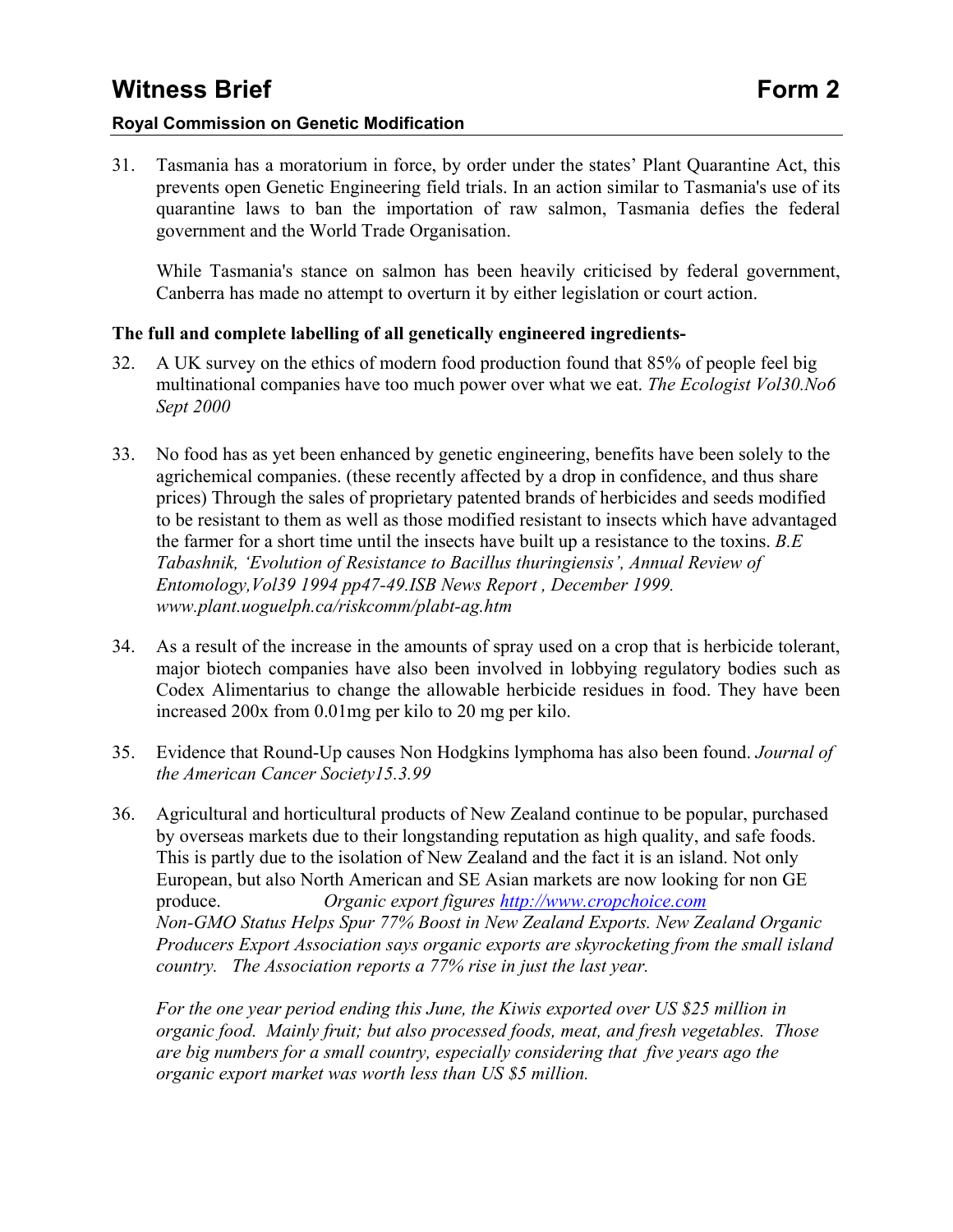31. Tasmania has a moratorium in force, by order under the states' Plant Quarantine Act, this prevents open Genetic Engineering field trials. In an action similar to Tasmania's use of its quarantine laws to ban the importation of raw salmon, Tasmania defies the federal government and the World Trade Organisation.

    While Tasmania's stance on salmon has been heavily criticised by federal government, Canberra has made no attempt to overturn it by either legislation or court action.

**The full and complete labelling of all genetically engineered ingredients-**

32. A UK survey on the ethics of modern food production found that 85% of people feel big multinational companies have too much power over what we eat. *The Ecologist Vol30.No6 Sept 2000*

33. No food has as yet been enhanced by genetic engineering, benefits have been solely to the agrichemical companies. (these recently affected by a drop in confidence, and thus share prices) Through the sales of proprietary patented brands of herbicides and seeds modified to be resistant to them as well as those modified resistant to insects which have advantaged the farmer for a short time until the insects have built up a resistance to the toxins. *B.E Tabashnik, 'Evolution of Resistance to Bacillus thuringiensis', Annual Review of Entomology,Vol39 1994 pp47-49.ISB News Report , December 1999. www.plant.uoguelph.ca/riskcomm/plabt-ag.htm*

34. As a result of the increase in the amounts of spray used on a crop that is herbicide tolerant, major biotech companies have also been involved in lobbying regulatory bodies such as Codex Alimentarius to change the allowable herbicide residues in food. They have been increased 200x from 0.01mg per kilo to 20 mg per kilo.

35. Evidence that Round-Up causes Non Hodgkins lymphoma has also been found. *Journal of the American Cancer Society15.3.99*

36. Agricultural and horticultural products of New Zealand continue to be popular, purchased by overseas markets due to their longstanding reputation as high quality, and safe foods. This is partly due to the isolation of New Zealand and the fact it is an island. Not only European, but also North American and SE Asian markets are now looking for non GE produce. *Organic export figures [http://www.cropchoice.com](http://www.cropchoice.com)*
    *Non-GMO Status Helps Spur 77% Boost in New Zealand Exports. New Zealand Organic Producers Export Association says organic exports are skyrocketing from the small island country. The Association reports a 77% rise in just the last year.*

    *For the one year period ending this June, the Kiwis exported over US $25 million in organic food. Mainly fruit; but also processed foods, meat, and fresh vegetables. Those are big numbers for a small country, especially considering that five years ago the organic export market was worth less than US $5 million.*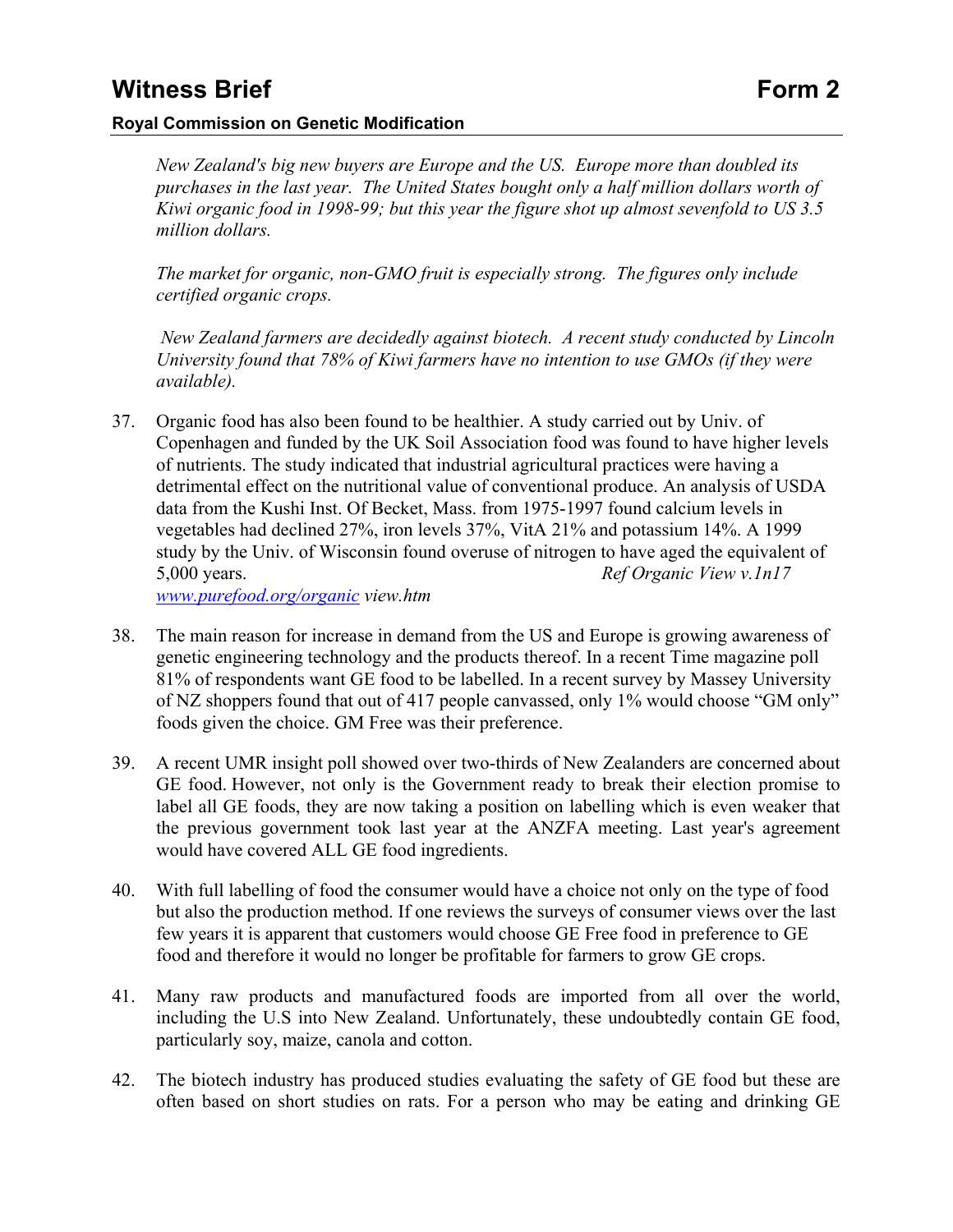*New Zealand's big new buyers are Europe and the US. Europe more than doubled its purchases in the last year. The United States bought only a half million dollars worth of Kiwi organic food in 1998-99; but this year the figure shot up almost sevenfold to US 3.5 million dollars.*

*The market for organic, non-GMO fruit is especially strong. The figures only include certified organic crops.*

*New Zealand farmers are decidedly against biotech. A recent study conducted by Lincoln University found that 78% of Kiwi farmers have no intention to use GMOs (if they were available).*

37. Organic food has also been found to be healthier. A study carried out by Univ. of Copenhagen and funded by the UK Soil Association food was found to have higher levels of nutrients. The study indicated that industrial agricultural practices were having a detrimental effect on the nutritional value of conventional produce. An analysis of USDA data from the Kushi Inst. Of Becket, Mass. from 1975-1997 found calcium levels in vegetables had declined 27%, iron levels 37%, VitA 21% and potassium 14%. A 1999 study by the Univ. of Wisconsin found overuse of nitrogen to have aged the equivalent of 5,000 years. *Ref Organic View v.1n17* [www.purefood.org/organic](www.purefood.org/organic) *view.htm*

38. The main reason for increase in demand from the US and Europe is growing awareness of genetic engineering technology and the products thereof. In a recent Time magazine poll 81% of respondents want GE food to be labelled. In a recent survey by Massey University of NZ shoppers found that out of 417 people canvassed, only 1% would choose "GM only" foods given the choice. GM Free was their preference.

39. A recent UMR insight poll showed over two-thirds of New Zealanders are concerned about GE food. However, not only is the Government ready to break their election promise to label all GE foods, they are now taking a position on labelling which is even weaker that the previous government took last year at the ANZFA meeting. Last year's agreement would have covered ALL GE food ingredients.

40. With full labelling of food the consumer would have a choice not only on the type of food but also the production method. If one reviews the surveys of consumer views over the last few years it is apparent that customers would choose GE Free food in preference to GE food and therefore it would no longer be profitable for farmers to grow GE crops.

41. Many raw products and manufactured foods are imported from all over the world, including the U.S into New Zealand. Unfortunately, these undoubtedly contain GE food, particularly soy, maize, canola and cotton.

42. The biotech industry has produced studies evaluating the safety of GE food but these are often based on short studies on rats. For a person who may be eating and drinking GE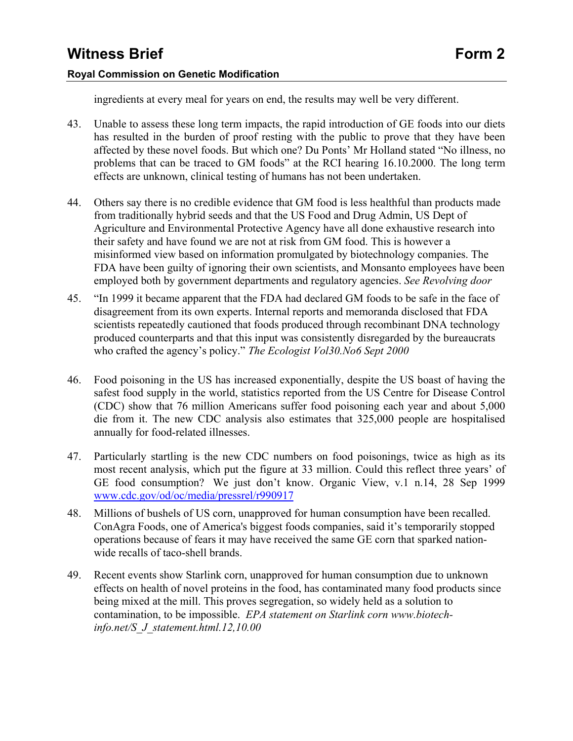ingredients at every meal for years on end, the results may well be very different.

43. Unable to assess these long term impacts, the rapid introduction of GE foods into our diets has resulted in the burden of proof resting with the public to prove that they have been affected by these novel foods. But which one? Du Ponts' Mr Holland stated "No illness, no problems that can be traced to GM foods" at the RCI hearing 16.10.2000. The long term effects are unknown, clinical testing of humans has not been undertaken.

44. Others say there is no credible evidence that GM food is less healthful than products made from traditionally hybrid seeds and that the US Food and Drug Admin, US Dept of Agriculture and Environmental Protective Agency have all done exhaustive research into their safety and have found we are not at risk from GM food. This is however a misinformed view based on information promulgated by biotechnology companies. The FDA have been guilty of ignoring their own scientists, and Monsanto employees have been employed both by government departments and regulatory agencies. *See Revolving door*

45. "In 1999 it became apparent that the FDA had declared GM foods to be safe in the face of disagreement from its own experts. Internal reports and memoranda disclosed that FDA scientists repeatedly cautioned that foods produced through recombinant DNA technology produced counterparts and that this input was consistently disregarded by the bureaucrats who crafted the agency's policy." *The Ecologist Vol30.No6 Sept 2000*

46. Food poisoning in the US has increased exponentially, despite the US boast of having the safest food supply in the world, statistics reported from the US Centre for Disease Control (CDC) show that 76 million Americans suffer food poisoning each year and about 5,000 die from it. The new CDC analysis also estimates that 325,000 people are hospitalised annually for food-related illnesses.

47. Particularly startling is the new CDC numbers on food poisonings, twice as high as its most recent analysis, which put the figure at 33 million. Could this reflect three years' of GE food consumption? We just don't know. Organic View, v.1 n.14, 28 Sep 1999 [www.cdc.gov/od/oc/media/pressrel/r990917](www.cdc.gov/od/oc/media/pressrel/r990917)

48. Millions of bushels of US corn, unapproved for human consumption have been recalled. ConAgra Foods, one of America's biggest foods companies, said it's temporarily stopped operations because of fears it may have received the same GE corn that sparked nation-wide recalls of taco-shell brands.

49. Recent events show Starlink corn, unapproved for human consumption due to unknown effects on health of novel proteins in the food, has contaminated many food products since being mixed at the mill. This proves segregation, so widely held as a solution to contamination, to be impossible. *EPA statement on Starlink corn www.biotech-info.net/S_J_statement.html.12,10.00*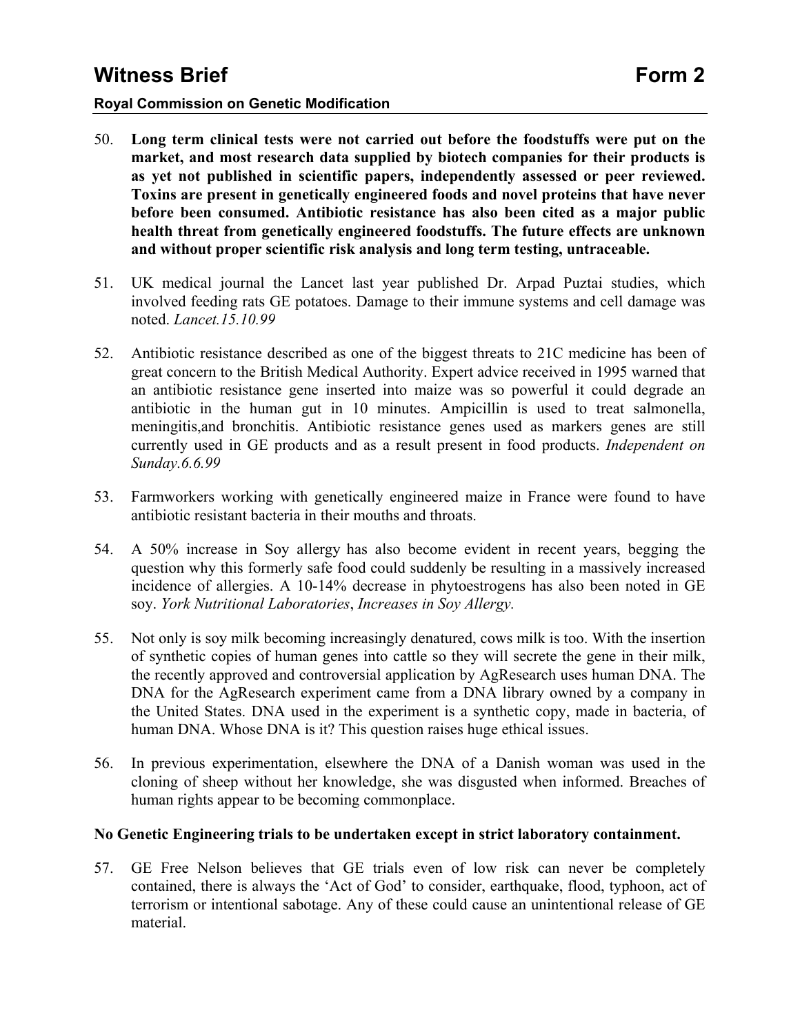50. **Long term clinical tests were not carried out before the foodstuffs were put on the market, and most research data supplied by biotech companies for their products is as yet not published in scientific papers, independently assessed or peer reviewed. Toxins are present in genetically engineered foods and novel proteins that have never before been consumed. Antibiotic resistance has also been cited as a major public health threat from genetically engineered foodstuffs. The future effects are unknown and without proper scientific risk analysis and long term testing, untraceable.**

51. UK medical journal the Lancet last year published Dr. Arpad Puztai studies, which involved feeding rats GE potatoes. Damage to their immune systems and cell damage was noted. *Lancet.15.10.99*

52. Antibiotic resistance described as one of the biggest threats to 21C medicine has been of great concern to the British Medical Authority. Expert advice received in 1995 warned that an antibiotic resistance gene inserted into maize was so powerful it could degrade an antibiotic in the human gut in 10 minutes. Ampicillin is used to treat salmonella, meningitis,and bronchitis. Antibiotic resistance genes used as markers genes are still currently used in GE products and as a result present in food products. *Independent on Sunday.6.6.99*

53. Farmworkers working with genetically engineered maize in France were found to have antibiotic resistant bacteria in their mouths and throats.

54. A 50% increase in Soy allergy has also become evident in recent years, begging the question why this formerly safe food could suddenly be resulting in a massively increased incidence of allergies. A 10-14% decrease in phytoestrogens has also been noted in GE soy. *York Nutritional Laboratories*, *Increases in Soy Allergy.*

55. Not only is soy milk becoming increasingly denatured, cows milk is too. With the insertion of synthetic copies of human genes into cattle so they will secrete the gene in their milk, the recently approved and controversial application by AgResearch uses human DNA. The DNA for the AgResearch experiment came from a DNA library owned by a company in the United States. DNA used in the experiment is a synthetic copy, made in bacteria, of human DNA. Whose DNA is it? This question raises huge ethical issues.

56. In previous experimentation, elsewhere the DNA of a Danish woman was used in the cloning of sheep without her knowledge, she was disgusted when informed. Breaches of human rights appear to be becoming commonplace.

**No Genetic Engineering trials to be undertaken except in strict laboratory containment.**

57. GE Free Nelson believes that GE trials even of low risk can never be completely contained, there is always the 'Act of God' to consider, earthquake, flood, typhoon, act of terrorism or intentional sabotage. Any of these could cause an unintentional release of GE material.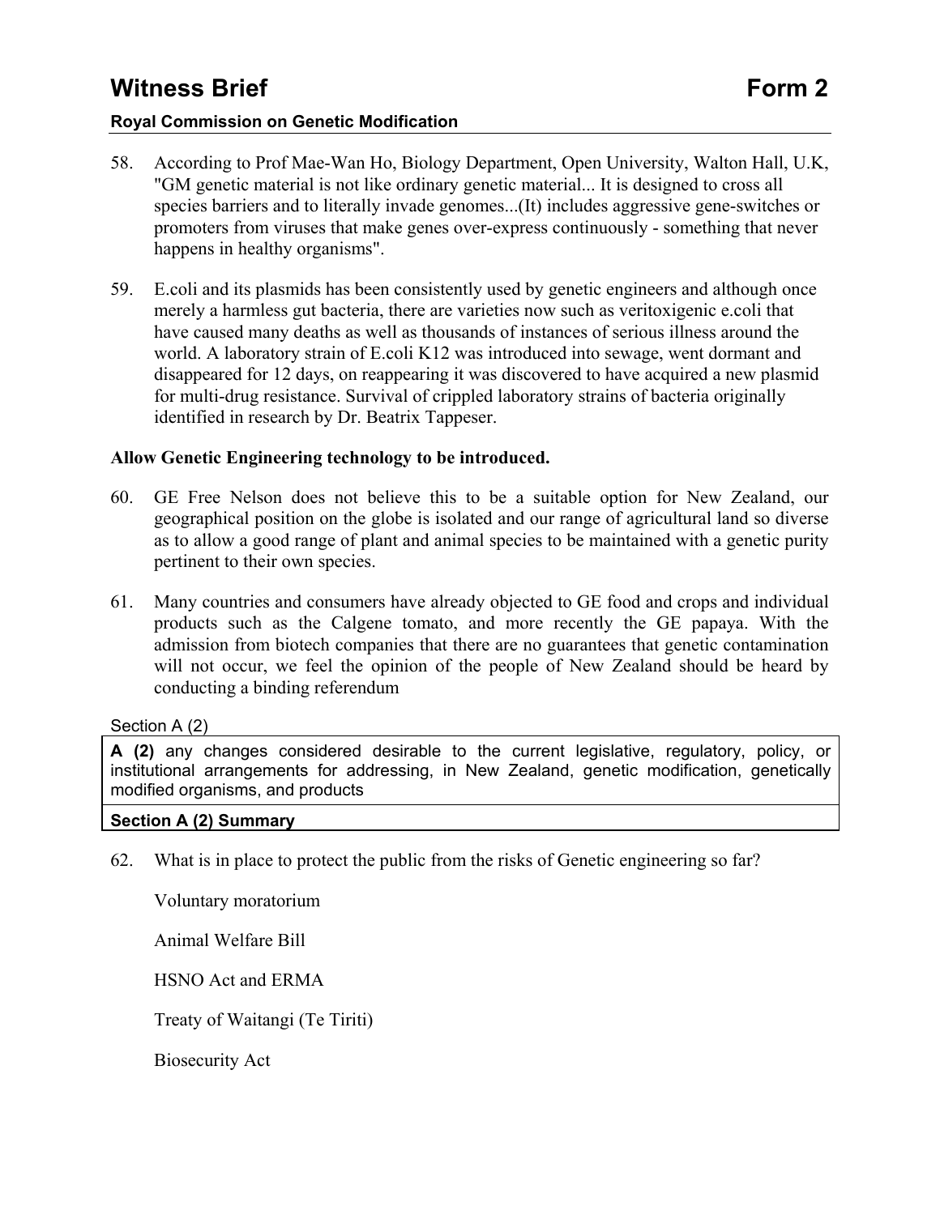58. According to Prof Mae-Wan Ho, Biology Department, Open University, Walton Hall, U.K, "GM genetic material is not like ordinary genetic material... It is designed to cross all species barriers and to literally invade genomes...(It) includes aggressive gene-switches or promoters from viruses that make genes over-express continuously - something that never happens in healthy organisms".

59. E.coli and its plasmids has been consistently used by genetic engineers and although once merely a harmless gut bacteria, there are varieties now such as veritoxigenic e.coli that have caused many deaths as well as thousands of instances of serious illness around the world. A laboratory strain of E.coli K12 was introduced into sewage, went dormant and disappeared for 12 days, on reappearing it was discovered to have acquired a new plasmid for multi-drug resistance. Survival of crippled laboratory strains of bacteria originally identified in research by Dr. Beatrix Tappeser.

**Allow Genetic Engineering technology to be introduced.**

60. GE Free Nelson does not believe this to be a suitable option for New Zealand, our geographical position on the globe is isolated and our range of agricultural land so diverse as to allow a good range of plant and animal species to be maintained with a genetic purity pertinent to their own species.

61. Many countries and consumers have already objected to GE food and crops and individual products such as the Calgene tomato, and more recently the GE papaya. With the admission from biotech companies that there are no guarantees that genetic contamination will not occur, we feel the opinion of the people of New Zealand should be heard by conducting a binding referendum

Section A (2)

| **A (2)** any changes considered desirable to the current legislative, regulatory, policy, or institutional arrangements for addressing, in New Zealand, genetic modification, genetically modified organisms, and products |
|---|
| **Section A (2) Summary** |

62. What is in place to protect the public from the risks of Genetic engineering so far?

    Voluntary moratorium

    Animal Welfare Bill

    HSNO Act and ERMA

    Treaty of Waitangi (Te Tiriti)

    Biosecurity Act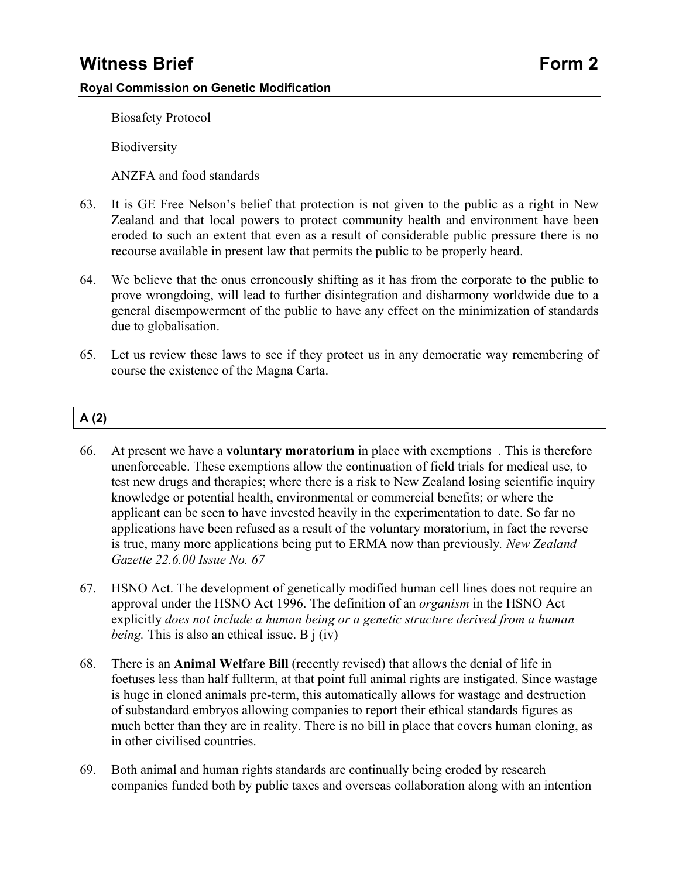Biosafety Protocol

Biodiversity

ANZFA and food standards

63. It is GE Free Nelson's belief that protection is not given to the public as a right in New Zealand and that local powers to protect community health and environment have been eroded to such an extent that even as a result of considerable public pressure there is no recourse available in present law that permits the public to be properly heard.

64. We believe that the onus erroneously shifting as it has from the corporate to the public to prove wrongdoing, will lead to further disintegration and disharmony worldwide due to a general disempowerment of the public to have any effect on the minimization of standards due to globalisation.

65. Let us review these laws to see if they protect us in any democratic way remembering of course the existence of the Magna Carta.

**A (2)**

66. At present we have a **voluntary moratorium** in place with exemptions . This is therefore unenforceable. These exemptions allow the continuation of field trials for medical use, to test new drugs and therapies; where there is a risk to New Zealand losing scientific inquiry knowledge or potential health, environmental or commercial benefits; or where the applicant can be seen to have invested heavily in the experimentation to date. So far no applications have been refused as a result of the voluntary moratorium, in fact the reverse is true, many more applications being put to ERMA now than previously. *New Zealand Gazette 22.6.00 Issue No. 67*

67. HSNO Act. The development of genetically modified human cell lines does not require an approval under the HSNO Act 1996. The definition of an *organism* in the HSNO Act explicitly *does not include a human being or a genetic structure derived from a human being.* This is also an ethical issue. B j (iv)

68. There is an **Animal Welfare Bill** (recently revised) that allows the denial of life in foetuses less than half fullterm, at that point full animal rights are instigated. Since wastage is huge in cloned animals pre-term, this automatically allows for wastage and destruction of substandard embryos allowing companies to report their ethical standards figures as much better than they are in reality. There is no bill in place that covers human cloning, as in other civilised countries.

69. Both animal and human rights standards are continually being eroded by research companies funded both by public taxes and overseas collaboration along with an intention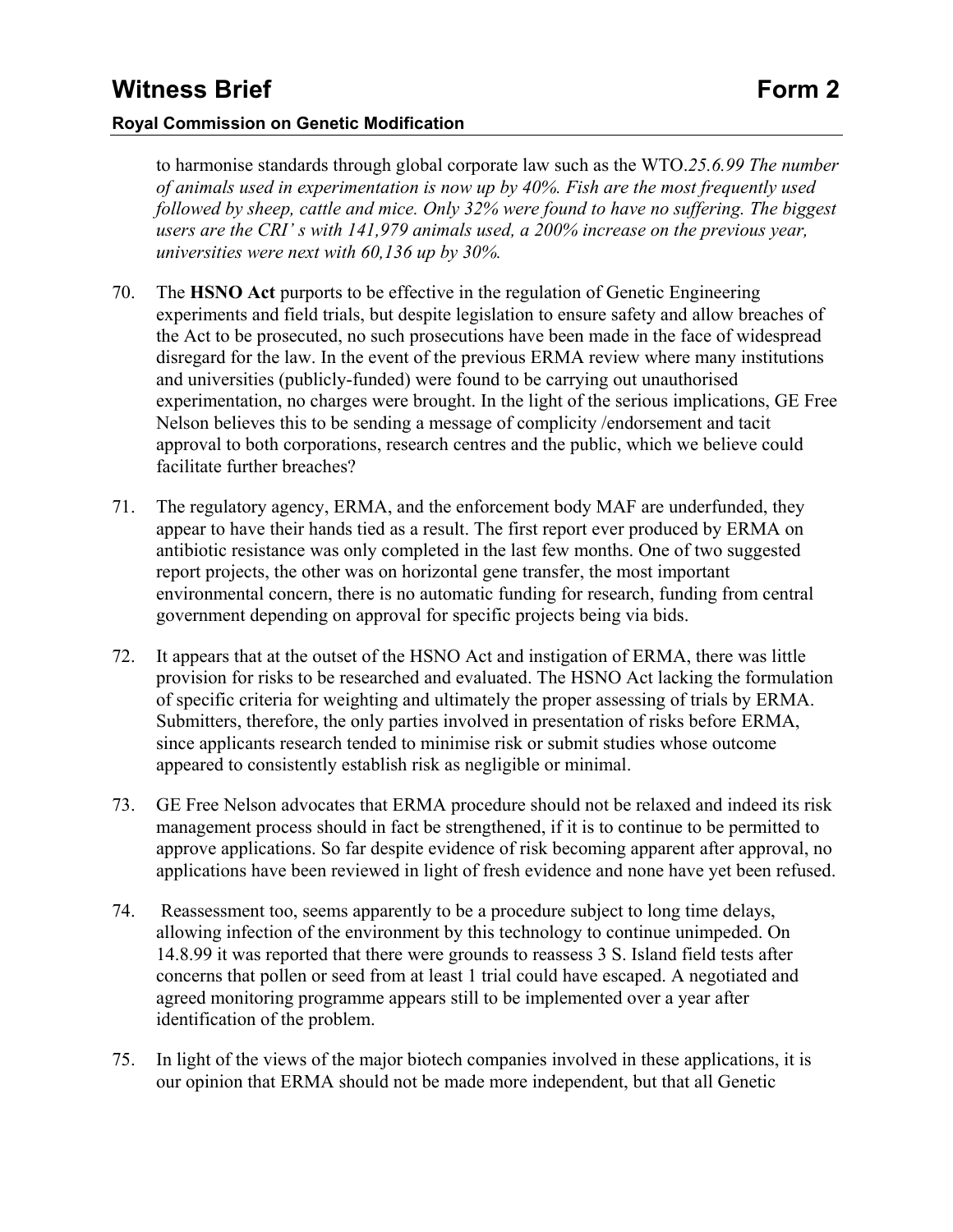to harmonise standards through global corporate law such as the WTO.*25.6.99 The number of animals used in experimentation is now up by 40%. Fish are the most frequently used followed by sheep, cattle and mice. Only 32% were found to have no suffering. The biggest users are the CRI' s with 141,979 animals used, a 200% increase on the previous year, universities were next with 60,136 up by 30%.*

70. The **HSNO Act** purports to be effective in the regulation of Genetic Engineering experiments and field trials, but despite legislation to ensure safety and allow breaches of the Act to be prosecuted, no such prosecutions have been made in the face of widespread disregard for the law. In the event of the previous ERMA review where many institutions and universities (publicly-funded) were found to be carrying out unauthorised experimentation, no charges were brought. In the light of the serious implications, GE Free Nelson believes this to be sending a message of complicity /endorsement and tacit approval to both corporations, research centres and the public, which we believe could facilitate further breaches?

71. The regulatory agency, ERMA, and the enforcement body MAF are underfunded, they appear to have their hands tied as a result. The first report ever produced by ERMA on antibiotic resistance was only completed in the last few months. One of two suggested report projects, the other was on horizontal gene transfer, the most important environmental concern, there is no automatic funding for research, funding from central government depending on approval for specific projects being via bids.

72. It appears that at the outset of the HSNO Act and instigation of ERMA, there was little provision for risks to be researched and evaluated. The HSNO Act lacking the formulation of specific criteria for weighting and ultimately the proper assessing of trials by ERMA. Submitters, therefore, the only parties involved in presentation of risks before ERMA, since applicants research tended to minimise risk or submit studies whose outcome appeared to consistently establish risk as negligible or minimal.

73. GE Free Nelson advocates that ERMA procedure should not be relaxed and indeed its risk management process should in fact be strengthened, if it is to continue to be permitted to approve applications. So far despite evidence of risk becoming apparent after approval, no applications have been reviewed in light of fresh evidence and none have yet been refused.

74. Reassessment too, seems apparently to be a procedure subject to long time delays, allowing infection of the environment by this technology to continue unimpeded. On 14.8.99 it was reported that there were grounds to reassess 3 S. Island field tests after concerns that pollen or seed from at least 1 trial could have escaped. A negotiated and agreed monitoring programme appears still to be implemented over a year after identification of the problem.

75. In light of the views of the major biotech companies involved in these applications, it is our opinion that ERMA should not be made more independent, but that all Genetic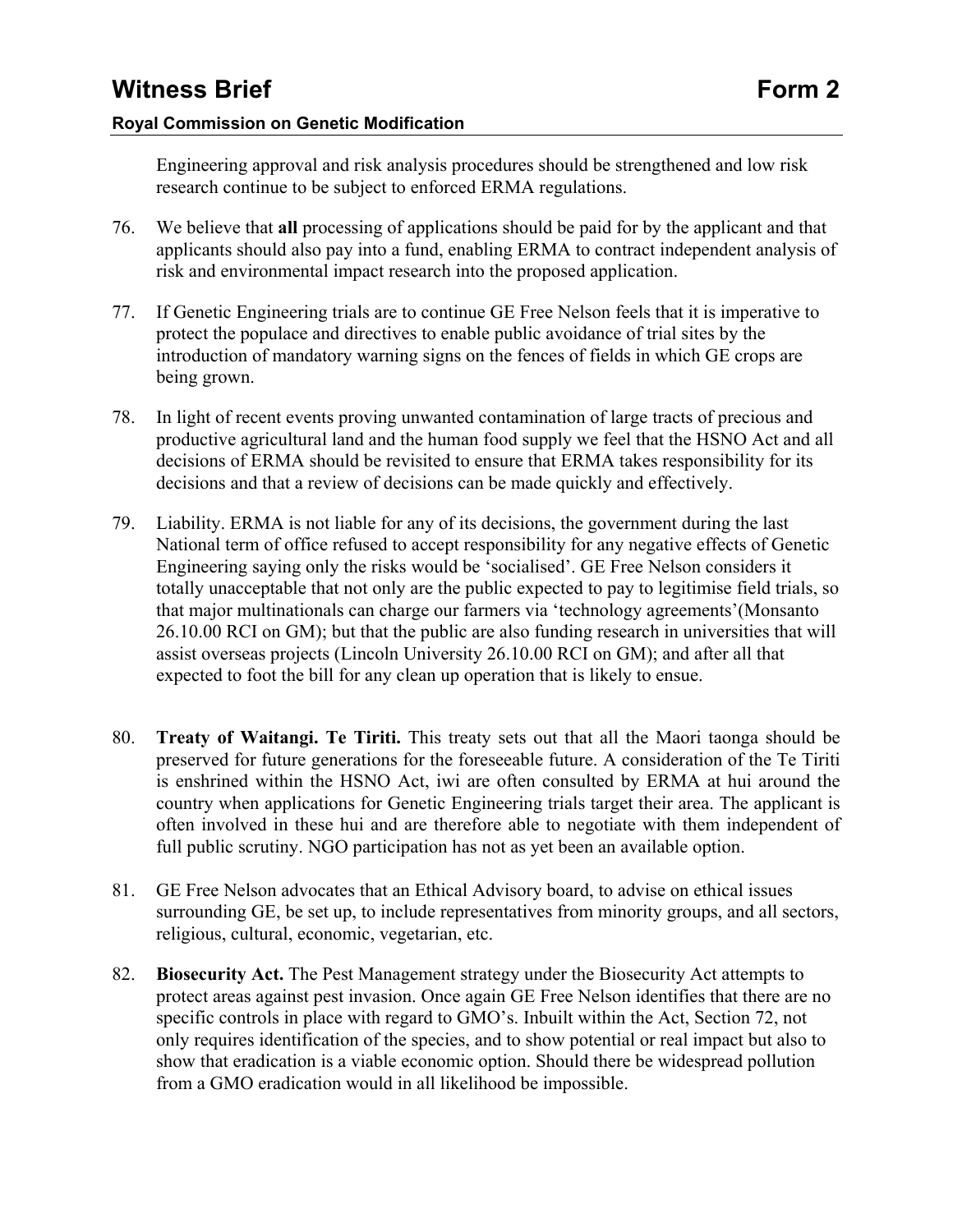Engineering approval and risk analysis procedures should be strengthened and low risk research continue to be subject to enforced ERMA regulations.

76. We believe that **all** processing of applications should be paid for by the applicant and that applicants should also pay into a fund, enabling ERMA to contract independent analysis of risk and environmental impact research into the proposed application.

77. If Genetic Engineering trials are to continue GE Free Nelson feels that it is imperative to protect the populace and directives to enable public avoidance of trial sites by the introduction of mandatory warning signs on the fences of fields in which GE crops are being grown.

78. In light of recent events proving unwanted contamination of large tracts of precious and productive agricultural land and the human food supply we feel that the HSNO Act and all decisions of ERMA should be revisited to ensure that ERMA takes responsibility for its decisions and that a review of decisions can be made quickly and effectively.

79. Liability. ERMA is not liable for any of its decisions, the government during the last National term of office refused to accept responsibility for any negative effects of Genetic Engineering saying only the risks would be 'socialised'. GE Free Nelson considers it totally unacceptable that not only are the public expected to pay to legitimise field trials, so that major multinationals can charge our farmers via 'technology agreements'(Monsanto 26.10.00 RCI on GM); but that the public are also funding research in universities that will assist overseas projects (Lincoln University 26.10.00 RCI on GM); and after all that expected to foot the bill for any clean up operation that is likely to ensue.

80. **Treaty of Waitangi. Te Tiriti.** This treaty sets out that all the Maori taonga should be preserved for future generations for the foreseeable future. A consideration of the Te Tiriti is enshrined within the HSNO Act, iwi are often consulted by ERMA at hui around the country when applications for Genetic Engineering trials target their area. The applicant is often involved in these hui and are therefore able to negotiate with them independent of full public scrutiny. NGO participation has not as yet been an available option.

81. GE Free Nelson advocates that an Ethical Advisory board, to advise on ethical issues surrounding GE, be set up, to include representatives from minority groups, and all sectors, religious, cultural, economic, vegetarian, etc.

82. **Biosecurity Act.** The Pest Management strategy under the Biosecurity Act attempts to protect areas against pest invasion. Once again GE Free Nelson identifies that there are no specific controls in place with regard to GMO's. Inbuilt within the Act, Section 72, not only requires identification of the species, and to show potential or real impact but also to show that eradication is a viable economic option. Should there be widespread pollution from a GMO eradication would in all likelihood be impossible.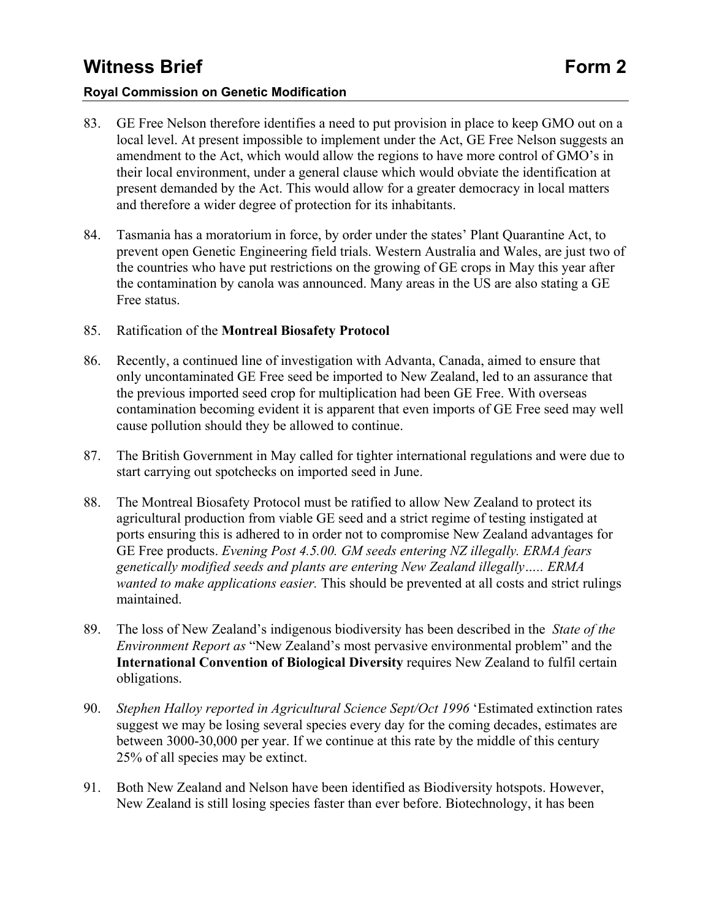83. GE Free Nelson therefore identifies a need to put provision in place to keep GMO out on a local level. At present impossible to implement under the Act, GE Free Nelson suggests an amendment to the Act, which would allow the regions to have more control of GMO's in their local environment, under a general clause which would obviate the identification at present demanded by the Act. This would allow for a greater democracy in local matters and therefore a wider degree of protection for its inhabitants.

84. Tasmania has a moratorium in force, by order under the states' Plant Quarantine Act, to prevent open Genetic Engineering field trials. Western Australia and Wales, are just two of the countries who have put restrictions on the growing of GE crops in May this year after the contamination by canola was announced. Many areas in the US are also stating a GE Free status.

85. Ratification of the **Montreal Biosafety Protocol**

86. Recently, a continued line of investigation with Advanta, Canada, aimed to ensure that only uncontaminated GE Free seed be imported to New Zealand, led to an assurance that the previous imported seed crop for multiplication had been GE Free. With overseas contamination becoming evident it is apparent that even imports of GE Free seed may well cause pollution should they be allowed to continue.

87. The British Government in May called for tighter international regulations and were due to start carrying out spotchecks on imported seed in June.

88. The Montreal Biosafety Protocol must be ratified to allow New Zealand to protect its agricultural production from viable GE seed and a strict regime of testing instigated at ports ensuring this is adhered to in order not to compromise New Zealand advantages for GE Free products. *Evening Post 4.5.00. GM seeds entering NZ illegally. ERMA fears genetically modified seeds and plants are entering New Zealand illegally….. ERMA wanted to make applications easier.* This should be prevented at all costs and strict rulings maintained.

89. The loss of New Zealand's indigenous biodiversity has been described in the *State of the Environment Report as* "New Zealand's most pervasive environmental problem" and the **International Convention of Biological Diversity** requires New Zealand to fulfil certain obligations.

90. *Stephen Halloy reported in Agricultural Science Sept/Oct 1996* 'Estimated extinction rates suggest we may be losing several species every day for the coming decades, estimates are between 3000-30,000 per year. If we continue at this rate by the middle of this century 25% of all species may be extinct.

91. Both New Zealand and Nelson have been identified as Biodiversity hotspots. However, New Zealand is still losing species faster than ever before. Biotechnology, it has been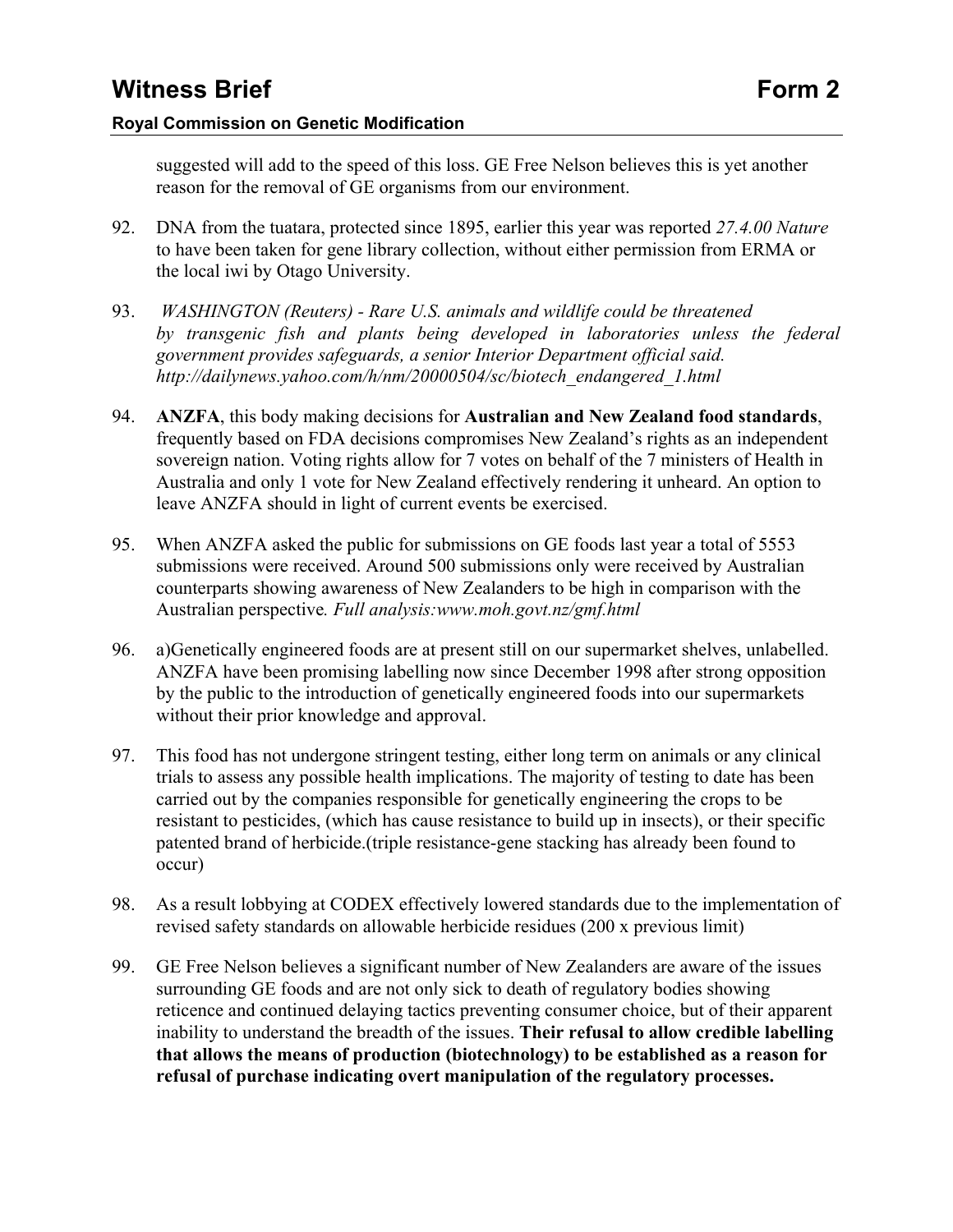suggested will add to the speed of this loss. GE Free Nelson believes this is yet another reason for the removal of GE organisms from our environment.

92. DNA from the tuatara, protected since 1895, earlier this year was reported *27.4.00 Nature* to have been taken for gene library collection, without either permission from ERMA or the local iwi by Otago University.

93. *WASHINGTON (Reuters) - Rare U.S. animals and wildlife could be threatened by transgenic fish and plants being developed in laboratories unless the federal government provides safeguards, a senior Interior Department official said. http://dailynews.yahoo.com/h/nm/20000504/sc/biotech_endangered_1.html*

94. **ANZFA**, this body making decisions for **Australian and New Zealand food standards**, frequently based on FDA decisions compromises New Zealand's rights as an independent sovereign nation. Voting rights allow for 7 votes on behalf of the 7 ministers of Health in Australia and only 1 vote for New Zealand effectively rendering it unheard. An option to leave ANZFA should in light of current events be exercised.

95. When ANZFA asked the public for submissions on GE foods last year a total of 5553 submissions were received. Around 500 submissions only were received by Australian counterparts showing awareness of New Zealanders to be high in comparison with the Australian perspective*. Full analysis:www.moh.govt.nz/gmf.html*

96. a)Genetically engineered foods are at present still on our supermarket shelves, unlabelled. ANZFA have been promising labelling now since December 1998 after strong opposition by the public to the introduction of genetically engineered foods into our supermarkets without their prior knowledge and approval.

97. This food has not undergone stringent testing, either long term on animals or any clinical trials to assess any possible health implications. The majority of testing to date has been carried out by the companies responsible for genetically engineering the crops to be resistant to pesticides, (which has cause resistance to build up in insects), or their specific patented brand of herbicide.(triple resistance-gene stacking has already been found to occur)

98. As a result lobbying at CODEX effectively lowered standards due to the implementation of revised safety standards on allowable herbicide residues (200 x previous limit)

99. GE Free Nelson believes a significant number of New Zealanders are aware of the issues surrounding GE foods and are not only sick to death of regulatory bodies showing reticence and continued delaying tactics preventing consumer choice, but of their apparent inability to understand the breadth of the issues. **Their refusal to allow credible labelling that allows the means of production (biotechnology) to be established as a reason for refusal of purchase indicating overt manipulation of the regulatory processes.**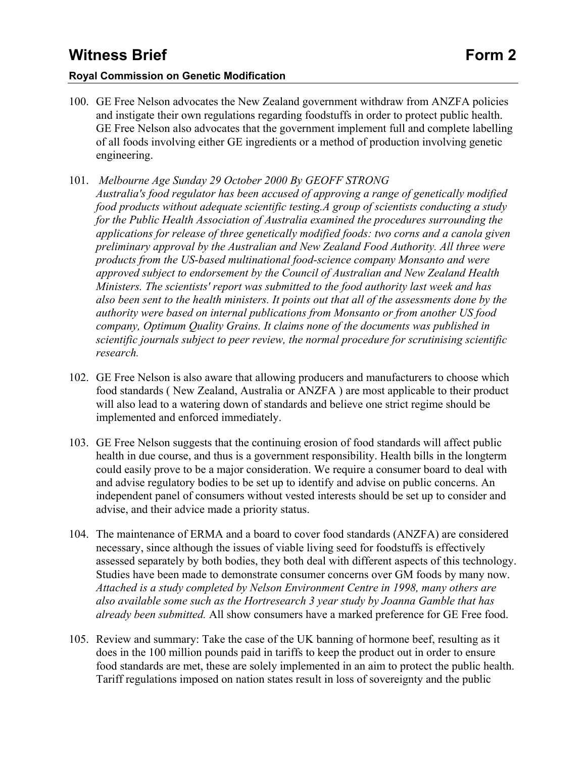100. GE Free Nelson advocates the New Zealand government withdraw from ANZFA policies and instigate their own regulations regarding foodstuffs in order to protect public health. GE Free Nelson also advocates that the government implement full and complete labelling of all foods involving either GE ingredients or a method of production involving genetic engineering.

101. *Melbourne Age Sunday 29 October 2000 By GEOFF STRONG*
*Australia's food regulator has been accused of approving a range of genetically modified food products without adequate scientific testing.A group of scientists conducting a study for the Public Health Association of Australia examined the procedures surrounding the applications for release of three genetically modified foods: two corns and a canola given preliminary approval by the Australian and New Zealand Food Authority. All three were products from the US-based multinational food-science company Monsanto and were approved subject to endorsement by the Council of Australian and New Zealand Health Ministers. The scientists' report was submitted to the food authority last week and has also been sent to the health ministers. It points out that all of the assessments done by the authority were based on internal publications from Monsanto or from another US food company, Optimum Quality Grains. It claims none of the documents was published in scientific journals subject to peer review, the normal procedure for scrutinising scientific research.*

102. GE Free Nelson is also aware that allowing producers and manufacturers to choose which food standards ( New Zealand, Australia or ANZFA ) are most applicable to their product will also lead to a watering down of standards and believe one strict regime should be implemented and enforced immediately.

103. GE Free Nelson suggests that the continuing erosion of food standards will affect public health in due course, and thus is a government responsibility. Health bills in the longterm could easily prove to be a major consideration. We require a consumer board to deal with and advise regulatory bodies to be set up to identify and advise on public concerns. An independent panel of consumers without vested interests should be set up to consider and advise, and their advice made a priority status.

104. The maintenance of ERMA and a board to cover food standards (ANZFA) are considered necessary, since although the issues of viable living seed for foodstuffs is effectively assessed separately by both bodies, they both deal with different aspects of this technology. Studies have been made to demonstrate consumer concerns over GM foods by many now. *Attached is a study completed by Nelson Environment Centre in 1998, many others are also available some such as the Hortresearch 3 year study by Joanna Gamble that has already been submitted.* All show consumers have a marked preference for GE Free food.

105. Review and summary: Take the case of the UK banning of hormone beef, resulting as it does in the 100 million pounds paid in tariffs to keep the product out in order to ensure food standards are met, these are solely implemented in an aim to protect the public health. Tariff regulations imposed on nation states result in loss of sovereignty and the public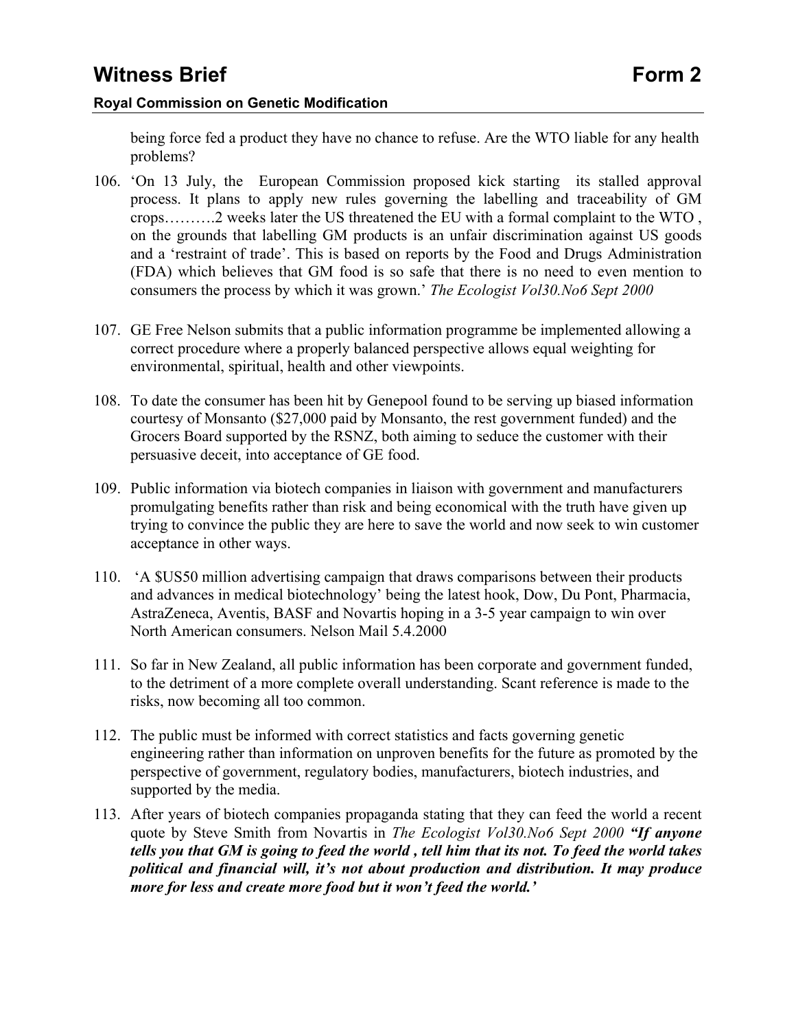being force fed a product they have no chance to refuse. Are the WTO liable for any health problems?

106. 'On 13 July, the European Commission proposed kick starting its stalled approval process. It plans to apply new rules governing the labelling and traceability of GM crops……….2 weeks later the US threatened the EU with a formal complaint to the WTO , on the grounds that labelling GM products is an unfair discrimination against US goods and a 'restraint of trade'. This is based on reports by the Food and Drugs Administration (FDA) which believes that GM food is so safe that there is no need to even mention to consumers the process by which it was grown.' *The Ecologist Vol30.No6 Sept 2000*

107. GE Free Nelson submits that a public information programme be implemented allowing a correct procedure where a properly balanced perspective allows equal weighting for environmental, spiritual, health and other viewpoints.

108. To date the consumer has been hit by Genepool found to be serving up biased information courtesy of Monsanto ($27,000 paid by Monsanto, the rest government funded) and the Grocers Board supported by the RSNZ, both aiming to seduce the customer with their persuasive deceit, into acceptance of GE food.

109. Public information via biotech companies in liaison with government and manufacturers promulgating benefits rather than risk and being economical with the truth have given up trying to convince the public they are here to save the world and now seek to win customer acceptance in other ways.

110. 'A $US50 million advertising campaign that draws comparisons between their products and advances in medical biotechnology' being the latest hook, Dow, Du Pont, Pharmacia, AstraZeneca, Aventis, BASF and Novartis hoping in a 3-5 year campaign to win over North American consumers. Nelson Mail 5.4.2000

111. So far in New Zealand, all public information has been corporate and government funded, to the detriment of a more complete overall understanding. Scant reference is made to the risks, now becoming all too common.

112. The public must be informed with correct statistics and facts governing genetic engineering rather than information on unproven benefits for the future as promoted by the perspective of government, regulatory bodies, manufacturers, biotech industries, and supported by the media.

113. After years of biotech companies propaganda stating that they can feed the world a recent quote by Steve Smith from Novartis in *The Ecologist Vol30.No6 Sept 2000* ***"If anyone tells you that GM is going to feed the world , tell him that its not. To feed the world takes political and financial will, it's not about production and distribution. It may produce more for less and create more food but it won't feed the world.'***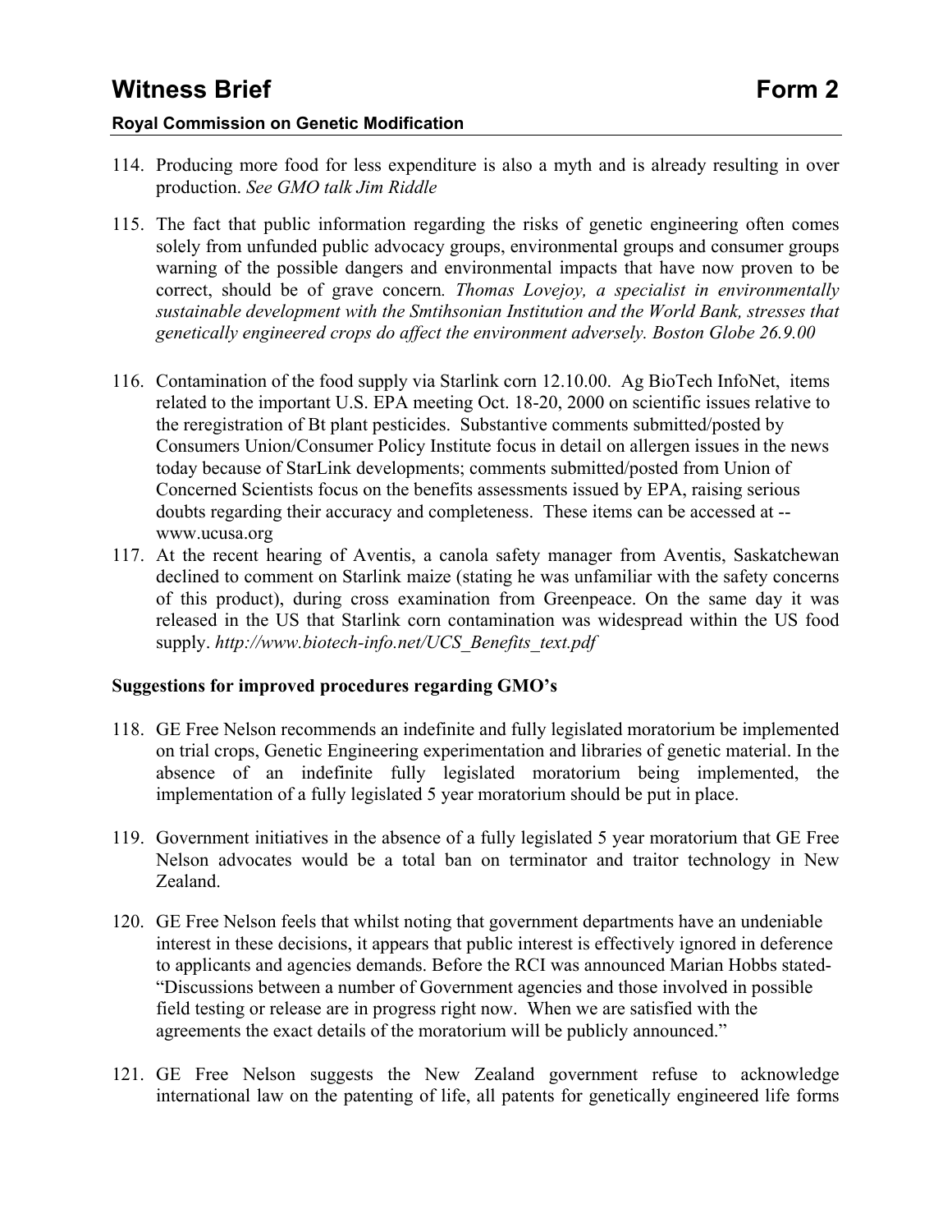114. Producing more food for less expenditure is also a myth and is already resulting in over production. *See GMO talk Jim Riddle*

115. The fact that public information regarding the risks of genetic engineering often comes solely from unfunded public advocacy groups, environmental groups and consumer groups warning of the possible dangers and environmental impacts that have now proven to be correct, should be of grave concern*. Thomas Lovejoy, a specialist in environmentally sustainable development with the Smtihsonian Institution and the World Bank, stresses that genetically engineered crops do affect the environment adversely. Boston Globe 26.9.00*

116. Contamination of the food supply via Starlink corn 12.10.00. Ag BioTech InfoNet, items related to the important U.S. EPA meeting Oct. 18-20, 2000 on scientific issues relative to the reregistration of Bt plant pesticides. Substantive comments submitted/posted by Consumers Union/Consumer Policy Institute focus in detail on allergen issues in the news today because of StarLink developments; comments submitted/posted from Union of Concerned Scientists focus on the benefits assessments issued by EPA, raising serious doubts regarding their accuracy and completeness. These items can be accessed at -- www.ucusa.org

117. At the recent hearing of Aventis, a canola safety manager from Aventis, Saskatchewan declined to comment on Starlink maize (stating he was unfamiliar with the safety concerns of this product), during cross examination from Greenpeace. On the same day it was released in the US that Starlink corn contamination was widespread within the US food supply. *http://www.biotech-info.net/UCS_Benefits_text.pdf*

**Suggestions for improved procedures regarding GMO's**

118. GE Free Nelson recommends an indefinite and fully legislated moratorium be implemented on trial crops, Genetic Engineering experimentation and libraries of genetic material. In the absence of an indefinite fully legislated moratorium being implemented, the implementation of a fully legislated 5 year moratorium should be put in place.

119. Government initiatives in the absence of a fully legislated 5 year moratorium that GE Free Nelson advocates would be a total ban on terminator and traitor technology in New Zealand.

120. GE Free Nelson feels that whilst noting that government departments have an undeniable interest in these decisions, it appears that public interest is effectively ignored in deference to applicants and agencies demands. Before the RCI was announced Marian Hobbs stated- "Discussions between a number of Government agencies and those involved in possible field testing or release are in progress right now. When we are satisfied with the agreements the exact details of the moratorium will be publicly announced."

121. GE Free Nelson suggests the New Zealand government refuse to acknowledge international law on the patenting of life, all patents for genetically engineered life forms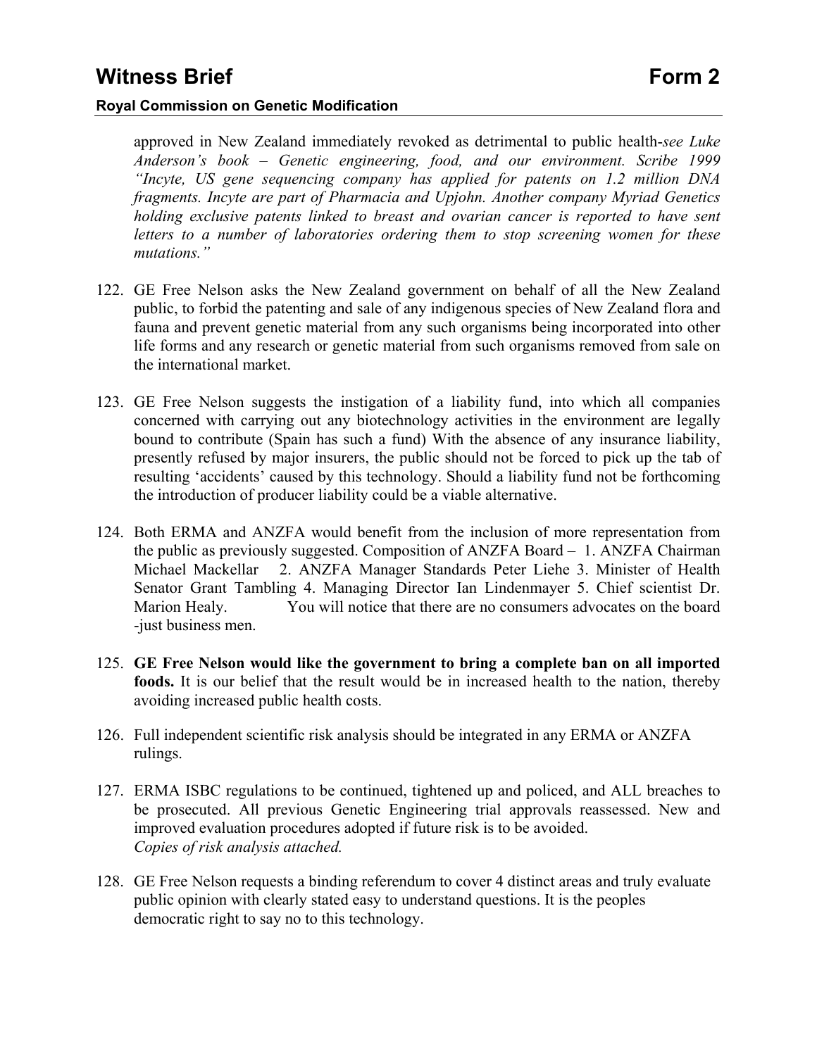approved in New Zealand immediately revoked as detrimental to public health-*see Luke Anderson's book – Genetic engineering, food, and our environment. Scribe 1999 "Incyte, US gene sequencing company has applied for patents on 1.2 million DNA fragments. Incyte are part of Pharmacia and Upjohn. Another company Myriad Genetics holding exclusive patents linked to breast and ovarian cancer is reported to have sent letters to a number of laboratories ordering them to stop screening women for these mutations."*

122. GE Free Nelson asks the New Zealand government on behalf of all the New Zealand public, to forbid the patenting and sale of any indigenous species of New Zealand flora and fauna and prevent genetic material from any such organisms being incorporated into other life forms and any research or genetic material from such organisms removed from sale on the international market.

123. GE Free Nelson suggests the instigation of a liability fund, into which all companies concerned with carrying out any biotechnology activities in the environment are legally bound to contribute (Spain has such a fund) With the absence of any insurance liability, presently refused by major insurers, the public should not be forced to pick up the tab of resulting 'accidents' caused by this technology. Should a liability fund not be forthcoming the introduction of producer liability could be a viable alternative.

124. Both ERMA and ANZFA would benefit from the inclusion of more representation from the public as previously suggested. Composition of ANZFA Board – 1. ANZFA Chairman Michael Mackellar 2. ANZFA Manager Standards Peter Liehe 3. Minister of Health Senator Grant Tambling 4. Managing Director Ian Lindenmayer 5. Chief scientist Dr. Marion Healy. You will notice that there are no consumers advocates on the board -just business men.

125. **GE Free Nelson would like the government to bring a complete ban on all imported foods.** It is our belief that the result would be in increased health to the nation, thereby avoiding increased public health costs.

126. Full independent scientific risk analysis should be integrated in any ERMA or ANZFA rulings.

127. ERMA ISBC regulations to be continued, tightened up and policed, and ALL breaches to be prosecuted. All previous Genetic Engineering trial approvals reassessed. New and improved evaluation procedures adopted if future risk is to be avoided.
*Copies of risk analysis attached.*

128. GE Free Nelson requests a binding referendum to cover 4 distinct areas and truly evaluate public opinion with clearly stated easy to understand questions. It is the peoples democratic right to say no to this technology.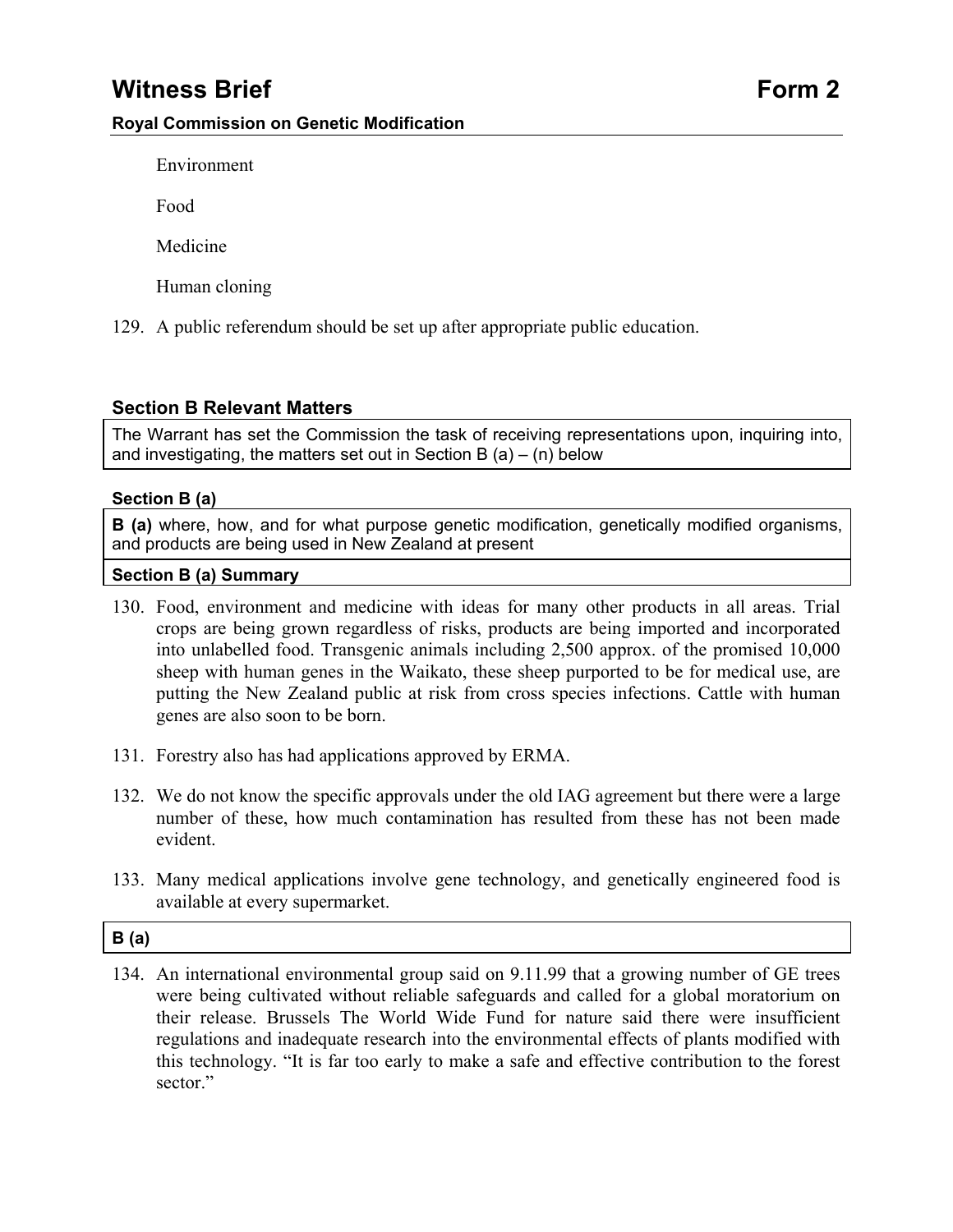Environment

Food

Medicine

Human cloning

129. A public referendum should be set up after appropriate public education.

### Section B Relevant Matters

The Warrant has set the Commission the task of receiving representations upon, inquiring into, and investigating, the matters set out in Section B (a) – (n) below

#### Section B (a)

**B (a)** where, how, and for what purpose genetic modification, genetically modified organisms, and products are being used in New Zealand at present

#### Section B (a) Summary

130. Food, environment and medicine with ideas for many other products in all areas. Trial crops are being grown regardless of risks, products are being imported and incorporated into unlabelled food. Transgenic animals including 2,500 approx. of the promised 10,000 sheep with human genes in the Waikato, these sheep purported to be for medical use, are putting the New Zealand public at risk from cross species infections. Cattle with human genes are also soon to be born.

131. Forestry also has had applications approved by ERMA.

132. We do not know the specific approvals under the old IAG agreement but there were a large number of these, how much contamination has resulted from these has not been made evident.

133. Many medical applications involve gene technology, and genetically engineered food is available at every supermarket.

#### B (a)

134. An international environmental group said on 9.11.99 that a growing number of GE trees were being cultivated without reliable safeguards and called for a global moratorium on their release. Brussels The World Wide Fund for nature said there were insufficient regulations and inadequate research into the environmental effects of plants modified with this technology. "It is far too early to make a safe and effective contribution to the forest sector."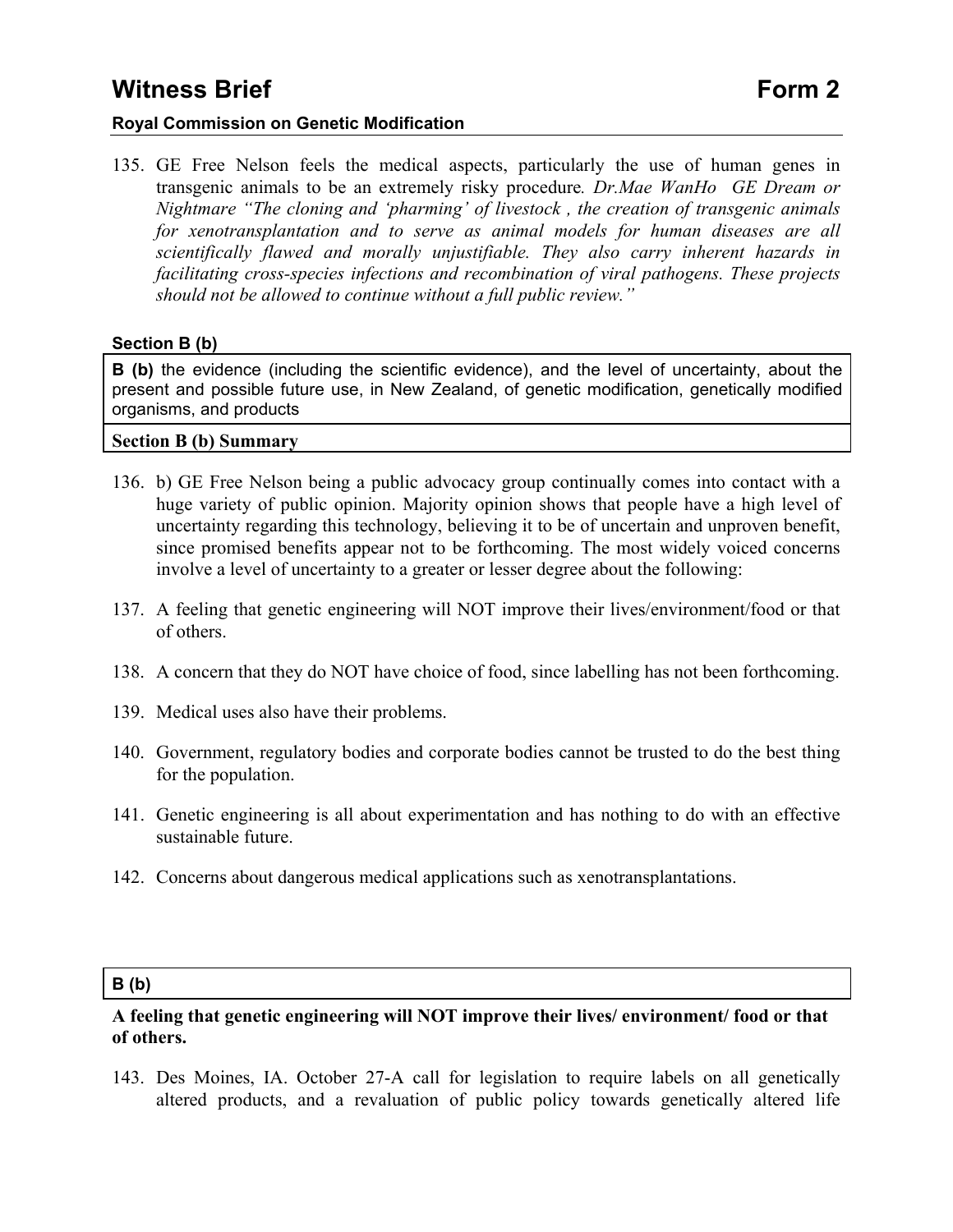135. GE Free Nelson feels the medical aspects, particularly the use of human genes in transgenic animals to be an extremely risky procedure*. Dr.Mae WanHo GE Dream or Nightmare "The cloning and 'pharming' of livestock , the creation of transgenic animals for xenotransplantation and to serve as animal models for human diseases are all scientifically flawed and morally unjustifiable. They also carry inherent hazards in facilitating cross-species infections and recombination of viral pathogens. These projects should not be allowed to continue without a full public review."*

#### Section B (b)

**B (b)** the evidence (including the scientific evidence), and the level of uncertainty, about the present and possible future use, in New Zealand, of genetic modification, genetically modified organisms, and products

**Section B (b) Summary**

136. b) GE Free Nelson being a public advocacy group continually comes into contact with a huge variety of public opinion. Majority opinion shows that people have a high level of uncertainty regarding this technology, believing it to be of uncertain and unproven benefit, since promised benefits appear not to be forthcoming. The most widely voiced concerns involve a level of uncertainty to a greater or lesser degree about the following:

137. A feeling that genetic engineering will NOT improve their lives/environment/food or that of others.

138. A concern that they do NOT have choice of food, since labelling has not been forthcoming.

139. Medical uses also have their problems.

140. Government, regulatory bodies and corporate bodies cannot be trusted to do the best thing for the population.

141. Genetic engineering is all about experimentation and has nothing to do with an effective sustainable future.

142. Concerns about dangerous medical applications such as xenotransplantations.

**B (b)**

**A feeling that genetic engineering will NOT improve their lives/ environment/ food or that of others.**

143. Des Moines, IA. October 27-A call for legislation to require labels on all genetically altered products, and a revaluation of public policy towards genetically altered life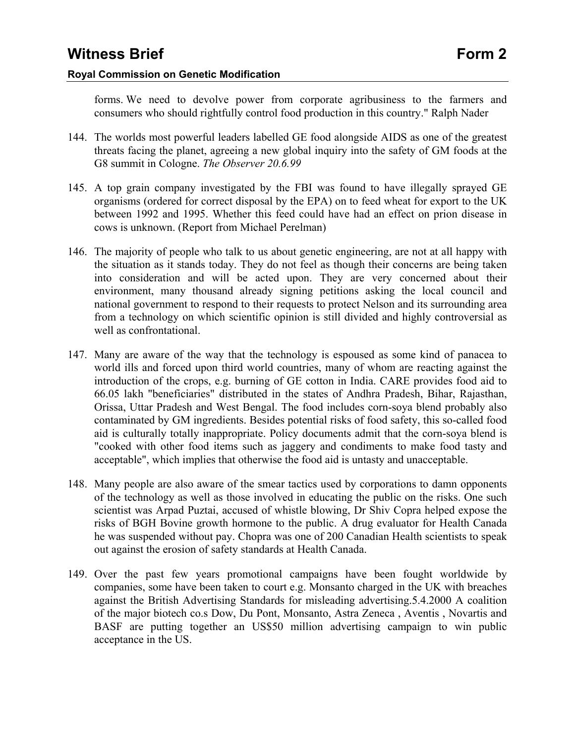forms. We need to devolve power from corporate agribusiness to the farmers and consumers who should rightfully control food production in this country." Ralph Nader

144. The worlds most powerful leaders labelled GE food alongside AIDS as one of the greatest threats facing the planet, agreeing a new global inquiry into the safety of GM foods at the G8 summit in Cologne. *The Observer 20.6.99*

145. A top grain company investigated by the FBI was found to have illegally sprayed GE organisms (ordered for correct disposal by the EPA) on to feed wheat for export to the UK between 1992 and 1995. Whether this feed could have had an effect on prion disease in cows is unknown. (Report from Michael Perelman)

146. The majority of people who talk to us about genetic engineering, are not at all happy with the situation as it stands today. They do not feel as though their concerns are being taken into consideration and will be acted upon. They are very concerned about their environment, many thousand already signing petitions asking the local council and national government to respond to their requests to protect Nelson and its surrounding area from a technology on which scientific opinion is still divided and highly controversial as well as confrontational.

147. Many are aware of the way that the technology is espoused as some kind of panacea to world ills and forced upon third world countries, many of whom are reacting against the introduction of the crops, e.g. burning of GE cotton in India. CARE provides food aid to 66.05 lakh "beneficiaries" distributed in the states of Andhra Pradesh, Bihar, Rajasthan, Orissa, Uttar Pradesh and West Bengal. The food includes corn-soya blend probably also contaminated by GM ingredients. Besides potential risks of food safety, this so-called food aid is culturally totally inappropriate. Policy documents admit that the corn-soya blend is "cooked with other food items such as jaggery and condiments to make food tasty and acceptable", which implies that otherwise the food aid is untasty and unacceptable.

148. Many people are also aware of the smear tactics used by corporations to damn opponents of the technology as well as those involved in educating the public on the risks. One such scientist was Arpad Puztai, accused of whistle blowing, Dr Shiv Copra helped expose the risks of BGH Bovine growth hormone to the public. A drug evaluator for Health Canada he was suspended without pay. Chopra was one of 200 Canadian Health scientists to speak out against the erosion of safety standards at Health Canada.

149. Over the past few years promotional campaigns have been fought worldwide by companies, some have been taken to court e.g. Monsanto charged in the UK with breaches against the British Advertising Standards for misleading advertising.5.4.2000 A coalition of the major biotech co.s Dow, Du Pont, Monsanto, Astra Zeneca , Aventis , Novartis and BASF are putting together an US$50 million advertising campaign to win public acceptance in the US.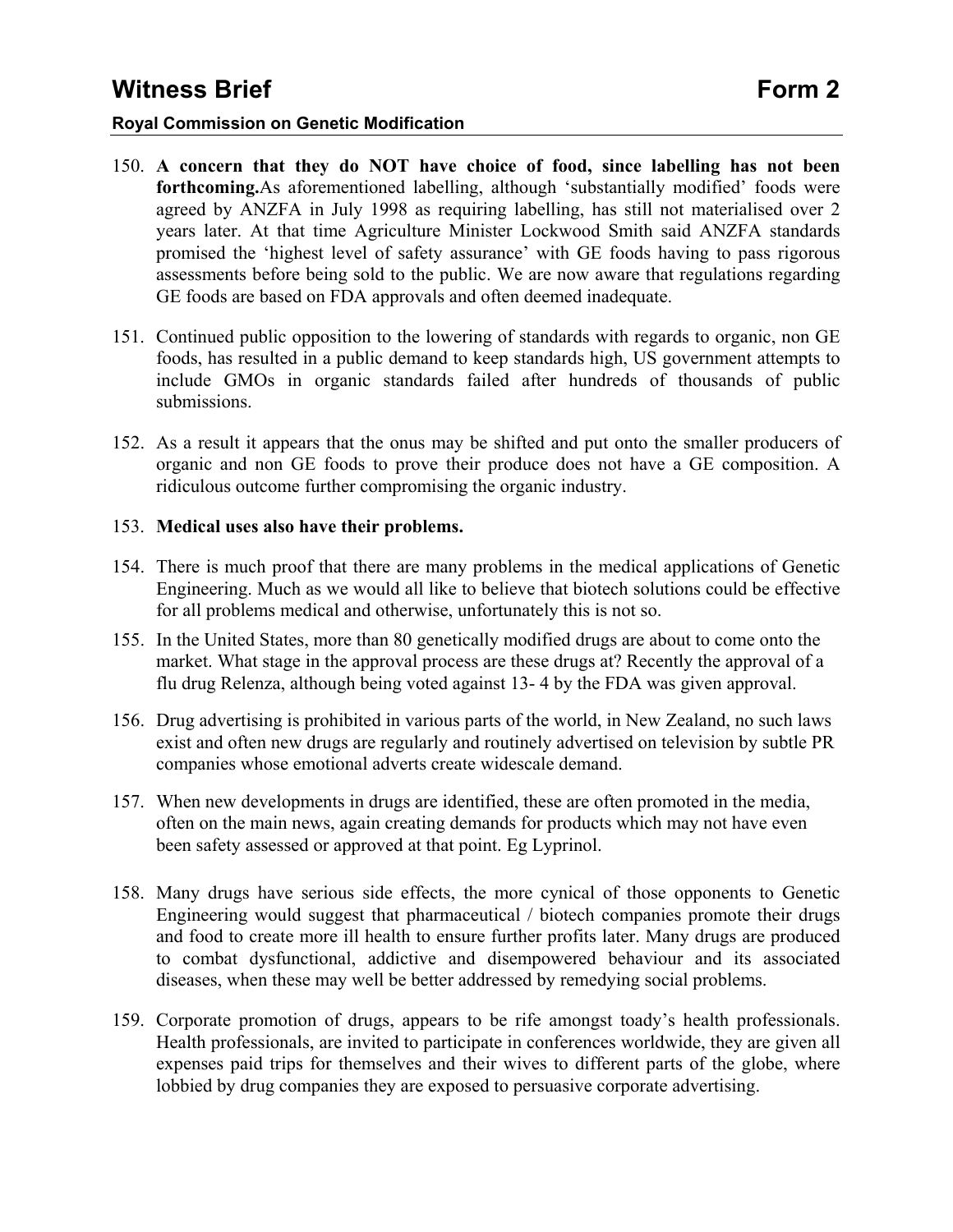150. **A concern that they do NOT have choice of food, since labelling has not been forthcoming.**As aforementioned labelling, although 'substantially modified' foods were agreed by ANZFA in July 1998 as requiring labelling, has still not materialised over 2 years later. At that time Agriculture Minister Lockwood Smith said ANZFA standards promised the 'highest level of safety assurance' with GE foods having to pass rigorous assessments before being sold to the public. We are now aware that regulations regarding GE foods are based on FDA approvals and often deemed inadequate.

151. Continued public opposition to the lowering of standards with regards to organic, non GE foods, has resulted in a public demand to keep standards high, US government attempts to include GMOs in organic standards failed after hundreds of thousands of public submissions.

152. As a result it appears that the onus may be shifted and put onto the smaller producers of organic and non GE foods to prove their produce does not have a GE composition. A ridiculous outcome further compromising the organic industry.

153. **Medical uses also have their problems.**

154. There is much proof that there are many problems in the medical applications of Genetic Engineering. Much as we would all like to believe that biotech solutions could be effective for all problems medical and otherwise, unfortunately this is not so.

155. In the United States, more than 80 genetically modified drugs are about to come onto the market. What stage in the approval process are these drugs at? Recently the approval of a flu drug Relenza, although being voted against 13- 4 by the FDA was given approval.

156. Drug advertising is prohibited in various parts of the world, in New Zealand, no such laws exist and often new drugs are regularly and routinely advertised on television by subtle PR companies whose emotional adverts create widescale demand.

157. When new developments in drugs are identified, these are often promoted in the media, often on the main news, again creating demands for products which may not have even been safety assessed or approved at that point. Eg Lyprinol.

158. Many drugs have serious side effects, the more cynical of those opponents to Genetic Engineering would suggest that pharmaceutical / biotech companies promote their drugs and food to create more ill health to ensure further profits later. Many drugs are produced to combat dysfunctional, addictive and disempowered behaviour and its associated diseases, when these may well be better addressed by remedying social problems.

159. Corporate promotion of drugs, appears to be rife amongst toady's health professionals. Health professionals, are invited to participate in conferences worldwide, they are given all expenses paid trips for themselves and their wives to different parts of the globe, where lobbied by drug companies they are exposed to persuasive corporate advertising.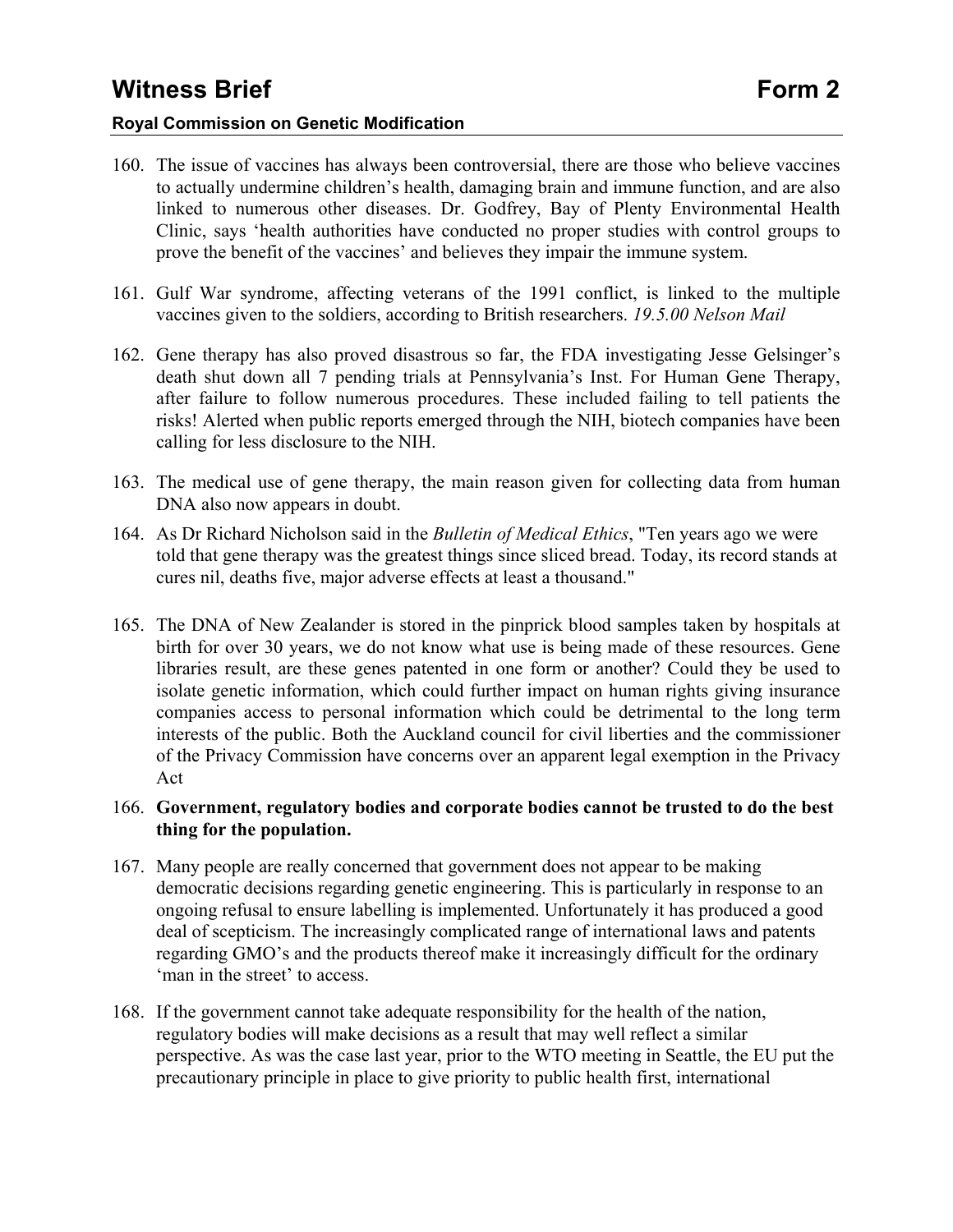160. The issue of vaccines has always been controversial, there are those who believe vaccines to actually undermine children's health, damaging brain and immune function, and are also linked to numerous other diseases. Dr. Godfrey, Bay of Plenty Environmental Health Clinic, says 'health authorities have conducted no proper studies with control groups to prove the benefit of the vaccines' and believes they impair the immune system.

161. Gulf War syndrome, affecting veterans of the 1991 conflict, is linked to the multiple vaccines given to the soldiers, according to British researchers. *19.5.00 Nelson Mail*

162. Gene therapy has also proved disastrous so far, the FDA investigating Jesse Gelsinger's death shut down all 7 pending trials at Pennsylvania's Inst. For Human Gene Therapy, after failure to follow numerous procedures. These included failing to tell patients the risks! Alerted when public reports emerged through the NIH, biotech companies have been calling for less disclosure to the NIH.

163. The medical use of gene therapy, the main reason given for collecting data from human DNA also now appears in doubt.

164. As Dr Richard Nicholson said in the *Bulletin of Medical Ethics*, "Ten years ago we were told that gene therapy was the greatest things since sliced bread. Today, its record stands at cures nil, deaths five, major adverse effects at least a thousand."

165. The DNA of New Zealander is stored in the pinprick blood samples taken by hospitals at birth for over 30 years, we do not know what use is being made of these resources. Gene libraries result, are these genes patented in one form or another? Could they be used to isolate genetic information, which could further impact on human rights giving insurance companies access to personal information which could be detrimental to the long term interests of the public. Both the Auckland council for civil liberties and the commissioner of the Privacy Commission have concerns over an apparent legal exemption in the Privacy Act

166. **Government, regulatory bodies and corporate bodies cannot be trusted to do the best thing for the population.**

167. Many people are really concerned that government does not appear to be making democratic decisions regarding genetic engineering. This is particularly in response to an ongoing refusal to ensure labelling is implemented. Unfortunately it has produced a good deal of scepticism. The increasingly complicated range of international laws and patents regarding GMO's and the products thereof make it increasingly difficult for the ordinary 'man in the street' to access.

168. If the government cannot take adequate responsibility for the health of the nation, regulatory bodies will make decisions as a result that may well reflect a similar perspective. As was the case last year, prior to the WTO meeting in Seattle, the EU put the precautionary principle in place to give priority to public health first, international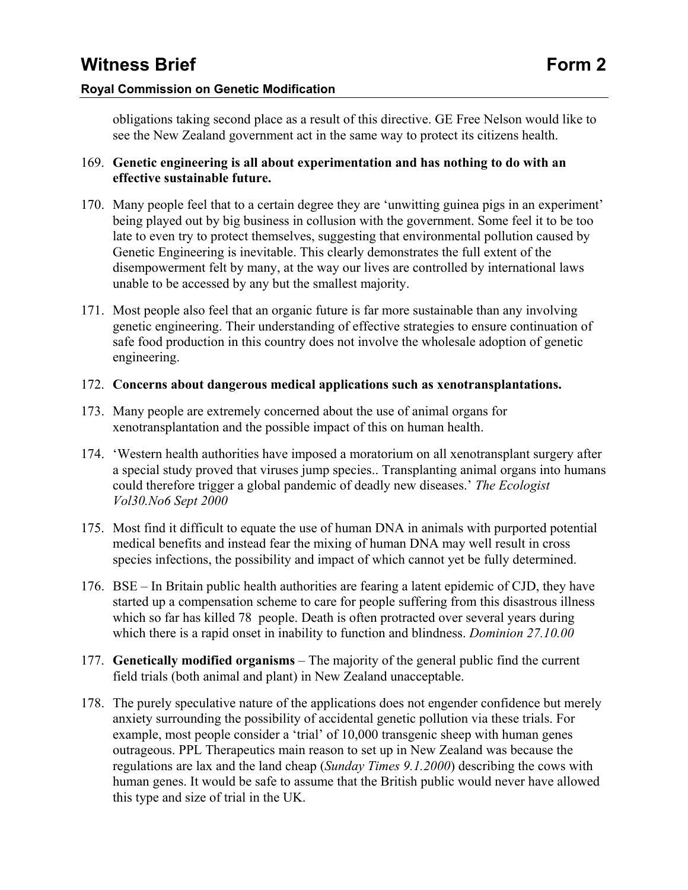obligations taking second place as a result of this directive. GE Free Nelson would like to see the New Zealand government act in the same way to protect its citizens health.

169. **Genetic engineering is all about experimentation and has nothing to do with an effective sustainable future.**

170. Many people feel that to a certain degree they are 'unwitting guinea pigs in an experiment' being played out by big business in collusion with the government. Some feel it to be too late to even try to protect themselves, suggesting that environmental pollution caused by Genetic Engineering is inevitable. This clearly demonstrates the full extent of the disempowerment felt by many, at the way our lives are controlled by international laws unable to be accessed by any but the smallest majority.

171. Most people also feel that an organic future is far more sustainable than any involving genetic engineering. Their understanding of effective strategies to ensure continuation of safe food production in this country does not involve the wholesale adoption of genetic engineering.

172. **Concerns about dangerous medical applications such as xenotransplantations.**

173. Many people are extremely concerned about the use of animal organs for xenotransplantation and the possible impact of this on human health.

174. 'Western health authorities have imposed a moratorium on all xenotransplant surgery after a special study proved that viruses jump species.. Transplanting animal organs into humans could therefore trigger a global pandemic of deadly new diseases.' *The Ecologist Vol30.No6 Sept 2000*

175. Most find it difficult to equate the use of human DNA in animals with purported potential medical benefits and instead fear the mixing of human DNA may well result in cross species infections, the possibility and impact of which cannot yet be fully determined.

176. BSE – In Britain public health authorities are fearing a latent epidemic of CJD, they have started up a compensation scheme to care for people suffering from this disastrous illness which so far has killed 78 people. Death is often protracted over several years during which there is a rapid onset in inability to function and blindness. *Dominion 27.10.00*

177. **Genetically modified organisms** – The majority of the general public find the current field trials (both animal and plant) in New Zealand unacceptable.

178. The purely speculative nature of the applications does not engender confidence but merely anxiety surrounding the possibility of accidental genetic pollution via these trials. For example, most people consider a 'trial' of 10,000 transgenic sheep with human genes outrageous. PPL Therapeutics main reason to set up in New Zealand was because the regulations are lax and the land cheap (*Sunday Times 9.1.2000*) describing the cows with human genes. It would be safe to assume that the British public would never have allowed this type and size of trial in the UK.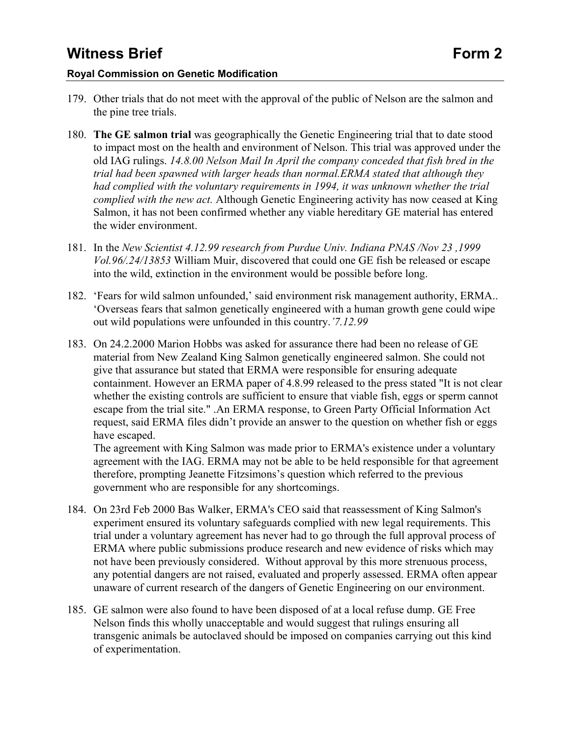179. Other trials that do not meet with the approval of the public of Nelson are the salmon and the pine tree trials.

180. **The GE salmon trial** was geographically the Genetic Engineering trial that to date stood to impact most on the health and environment of Nelson. This trial was approved under the old IAG rulings. *14.8.00 Nelson Mail In April the company conceded that fish bred in the trial had been spawned with larger heads than normal.ERMA stated that although they had complied with the voluntary requirements in 1994, it was unknown whether the trial complied with the new act.* Although Genetic Engineering activity has now ceased at King Salmon, it has not been confirmed whether any viable hereditary GE material has entered the wider environment.

181. In the *New Scientist 4.12.99 research from Purdue Univ. Indiana PNAS /Nov 23 ,1999 Vol.96/.24/13853* William Muir, discovered that could one GE fish be released or escape into the wild, extinction in the environment would be possible before long.

182. 'Fears for wild salmon unfounded,' said environment risk management authority, ERMA.. 'Overseas fears that salmon genetically engineered with a human growth gene could wipe out wild populations were unfounded in this country.*'7.12.99*

183. On 24.2.2000 Marion Hobbs was asked for assurance there had been no release of GE material from New Zealand King Salmon genetically engineered salmon. She could not give that assurance but stated that ERMA were responsible for ensuring adequate containment. However an ERMA paper of 4.8.99 released to the press stated "It is not clear whether the existing controls are sufficient to ensure that viable fish, eggs or sperm cannot escape from the trial site." .An ERMA response, to Green Party Official Information Act request, said ERMA files didn't provide an answer to the question on whether fish or eggs have escaped.
    The agreement with King Salmon was made prior to ERMA's existence under a voluntary agreement with the IAG. ERMA may not be able to be held responsible for that agreement therefore, prompting Jeanette Fitzsimons's question which referred to the previous government who are responsible for any shortcomings.

184. On 23rd Feb 2000 Bas Walker, ERMA's CEO said that reassessment of King Salmon's experiment ensured its voluntary safeguards complied with new legal requirements. This trial under a voluntary agreement has never had to go through the full approval process of ERMA where public submissions produce research and new evidence of risks which may not have been previously considered. Without approval by this more strenuous process, any potential dangers are not raised, evaluated and properly assessed. ERMA often appear unaware of current research of the dangers of Genetic Engineering on our environment.

185. GE salmon were also found to have been disposed of at a local refuse dump. GE Free Nelson finds this wholly unacceptable and would suggest that rulings ensuring all transgenic animals be autoclaved should be imposed on companies carrying out this kind of experimentation.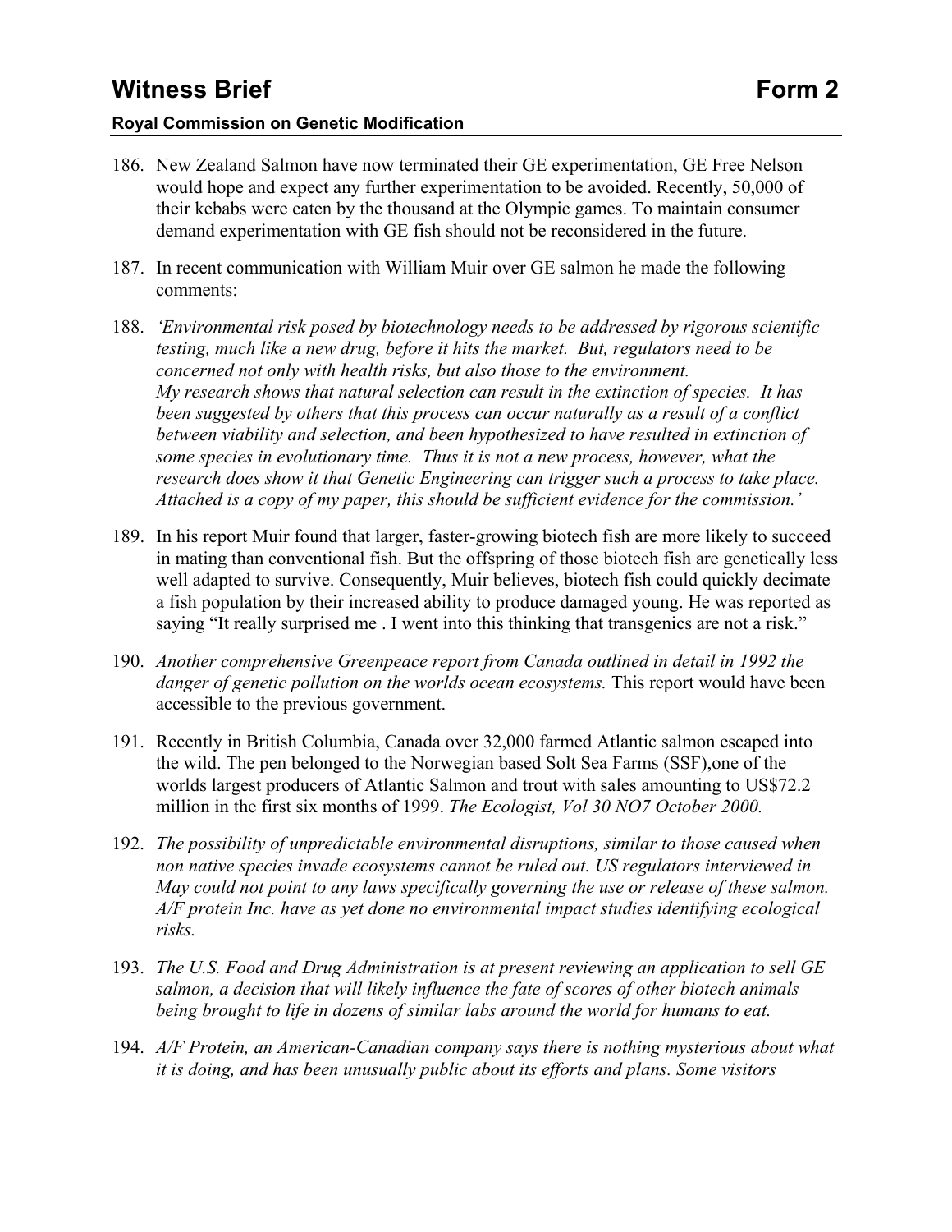186. New Zealand Salmon have now terminated their GE experimentation, GE Free Nelson would hope and expect any further experimentation to be avoided. Recently, 50,000 of their kebabs were eaten by the thousand at the Olympic games. To maintain consumer demand experimentation with GE fish should not be reconsidered in the future.

187. In recent communication with William Muir over GE salmon he made the following comments:

188. *'Environmental risk posed by biotechnology needs to be addressed by rigorous scientific testing, much like a new drug, before it hits the market. But, regulators need to be concerned not only with health risks, but also those to the environment. My research shows that natural selection can result in the extinction of species. It has been suggested by others that this process can occur naturally as a result of a conflict between viability and selection, and been hypothesized to have resulted in extinction of some species in evolutionary time. Thus it is not a new process, however, what the research does show it that Genetic Engineering can trigger such a process to take place. Attached is a copy of my paper, this should be sufficient evidence for the commission.'*

189. In his report Muir found that larger, faster-growing biotech fish are more likely to succeed in mating than conventional fish. But the offspring of those biotech fish are genetically less well adapted to survive. Consequently, Muir believes, biotech fish could quickly decimate a fish population by their increased ability to produce damaged young. He was reported as saying "It really surprised me . I went into this thinking that transgenics are not a risk."

190. *Another comprehensive Greenpeace report from Canada outlined in detail in 1992 the danger of genetic pollution on the worlds ocean ecosystems.* This report would have been accessible to the previous government.

191. Recently in British Columbia, Canada over 32,000 farmed Atlantic salmon escaped into the wild. The pen belonged to the Norwegian based Solt Sea Farms (SSF),one of the worlds largest producers of Atlantic Salmon and trout with sales amounting to US$72.2 million in the first six months of 1999. *The Ecologist, Vol 30 NO7 October 2000.*

192. *The possibility of unpredictable environmental disruptions, similar to those caused when non native species invade ecosystems cannot be ruled out. US regulators interviewed in May could not point to any laws specifically governing the use or release of these salmon. A/F protein Inc. have as yet done no environmental impact studies identifying ecological risks.*

193. *The U.S. Food and Drug Administration is at present reviewing an application to sell GE salmon, a decision that will likely influence the fate of scores of other biotech animals being brought to life in dozens of similar labs around the world for humans to eat.*

194. *A/F Protein, an American-Canadian company says there is nothing mysterious about what it is doing, and has been unusually public about its efforts and plans. Some visitors*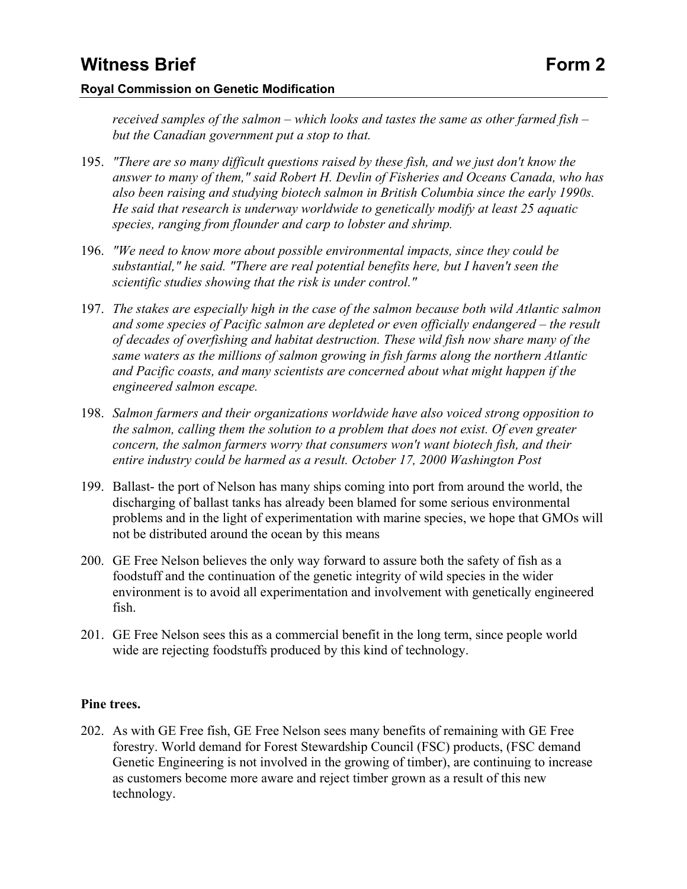*received samples of the salmon – which looks and tastes the same as other farmed fish – but the Canadian government put a stop to that.*

195. *"There are so many difficult questions raised by these fish, and we just don't know the answer to many of them," said Robert H. Devlin of Fisheries and Oceans Canada, who has also been raising and studying biotech salmon in British Columbia since the early 1990s. He said that research is underway worldwide to genetically modify at least 25 aquatic species, ranging from flounder and carp to lobster and shrimp.*

196. *"We need to know more about possible environmental impacts, since they could be substantial," he said. "There are real potential benefits here, but I haven't seen the scientific studies showing that the risk is under control."*

197. *The stakes are especially high in the case of the salmon because both wild Atlantic salmon and some species of Pacific salmon are depleted or even officially endangered – the result of decades of overfishing and habitat destruction. These wild fish now share many of the same waters as the millions of salmon growing in fish farms along the northern Atlantic and Pacific coasts, and many scientists are concerned about what might happen if the engineered salmon escape.*

198. *Salmon farmers and their organizations worldwide have also voiced strong opposition to the salmon, calling them the solution to a problem that does not exist. Of even greater concern, the salmon farmers worry that consumers won't want biotech fish, and their entire industry could be harmed as a result. October 17, 2000 Washington Post*

199. Ballast- the port of Nelson has many ships coming into port from around the world, the discharging of ballast tanks has already been blamed for some serious environmental problems and in the light of experimentation with marine species, we hope that GMOs will not be distributed around the ocean by this means

200. GE Free Nelson believes the only way forward to assure both the safety of fish as a foodstuff and the continuation of the genetic integrity of wild species in the wider environment is to avoid all experimentation and involvement with genetically engineered fish.

201. GE Free Nelson sees this as a commercial benefit in the long term, since people world wide are rejecting foodstuffs produced by this kind of technology.

**Pine trees.**

202. As with GE Free fish, GE Free Nelson sees many benefits of remaining with GE Free forestry. World demand for Forest Stewardship Council (FSC) products, (FSC demand Genetic Engineering is not involved in the growing of timber), are continuing to increase as customers become more aware and reject timber grown as a result of this new technology.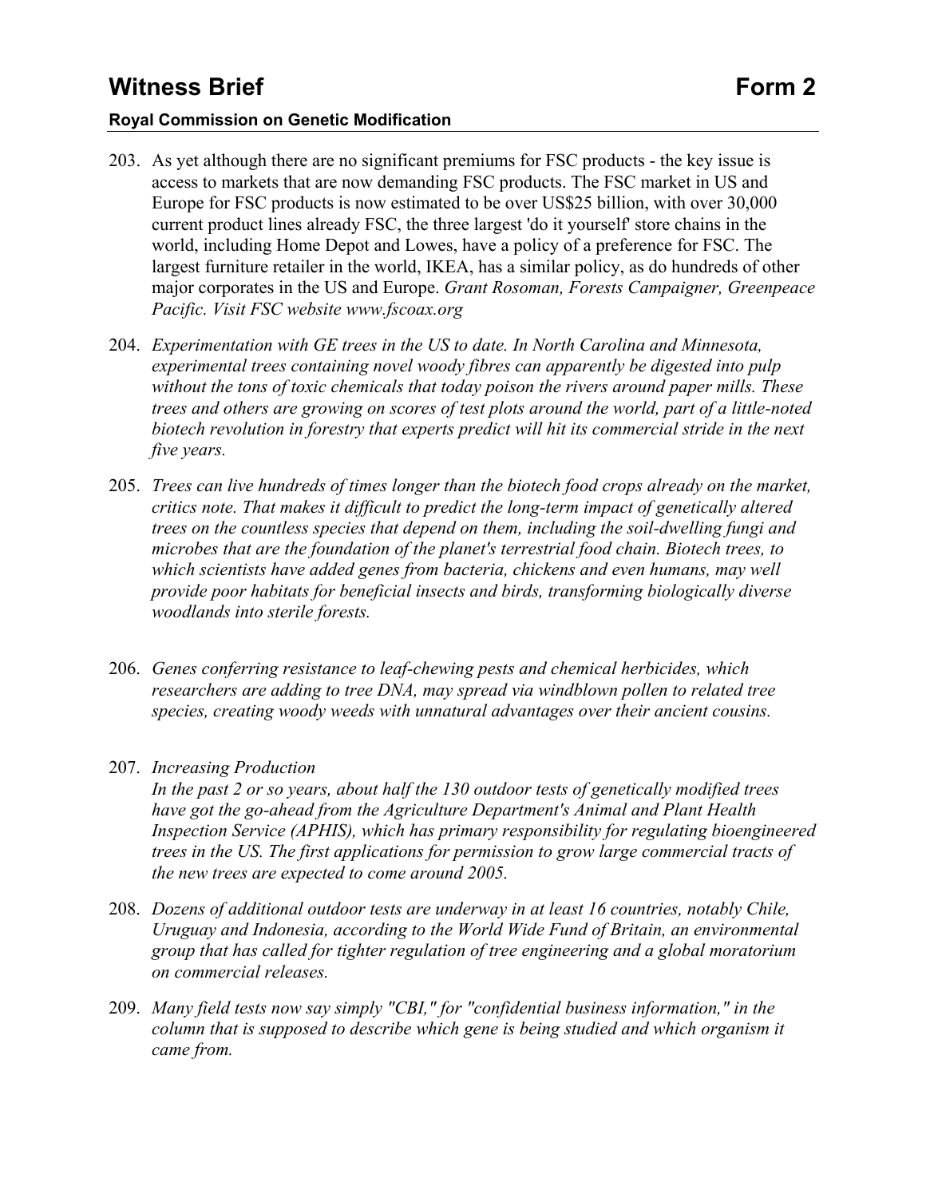203. As yet although there are no significant premiums for FSC products - the key issue is access to markets that are now demanding FSC products. The FSC market in US and Europe for FSC products is now estimated to be over US$25 billion, with over 30,000 current product lines already FSC, the three largest 'do it yourself' store chains in the world, including Home Depot and Lowes, have a policy of a preference for FSC. The largest furniture retailer in the world, IKEA, has a similar policy, as do hundreds of other major corporates in the US and Europe. *Grant Rosoman, Forests Campaigner, Greenpeace Pacific. Visit FSC website www.fscoax.org*

204. *Experimentation with GE trees in the US to date. In North Carolina and Minnesota, experimental trees containing novel woody fibres can apparently be digested into pulp without the tons of toxic chemicals that today poison the rivers around paper mills. These trees and others are growing on scores of test plots around the world, part of a little-noted biotech revolution in forestry that experts predict will hit its commercial stride in the next five years.*

205. *Trees can live hundreds of times longer than the biotech food crops already on the market, critics note. That makes it difficult to predict the long-term impact of genetically altered trees on the countless species that depend on them, including the soil-dwelling fungi and microbes that are the foundation of the planet's terrestrial food chain. Biotech trees, to which scientists have added genes from bacteria, chickens and even humans, may well provide poor habitats for beneficial insects and birds, transforming biologically diverse woodlands into sterile forests.*

206. *Genes conferring resistance to leaf-chewing pests and chemical herbicides, which researchers are adding to tree DNA, may spread via windblown pollen to related tree species, creating woody weeds with unnatural advantages over their ancient cousins.*

207. *Increasing Production*
*In the past 2 or so years, about half the 130 outdoor tests of genetically modified trees have got the go-ahead from the Agriculture Department's Animal and Plant Health Inspection Service (APHIS), which has primary responsibility for regulating bioengineered trees in the US. The first applications for permission to grow large commercial tracts of the new trees are expected to come around 2005.*

208. *Dozens of additional outdoor tests are underway in at least 16 countries, notably Chile, Uruguay and Indonesia, according to the World Wide Fund of Britain, an environmental group that has called for tighter regulation of tree engineering and a global moratorium on commercial releases.*

209. *Many field tests now say simply "CBI," for "confidential business information," in the column that is supposed to describe which gene is being studied and which organism it came from.*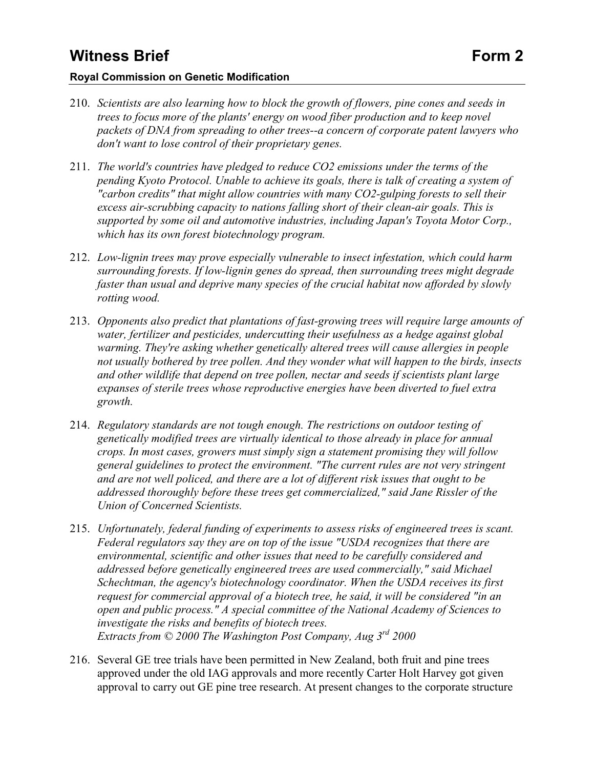210. *Scientists are also learning how to block the growth of flowers, pine cones and seeds in trees to focus more of the plants' energy on wood fiber production and to keep novel packets of DNA from spreading to other trees--a concern of corporate patent lawyers who don't want to lose control of their proprietary genes.*

211. *The world's countries have pledged to reduce $CO_2$ emissions under the terms of the pending Kyoto Protocol. Unable to achieve its goals, there is talk of creating a system of "carbon credits" that might allow countries with many $CO_2$-gulping forests to sell their excess air-scrubbing capacity to nations falling short of their clean-air goals. This is supported by some oil and automotive industries, including Japan's Toyota Motor Corp., which has its own forest biotechnology program.*

212. *Low-lignin trees may prove especially vulnerable to insect infestation, which could harm surrounding forests. If low-lignin genes do spread, then surrounding trees might degrade faster than usual and deprive many species of the crucial habitat now afforded by slowly rotting wood.*

213. *Opponents also predict that plantations of fast-growing trees will require large amounts of water, fertilizer and pesticides, undercutting their usefulness as a hedge against global warming. They're asking whether genetically altered trees will cause allergies in people not usually bothered by tree pollen. And they wonder what will happen to the birds, insects and other wildlife that depend on tree pollen, nectar and seeds if scientists plant large expanses of sterile trees whose reproductive energies have been diverted to fuel extra growth.*

214. *Regulatory standards are not tough enough. The restrictions on outdoor testing of genetically modified trees are virtually identical to those already in place for annual crops. In most cases, growers must simply sign a statement promising they will follow general guidelines to protect the environment. "The current rules are not very stringent and are not well policed, and there are a lot of different risk issues that ought to be addressed thoroughly before these trees get commercialized," said Jane Rissler of the Union of Concerned Scientists.*

215. *Unfortunately, federal funding of experiments to assess risks of engineered trees is scant. Federal regulators say they are on top of the issue "USDA recognizes that there are environmental, scientific and other issues that need to be carefully considered and addressed before genetically engineered trees are used commercially," said Michael Schechtman, the agency's biotechnology coordinator. When the USDA receives its first request for commercial approval of a biotech tree, he said, it will be considered "in an open and public process." A special committee of the National Academy of Sciences to investigate the risks and benefits of biotech trees.*
*Extracts from © 2000 The Washington Post Company, Aug 3rd 2000*

216. Several GE tree trials have been permitted in New Zealand, both fruit and pine trees approved under the old IAG approvals and more recently Carter Holt Harvey got given approval to carry out GE pine tree research. At present changes to the corporate structure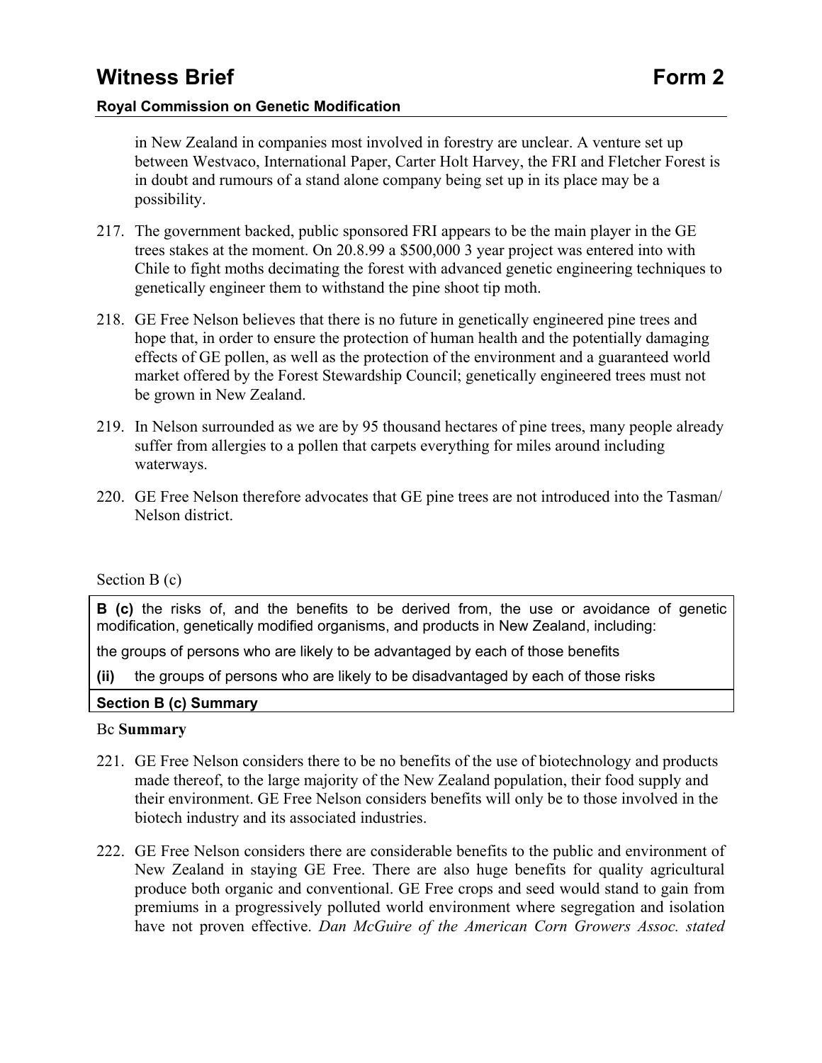in New Zealand in companies most involved in forestry are unclear. A venture set up between Westvaco, International Paper, Carter Holt Harvey, the FRI and Fletcher Forest is in doubt and rumours of a stand alone company being set up in its place may be a possibility.

217. The government backed, public sponsored FRI appears to be the main player in the GE trees stakes at the moment. On 20.8.99 a $500,000 3 year project was entered into with Chile to fight moths decimating the forest with advanced genetic engineering techniques to genetically engineer them to withstand the pine shoot tip moth.

218. GE Free Nelson believes that there is no future in genetically engineered pine trees and hope that, in order to ensure the protection of human health and the potentially damaging effects of GE pollen, as well as the protection of the environment and a guaranteed world market offered by the Forest Stewardship Council; genetically engineered trees must not be grown in New Zealand.

219. In Nelson surrounded as we are by 95 thousand hectares of pine trees, many people already suffer from allergies to a pollen that carpets everything for miles around including waterways.

220. GE Free Nelson therefore advocates that GE pine trees are not introduced into the Tasman/ Nelson district.

Section B (c)

| **B (c)** the risks of, and the benefits to be derived from, the use or avoidance of genetic modification, genetically modified organisms, and products in New Zealand, including: the groups of persons who are likely to be advantaged by each of those benefits **(ii)** the groups of persons who are likely to be disadvantaged by each of those risks |
| --- |
| **Section B (c) Summary** |

Bc **Summary**

221. GE Free Nelson considers there to be no benefits of the use of biotechnology and products made thereof, to the large majority of the New Zealand population, their food supply and their environment. GE Free Nelson considers benefits will only be to those involved in the biotech industry and its associated industries.

222. GE Free Nelson considers there are considerable benefits to the public and environment of New Zealand in staying GE Free. There are also huge benefits for quality agricultural produce both organic and conventional. GE Free crops and seed would stand to gain from premiums in a progressively polluted world environment where segregation and isolation have not proven effective. *Dan McGuire of the American Corn Growers Assoc. stated*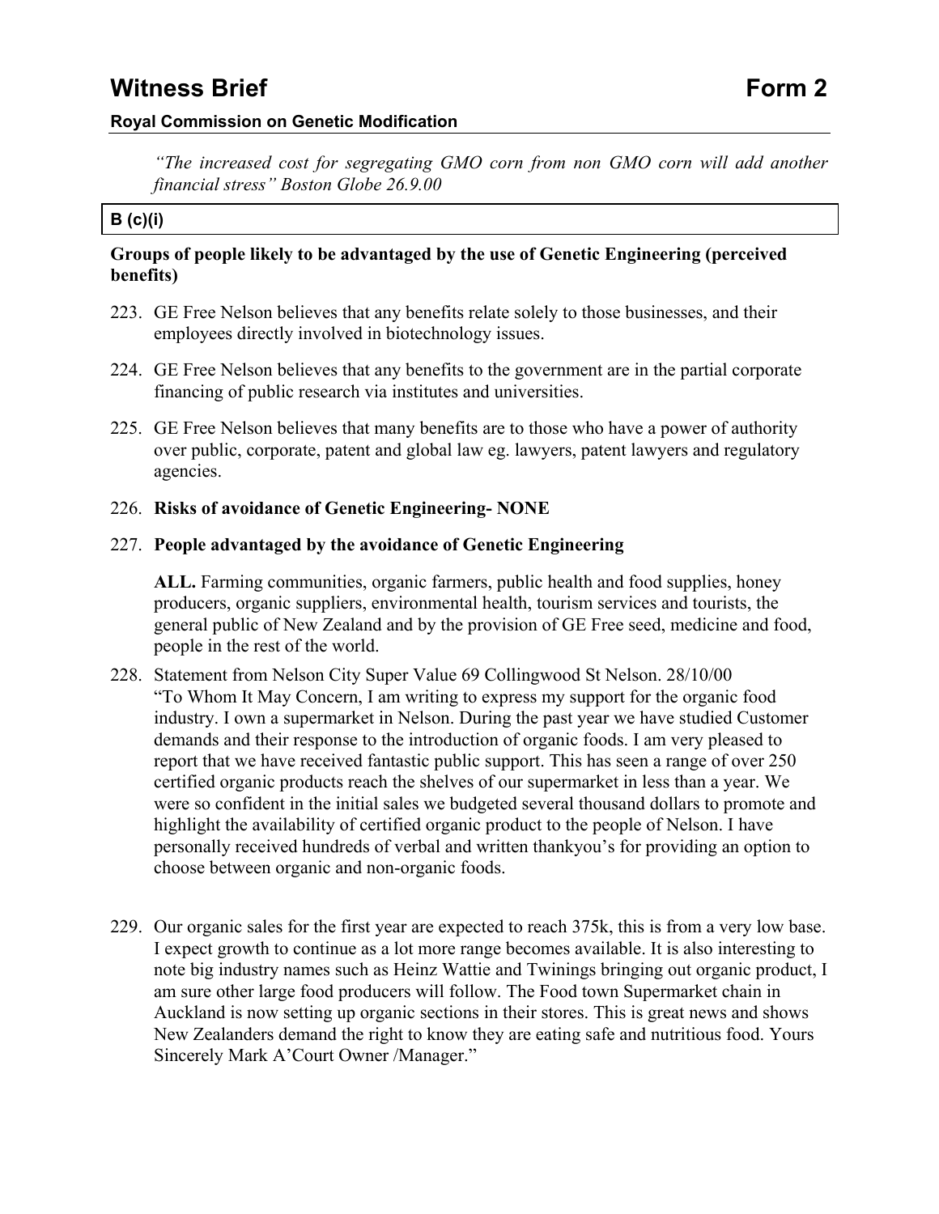*"The increased cost for segregating GMO corn from non GMO corn will add another financial stress" Boston Globe 26.9.00*

**B (c)(i)**

**Groups of people likely to be advantaged by the use of Genetic Engineering (perceived benefits)**

223. GE Free Nelson believes that any benefits relate solely to those businesses, and their employees directly involved in biotechnology issues.

224. GE Free Nelson believes that any benefits to the government are in the partial corporate financing of public research via institutes and universities.

225. GE Free Nelson believes that many benefits are to those who have a power of authority over public, corporate, patent and global law eg. lawyers, patent lawyers and regulatory agencies.

226. **Risks of avoidance of Genetic Engineering- NONE**

227. **People advantaged by the avoidance of Genetic Engineering**

     **ALL.** Farming communities, organic farmers, public health and food supplies, honey producers, organic suppliers, environmental health, tourism services and tourists, the general public of New Zealand and by the provision of GE Free seed, medicine and food, people in the rest of the world.

228. Statement from Nelson City Super Value 69 Collingwood St Nelson. 28/10/00
     "To Whom It May Concern, I am writing to express my support for the organic food industry. I own a supermarket in Nelson. During the past year we have studied Customer demands and their response to the introduction of organic foods. I am very pleased to report that we have received fantastic public support. This has seen a range of over 250 certified organic products reach the shelves of our supermarket in less than a year. We were so confident in the initial sales we budgeted several thousand dollars to promote and highlight the availability of certified organic product to the people of Nelson. I have personally received hundreds of verbal and written thankyou's for providing an option to choose between organic and non-organic foods.

229. Our organic sales for the first year are expected to reach 375k, this is from a very low base. I expect growth to continue as a lot more range becomes available. It is also interesting to note big industry names such as Heinz Wattie and Twinings bringing out organic product, I am sure other large food producers will follow. The Food town Supermarket chain in Auckland is now setting up organic sections in their stores. This is great news and shows New Zealanders demand the right to know they are eating safe and nutritious food. Yours Sincerely Mark A'Court Owner /Manager."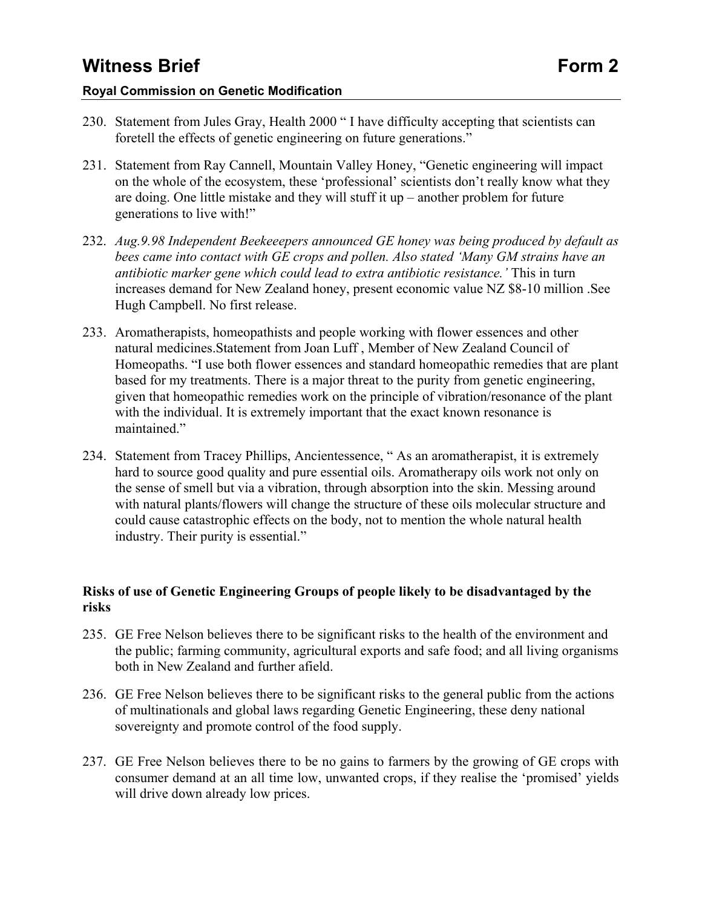230. Statement from Jules Gray, Health 2000 " I have difficulty accepting that scientists can foretell the effects of genetic engineering on future generations."

231. Statement from Ray Cannell, Mountain Valley Honey, "Genetic engineering will impact on the whole of the ecosystem, these 'professional' scientists don't really know what they are doing. One little mistake and they will stuff it up – another problem for future generations to live with!"

232. *Aug.9.98 Independent Beekeeepers announced GE honey was being produced by default as bees came into contact with GE crops and pollen. Also stated 'Many GM strains have an antibiotic marker gene which could lead to extra antibiotic resistance.'* This in turn increases demand for New Zealand honey, present economic value NZ $8-10 million .See Hugh Campbell. No first release.

233. Aromatherapists, homeopathists and people working with flower essences and other natural medicines.Statement from Joan Luff , Member of New Zealand Council of Homeopaths. "I use both flower essences and standard homeopathic remedies that are plant based for my treatments. There is a major threat to the purity from genetic engineering, given that homeopathic remedies work on the principle of vibration/resonance of the plant with the individual. It is extremely important that the exact known resonance is maintained."

234. Statement from Tracey Phillips, Ancientessence, " As an aromatherapist, it is extremely hard to source good quality and pure essential oils. Aromatherapy oils work not only on the sense of smell but via a vibration, through absorption into the skin. Messing around with natural plants/flowers will change the structure of these oils molecular structure and could cause catastrophic effects on the body, not to mention the whole natural health industry. Their purity is essential."

**Risks of use of Genetic Engineering Groups of people likely to be disadvantaged by the risks**

235. GE Free Nelson believes there to be significant risks to the health of the environment and the public; farming community, agricultural exports and safe food; and all living organisms both in New Zealand and further afield.

236. GE Free Nelson believes there to be significant risks to the general public from the actions of multinationals and global laws regarding Genetic Engineering, these deny national sovereignty and promote control of the food supply.

237. GE Free Nelson believes there to be no gains to farmers by the growing of GE crops with consumer demand at an all time low, unwanted crops, if they realise the 'promised' yields will drive down already low prices.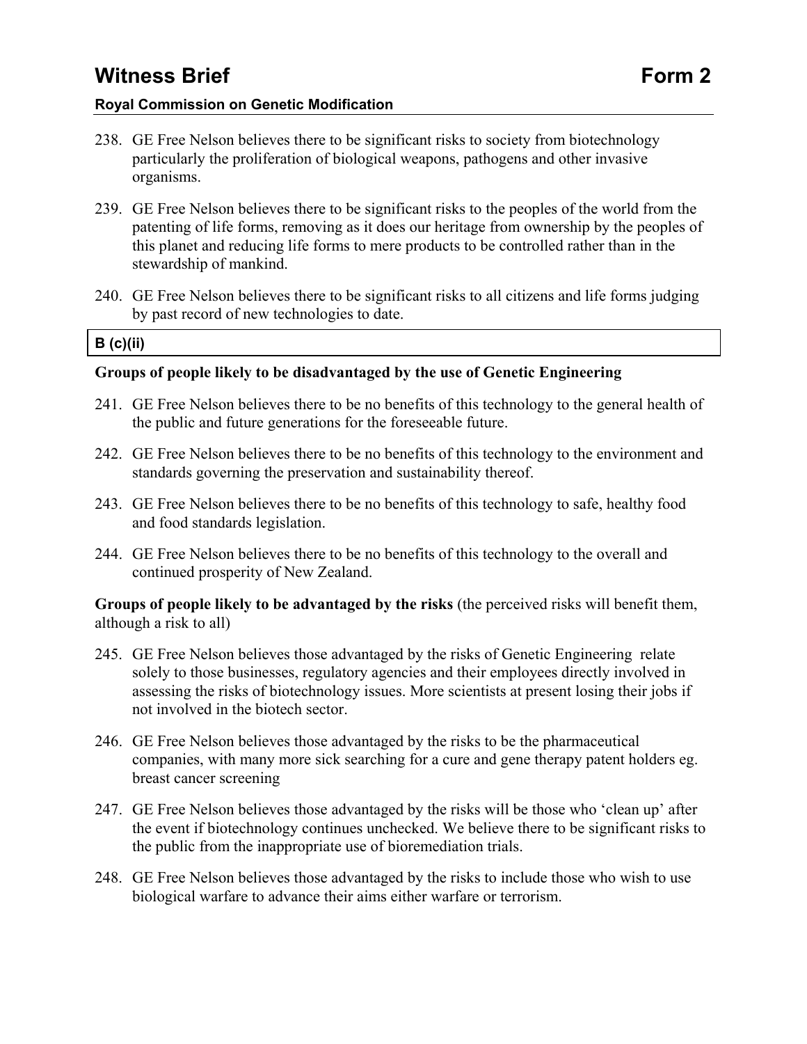238. GE Free Nelson believes there to be significant risks to society from biotechnology particularly the proliferation of biological weapons, pathogens and other invasive organisms.

239. GE Free Nelson believes there to be significant risks to the peoples of the world from the patenting of life forms, removing as it does our heritage from ownership by the peoples of this planet and reducing life forms to mere products to be controlled rather than in the stewardship of mankind.

240. GE Free Nelson believes there to be significant risks to all citizens and life forms judging by past record of new technologies to date.

| **B (c)(ii)** |
|---|

**Groups of people likely to be disadvantaged by the use of Genetic Engineering**

241. GE Free Nelson believes there to be no benefits of this technology to the general health of the public and future generations for the foreseeable future.

242. GE Free Nelson believes there to be no benefits of this technology to the environment and standards governing the preservation and sustainability thereof.

243. GE Free Nelson believes there to be no benefits of this technology to safe, healthy food and food standards legislation.

244. GE Free Nelson believes there to be no benefits of this technology to the overall and continued prosperity of New Zealand.

**Groups of people likely to be advantaged by the risks** (the perceived risks will benefit them, although a risk to all)

245. GE Free Nelson believes those advantaged by the risks of Genetic Engineering relate solely to those businesses, regulatory agencies and their employees directly involved in assessing the risks of biotechnology issues. More scientists at present losing their jobs if not involved in the biotech sector.

246. GE Free Nelson believes those advantaged by the risks to be the pharmaceutical companies, with many more sick searching for a cure and gene therapy patent holders eg. breast cancer screening

247. GE Free Nelson believes those advantaged by the risks will be those who 'clean up' after the event if biotechnology continues unchecked. We believe there to be significant risks to the public from the inappropriate use of bioremediation trials.

248. GE Free Nelson believes those advantaged by the risks to include those who wish to use biological warfare to advance their aims either warfare or terrorism.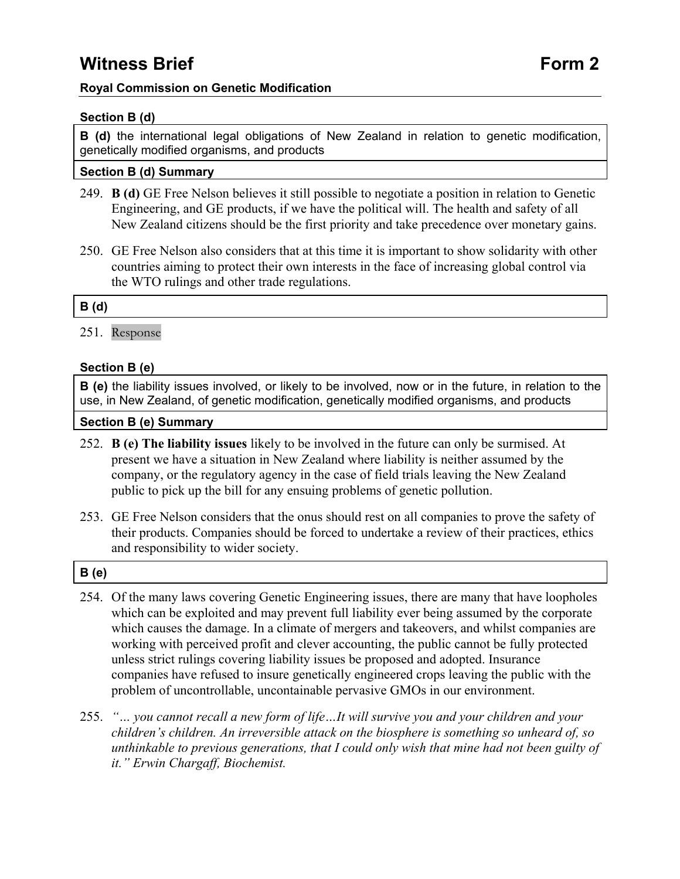# Witness Brief Form 2

**Royal Commission on Genetic Modification**

### Section B (d)

**B (d)** the international legal obligations of New Zealand in relation to genetic modification, genetically modified organisms, and products

### Section B (d) Summary

249. **B (d)** GE Free Nelson believes it still possible to negotiate a position in relation to Genetic Engineering, and GE products, if we have the political will. The health and safety of all New Zealand citizens should be the first priority and take precedence over monetary gains.

250. GE Free Nelson also considers that at this time it is important to show solidarity with other countries aiming to protect their own interests in the face of increasing global control via the WTO rulings and other trade regulations.

### B (d)

251. Response

### Section B (e)

**B (e)** the liability issues involved, or likely to be involved, now or in the future, in relation to the use, in New Zealand, of genetic modification, genetically modified organisms, and products

### Section B (e) Summary

252. **B (e) The liability issues** likely to be involved in the future can only be surmised. At present we have a situation in New Zealand where liability is neither assumed by the company, or the regulatory agency in the case of field trials leaving the New Zealand public to pick up the bill for any ensuing problems of genetic pollution.

253. GE Free Nelson considers that the onus should rest on all companies to prove the safety of their products. Companies should be forced to undertake a review of their practices, ethics and responsibility to wider society.

### B (e)

254. Of the many laws covering Genetic Engineering issues, there are many that have loopholes which can be exploited and may prevent full liability ever being assumed by the corporate which causes the damage. In a climate of mergers and takeovers, and whilst companies are working with perceived profit and clever accounting, the public cannot be fully protected unless strict rulings covering liability issues be proposed and adopted. Insurance companies have refused to insure genetically engineered crops leaving the public with the problem of uncontrollable, uncontainable pervasive GMOs in our environment.

255. *"… you cannot recall a new form of life…It will survive you and your children and your children's children. An irreversible attack on the biosphere is something so unheard of, so unthinkable to previous generations, that I could only wish that mine had not been guilty of it." Erwin Chargaff, Biochemist.*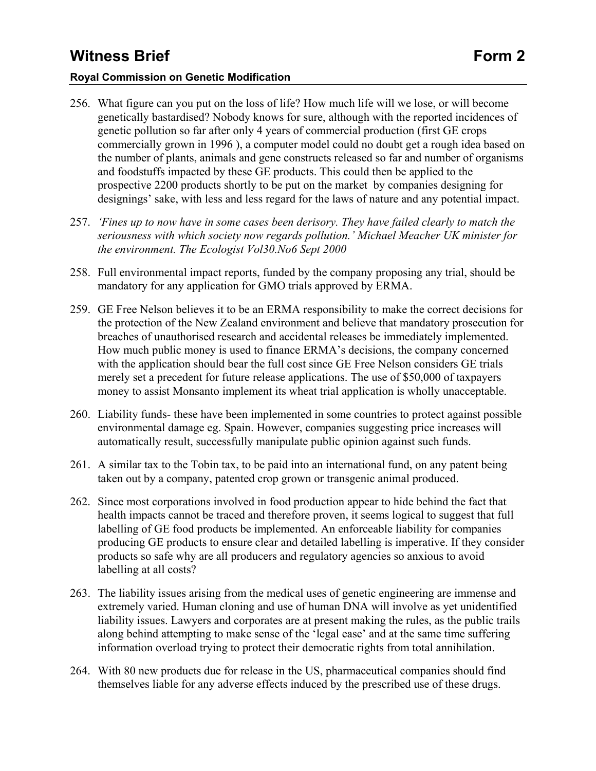256. What figure can you put on the loss of life? How much life will we lose, or will become genetically bastardised? Nobody knows for sure, although with the reported incidences of genetic pollution so far after only 4 years of commercial production (first GE crops commercially grown in 1996 ), a computer model could no doubt get a rough idea based on the number of plants, animals and gene constructs released so far and number of organisms and foodstuffs impacted by these GE products. This could then be applied to the prospective 2200 products shortly to be put on the market by companies designing for designings' sake, with less and less regard for the laws of nature and any potential impact.

257. *'Fines up to now have in some cases been derisory. They have failed clearly to match the seriousness with which society now regards pollution.' Michael Meacher UK minister for the environment. The Ecologist Vol30.No6 Sept 2000*

258. Full environmental impact reports, funded by the company proposing any trial, should be mandatory for any application for GMO trials approved by ERMA.

259. GE Free Nelson believes it to be an ERMA responsibility to make the correct decisions for the protection of the New Zealand environment and believe that mandatory prosecution for breaches of unauthorised research and accidental releases be immediately implemented. How much public money is used to finance ERMA's decisions, the company concerned with the application should bear the full cost since GE Free Nelson considers GE trials merely set a precedent for future release applications. The use of $50,000 of taxpayers money to assist Monsanto implement its wheat trial application is wholly unacceptable.

260. Liability funds- these have been implemented in some countries to protect against possible environmental damage eg. Spain. However, companies suggesting price increases will automatically result, successfully manipulate public opinion against such funds.

261. A similar tax to the Tobin tax, to be paid into an international fund, on any patent being taken out by a company, patented crop grown or transgenic animal produced.

262. Since most corporations involved in food production appear to hide behind the fact that health impacts cannot be traced and therefore proven, it seems logical to suggest that full labelling of GE food products be implemented. An enforceable liability for companies producing GE products to ensure clear and detailed labelling is imperative. If they consider products so safe why are all producers and regulatory agencies so anxious to avoid labelling at all costs?

263. The liability issues arising from the medical uses of genetic engineering are immense and extremely varied. Human cloning and use of human DNA will involve as yet unidentified liability issues. Lawyers and corporates are at present making the rules, as the public trails along behind attempting to make sense of the 'legal ease' and at the same time suffering information overload trying to protect their democratic rights from total annihilation.

264. With 80 new products due for release in the US, pharmaceutical companies should find themselves liable for any adverse effects induced by the prescribed use of these drugs.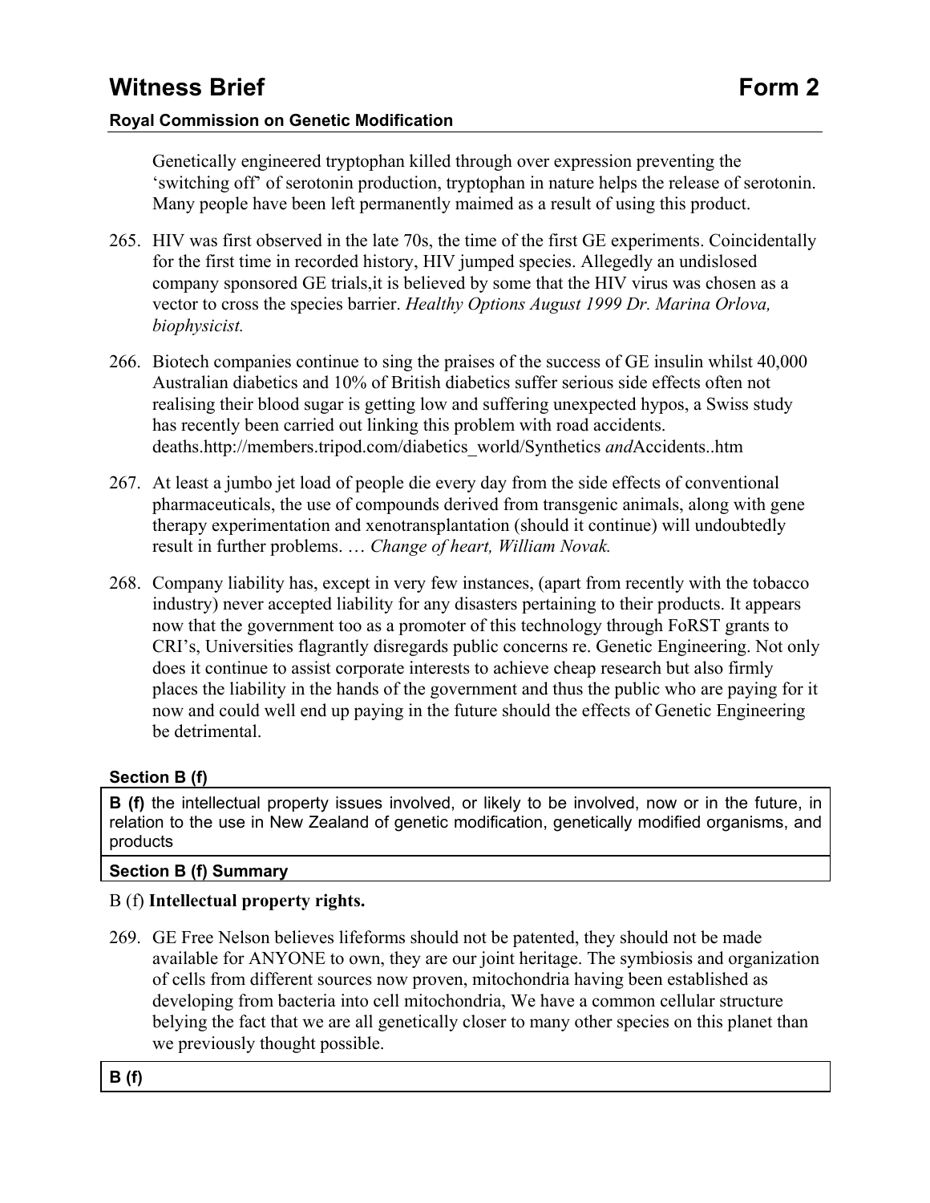Genetically engineered tryptophan killed through over expression preventing the 'switching off' of serotonin production, tryptophan in nature helps the release of serotonin. Many people have been left permanently maimed as a result of using this product.

265. HIV was first observed in the late 70s, the time of the first GE experiments. Coincidentally for the first time in recorded history, HIV jumped species. Allegedly an undislosed company sponsored GE trials,it is believed by some that the HIV virus was chosen as a vector to cross the species barrier. *Healthy Options August 1999 Dr. Marina Orlova, biophysicist.*

266. Biotech companies continue to sing the praises of the success of GE insulin whilst 40,000 Australian diabetics and 10% of British diabetics suffer serious side effects often not realising their blood sugar is getting low and suffering unexpected hypos, a Swiss study has recently been carried out linking this problem with road accidents. deaths.http://members.tripod.com/diabetics_world/Synthetics *and*Accidents..htm

267. At least a jumbo jet load of people die every day from the side effects of conventional pharmaceuticals, the use of compounds derived from transgenic animals, along with gene therapy experimentation and xenotransplantation (should it continue) will undoubtedly result in further problems. … *Change of heart, William Novak.*

268. Company liability has, except in very few instances, (apart from recently with the tobacco industry) never accepted liability for any disasters pertaining to their products. It appears now that the government too as a promoter of this technology through FoRST grants to CRI's, Universities flagrantly disregards public concerns re. Genetic Engineering. Not only does it continue to assist corporate interests to achieve cheap research but also firmly places the liability in the hands of the government and thus the public who are paying for it now and could well end up paying in the future should the effects of Genetic Engineering be detrimental.

**Section B (f)**

**B (f)** the intellectual property issues involved, or likely to be involved, now or in the future, in relation to the use in New Zealand of genetic modification, genetically modified organisms, and products

**Section B (f) Summary**

B (f) **Intellectual property rights.**

269. GE Free Nelson believes lifeforms should not be patented, they should not be made available for ANYONE to own, they are our joint heritage. The symbiosis and organization of cells from different sources now proven, mitochondria having been established as developing from bacteria into cell mitochondria, We have a common cellular structure belying the fact that we are all genetically closer to many other species on this planet than we previously thought possible.

**B (f)**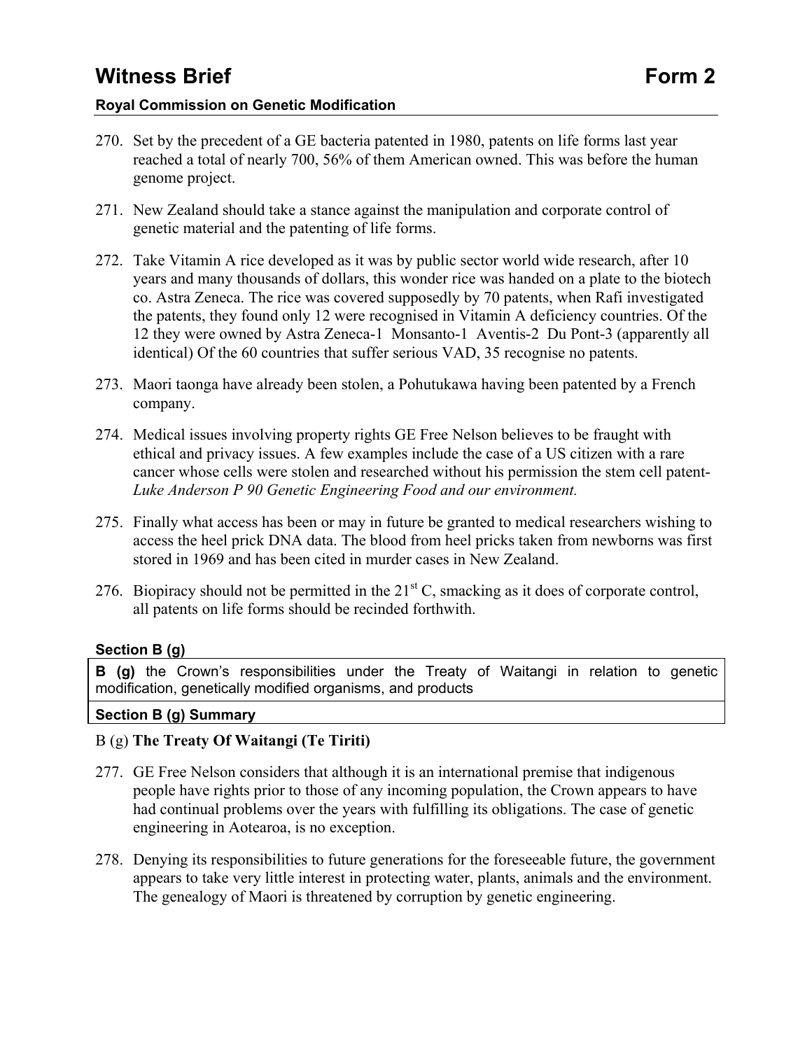270. Set by the precedent of a GE bacteria patented in 1980, patents on life forms last year reached a total of nearly 700, 56% of them American owned. This was before the human genome project.

271. New Zealand should take a stance against the manipulation and corporate control of genetic material and the patenting of life forms.

272. Take Vitamin A rice developed as it was by public sector world wide research, after 10 years and many thousands of dollars, this wonder rice was handed on a plate to the biotech co. Astra Zeneca. The rice was covered supposedly by 70 patents, when Rafi investigated the patents, they found only 12 were recognised in Vitamin A deficiency countries. Of the 12 they were owned by Astra Zeneca-1 Monsanto-1 Aventis-2 Du Pont-3 (apparently all identical) Of the 60 countries that suffer serious VAD, 35 recognise no patents.

273. Maori taonga have already been stolen, a Pohutukawa having been patented by a French company.

274. Medical issues involving property rights GE Free Nelson believes to be fraught with ethical and privacy issues. A few examples include the case of a US citizen with a rare cancer whose cells were stolen and researched without his permission the stem cell patent- *Luke Anderson P 90 Genetic Engineering Food and our environment.*

275. Finally what access has been or may in future be granted to medical researchers wishing to access the heel prick DNA data. The blood from heel pricks taken from newborns was first stored in 1969 and has been cited in murder cases in New Zealand.

276. Biopiracy should not be permitted in the 21st C, smacking as it does of corporate control, all patents on life forms should be recinded forthwith.

**Section B (g)**

**B (g)** the Crown's responsibilities under the Treaty of Waitangi in relation to genetic modification, genetically modified organisms, and products

**Section B (g) Summary**

B (g) **The Treaty Of Waitangi (Te Tiriti)**

277. GE Free Nelson considers that although it is an international premise that indigenous people have rights prior to those of any incoming population, the Crown appears to have had continual problems over the years with fulfilling its obligations. The case of genetic engineering in Aotearoa, is no exception.

278. Denying its responsibilities to future generations for the foreseeable future, the government appears to take very little interest in protecting water, plants, animals and the environment. The genealogy of Maori is threatened by corruption by genetic engineering.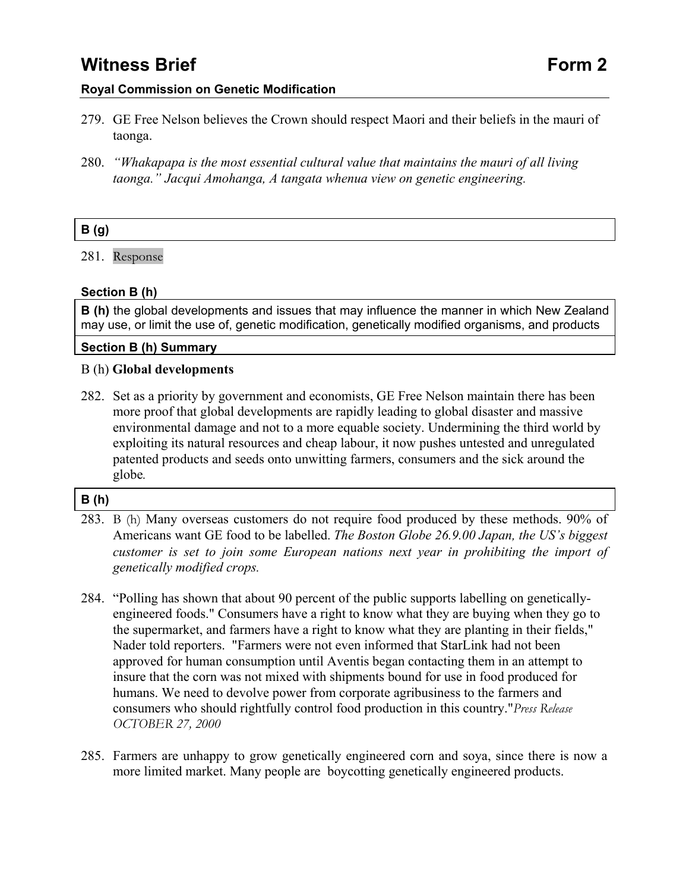279. GE Free Nelson believes the Crown should respect Maori and their beliefs in the mauri of taonga.

280. *"Whakapapa is the most essential cultural value that maintains the mauri of all living taonga." Jacqui Amohanga, A tangata whenua view on genetic engineering.*

**B (g)**

281. Response

**Section B (h)**

**B (h)** the global developments and issues that may influence the manner in which New Zealand may use, or limit the use of, genetic modification, genetically modified organisms, and products

**Section B (h) Summary**

B (h) **Global developments**

282. Set as a priority by government and economists, GE Free Nelson maintain there has been more proof that global developments are rapidly leading to global disaster and massive environmental damage and not to a more equable society. Undermining the third world by exploiting its natural resources and cheap labour, it now pushes untested and unregulated patented products and seeds onto unwitting farmers, consumers and the sick around the globe.

**B (h)**

283. B (h) Many overseas customers do not require food produced by these methods. 90% of Americans want GE food to be labelled. *The Boston Globe 26.9.00 Japan, the US's biggest customer is set to join some European nations next year in prohibiting the import of genetically modified crops.*

284. "Polling has shown that about 90 percent of the public supports labelling on genetically-engineered foods." Consumers have a right to know what they are buying when they go to the supermarket, and farmers have a right to know what they are planting in their fields," Nader told reporters. "Farmers were not even informed that StarLink had not been approved for human consumption until Aventis began contacting them in an attempt to insure that the corn was not mixed with shipments bound for use in food produced for humans. We need to devolve power from corporate agribusiness to the farmers and consumers who should rightfully control food production in this country."*Press Release OCTOBER 27, 2000*

285. Farmers are unhappy to grow genetically engineered corn and soya, since there is now a more limited market. Many people are boycotting genetically engineered products.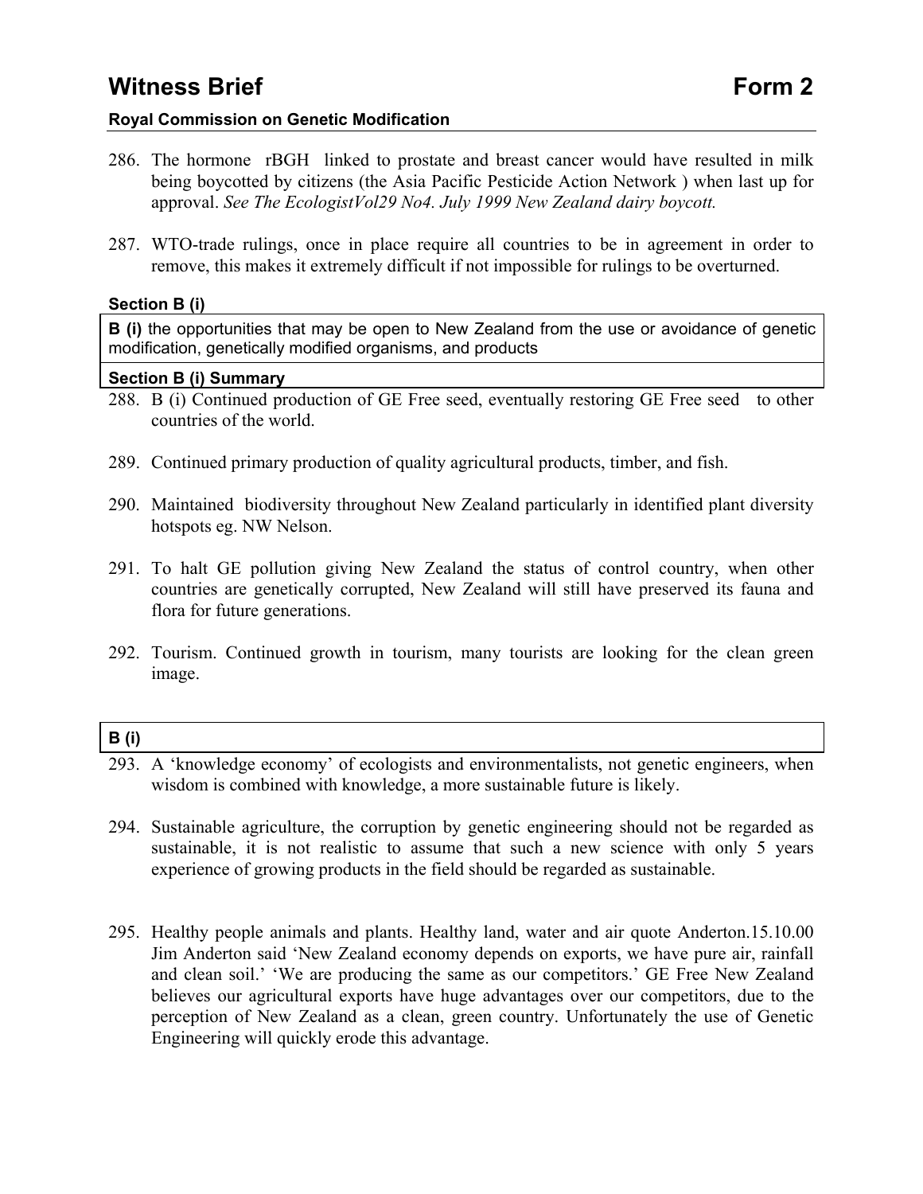286. The hormone rBGH linked to prostate and breast cancer would have resulted in milk being boycotted by citizens (the Asia Pacific Pesticide Action Network ) when last up for approval. *See The EcologistVol29 No4. July 1999 New Zealand dairy boycott.*

287. WTO-trade rulings, once in place require all countries to be in agreement in order to remove, this makes it extremely difficult if not impossible for rulings to be overturned.

**Section B (i)**

| **B (i)** the opportunities that may be open to New Zealand from the use or avoidance of genetic modification, genetically modified organisms, and products |
|---|

**Section B (i) Summary**

288. B (i) Continued production of GE Free seed, eventually restoring GE Free seed to other countries of the world.

289. Continued primary production of quality agricultural products, timber, and fish.

290. Maintained biodiversity throughout New Zealand particularly in identified plant diversity hotspots eg. NW Nelson.

291. To halt GE pollution giving New Zealand the status of control country, when other countries are genetically corrupted, New Zealand will still have preserved its fauna and flora for future generations.

292. Tourism. Continued growth in tourism, many tourists are looking for the clean green image.

**B (i)**

293. A 'knowledge economy' of ecologists and environmentalists, not genetic engineers, when wisdom is combined with knowledge, a more sustainable future is likely.

294. Sustainable agriculture, the corruption by genetic engineering should not be regarded as sustainable, it is not realistic to assume that such a new science with only 5 years experience of growing products in the field should be regarded as sustainable.

295. Healthy people animals and plants. Healthy land, water and air quote Anderton.15.10.00 Jim Anderton said 'New Zealand economy depends on exports, we have pure air, rainfall and clean soil.' 'We are producing the same as our competitors.' GE Free New Zealand believes our agricultural exports have huge advantages over our competitors, due to the perception of New Zealand as a clean, green country. Unfortunately the use of Genetic Engineering will quickly erode this advantage.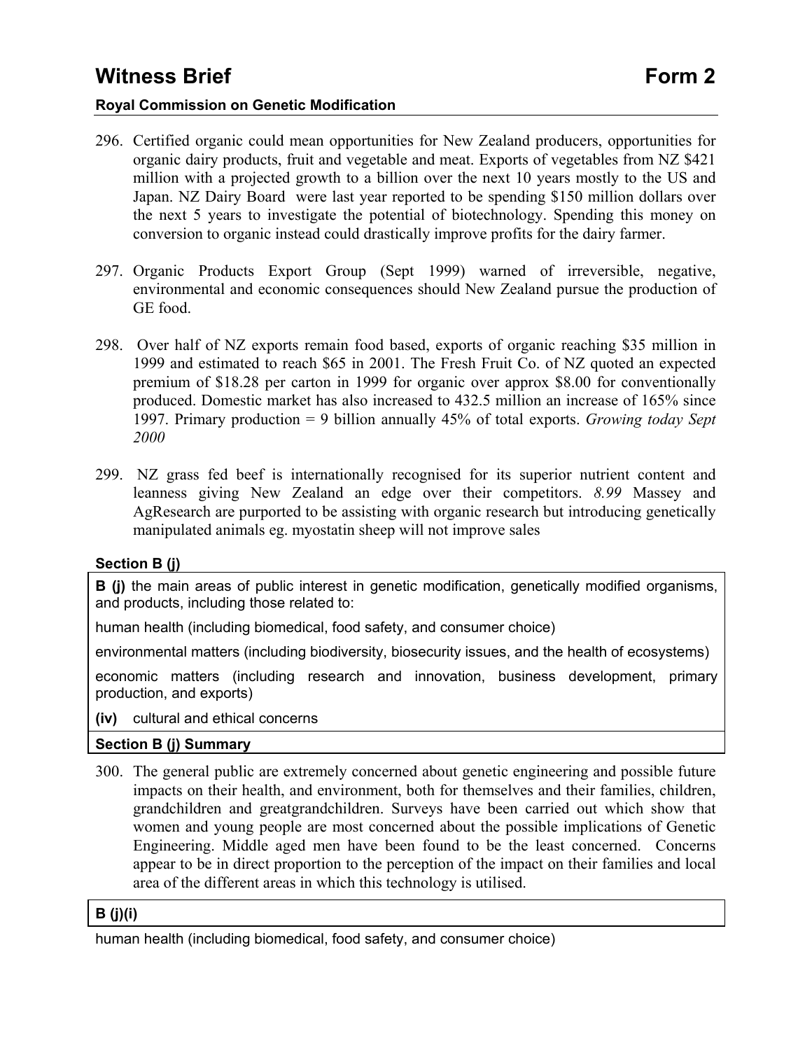296. Certified organic could mean opportunities for New Zealand producers, opportunities for organic dairy products, fruit and vegetable and meat. Exports of vegetables from NZ $421 million with a projected growth to a billion over the next 10 years mostly to the US and Japan. NZ Dairy Board were last year reported to be spending $150 million dollars over the next 5 years to investigate the potential of biotechnology. Spending this money on conversion to organic instead could drastically improve profits for the dairy farmer.

297. Organic Products Export Group (Sept 1999) warned of irreversible, negative, environmental and economic consequences should New Zealand pursue the production of GE food.

298. Over half of NZ exports remain food based, exports of organic reaching $35 million in 1999 and estimated to reach $65 in 2001. The Fresh Fruit Co. of NZ quoted an expected premium of $18.28 per carton in 1999 for organic over approx $8.00 for conventionally produced. Domestic market has also increased to 432.5 million an increase of 165% since 1997. Primary production = 9 billion annually 45% of total exports. *Growing today Sept 2000*

299. NZ grass fed beef is internationally recognised for its superior nutrient content and leanness giving New Zealand an edge over their competitors. *8.99* Massey and AgResearch are purported to be assisting with organic research but introducing genetically manipulated animals eg. myostatin sheep will not improve sales

**Section B (j)**

**B (j)** the main areas of public interest in genetic modification, genetically modified organisms, and products, including those related to:

human health (including biomedical, food safety, and consumer choice)

environmental matters (including biodiversity, biosecurity issues, and the health of ecosystems)

economic matters (including research and innovation, business development, primary production, and exports)

**(iv)** cultural and ethical concerns

**Section B (j) Summary**

300. The general public are extremely concerned about genetic engineering and possible future impacts on their health, and environment, both for themselves and their families, children, grandchildren and greatgrandchildren. Surveys have been carried out which show that women and young people are most concerned about the possible implications of Genetic Engineering. Middle aged men have been found to be the least concerned. Concerns appear to be in direct proportion to the perception of the impact on their families and local area of the different areas in which this technology is utilised.

**B (j)(i)**

human health (including biomedical, food safety, and consumer choice)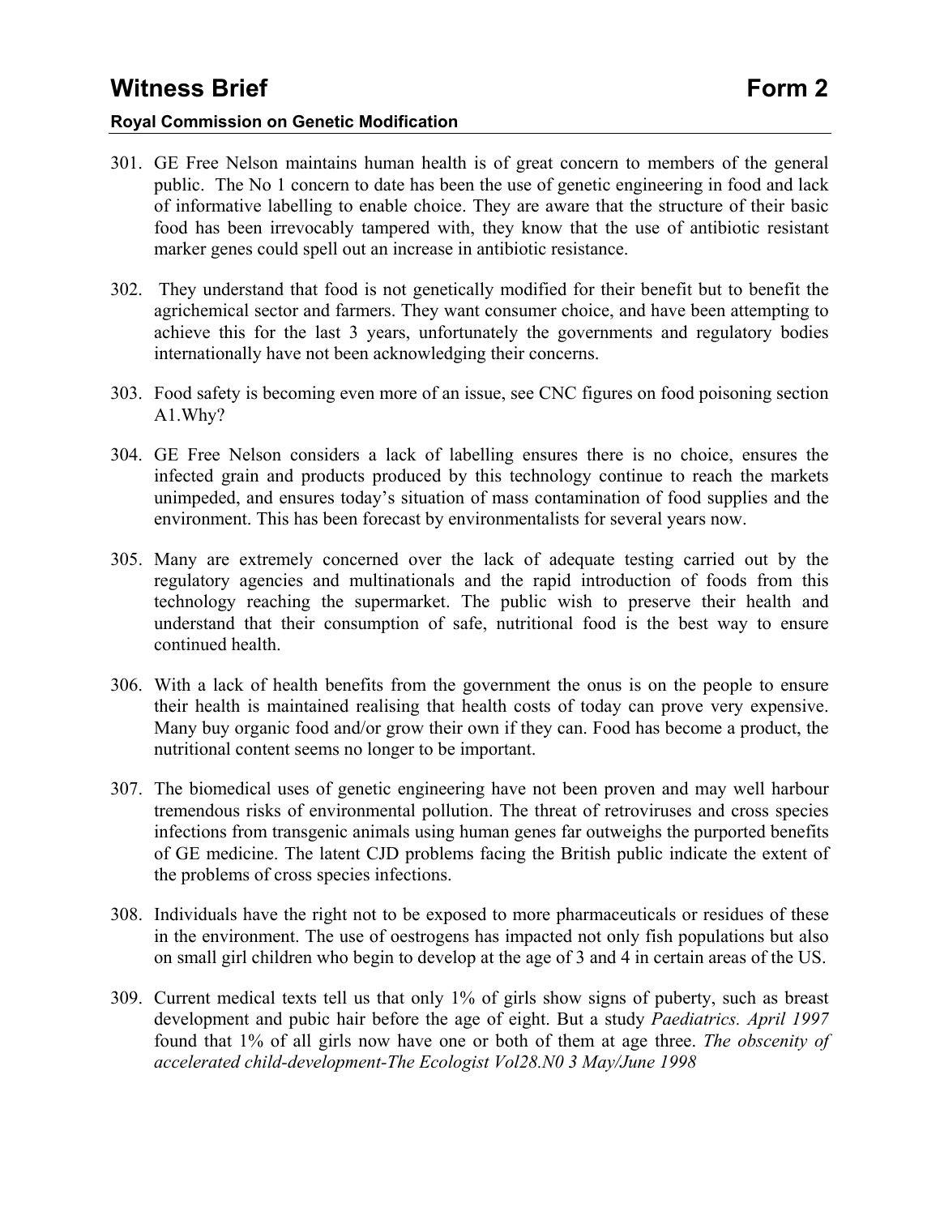# Witness Brief Form 2

**Royal Commission on Genetic Modification**

301. GE Free Nelson maintains human health is of great concern to members of the general public. The No 1 concern to date has been the use of genetic engineering in food and lack of informative labelling to enable choice. They are aware that the structure of their basic food has been irrevocably tampered with, they know that the use of antibiotic resistant marker genes could spell out an increase in antibiotic resistance.

302. They understand that food is not genetically modified for their benefit but to benefit the agrichemical sector and farmers. They want consumer choice, and have been attempting to achieve this for the last 3 years, unfortunately the governments and regulatory bodies internationally have not been acknowledging their concerns.

303. Food safety is becoming even more of an issue, see CNC figures on food poisoning section A1.Why?

304. GE Free Nelson considers a lack of labelling ensures there is no choice, ensures the infected grain and products produced by this technology continue to reach the markets unimpeded, and ensures today's situation of mass contamination of food supplies and the environment. This has been forecast by environmentalists for several years now.

305. Many are extremely concerned over the lack of adequate testing carried out by the regulatory agencies and multinationals and the rapid introduction of foods from this technology reaching the supermarket. The public wish to preserve their health and understand that their consumption of safe, nutritional food is the best way to ensure continued health.

306. With a lack of health benefits from the government the onus is on the people to ensure their health is maintained realising that health costs of today can prove very expensive. Many buy organic food and/or grow their own if they can. Food has become a product, the nutritional content seems no longer to be important.

307. The biomedical uses of genetic engineering have not been proven and may well harbour tremendous risks of environmental pollution. The threat of retroviruses and cross species infections from transgenic animals using human genes far outweighs the purported benefits of GE medicine. The latent CJD problems facing the British public indicate the extent of the problems of cross species infections.

308. Individuals have the right not to be exposed to more pharmaceuticals or residues of these in the environment. The use of oestrogens has impacted not only fish populations but also on small girl children who begin to develop at the age of 3 and 4 in certain areas of the US.

309. Current medical texts tell us that only 1% of girls show signs of puberty, such as breast development and pubic hair before the age of eight. But a study *Paediatrics. April 1997* found that 1% of all girls now have one or both of them at age three. *The obscenity of accelerated child-development-The Ecologist Vol28.N0 3 May/June 1998*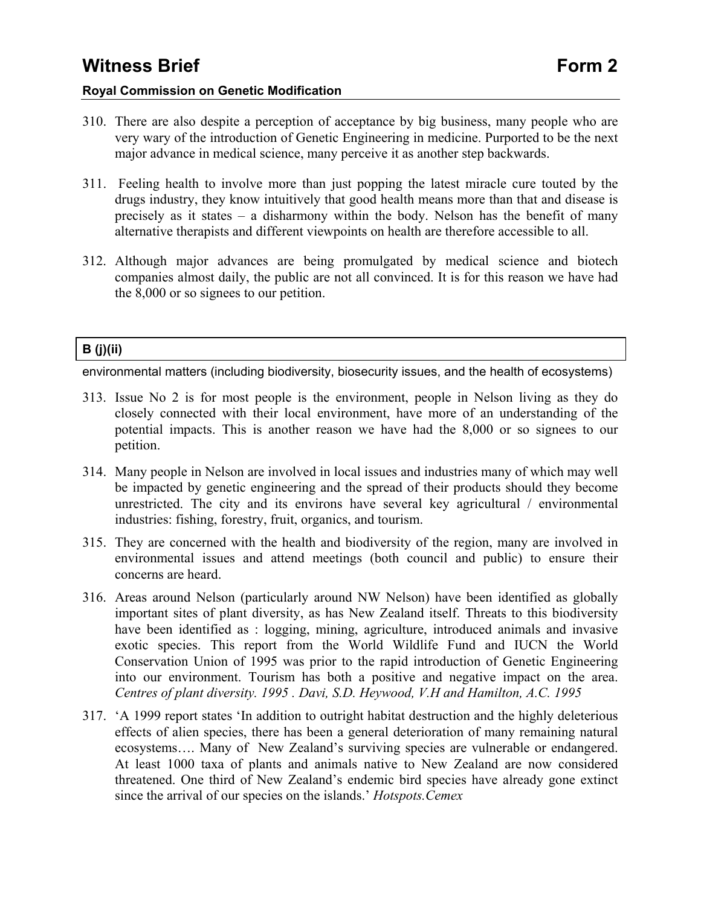310. There are also despite a perception of acceptance by big business, many people who are very wary of the introduction of Genetic Engineering in medicine. Purported to be the next major advance in medical science, many perceive it as another step backwards.

311. Feeling health to involve more than just popping the latest miracle cure touted by the drugs industry, they know intuitively that good health means more than that and disease is precisely as it states – a disharmony within the body. Nelson has the benefit of many alternative therapists and different viewpoints on health are therefore accessible to all.

312. Although major advances are being promulgated by medical science and biotech companies almost daily, the public are not all convinced. It is for this reason we have had the 8,000 or so signees to our petition.

**B (j)(ii)**

environmental matters (including biodiversity, biosecurity issues, and the health of ecosystems)

313. Issue No 2 is for most people is the environment, people in Nelson living as they do closely connected with their local environment, have more of an understanding of the potential impacts. This is another reason we have had the 8,000 or so signees to our petition.

314. Many people in Nelson are involved in local issues and industries many of which may well be impacted by genetic engineering and the spread of their products should they become unrestricted. The city and its environs have several key agricultural / environmental industries: fishing, forestry, fruit, organics, and tourism.

315. They are concerned with the health and biodiversity of the region, many are involved in environmental issues and attend meetings (both council and public) to ensure their concerns are heard.

316. Areas around Nelson (particularly around NW Nelson) have been identified as globally important sites of plant diversity, as has New Zealand itself. Threats to this biodiversity have been identified as : logging, mining, agriculture, introduced animals and invasive exotic species. This report from the World Wildlife Fund and IUCN the World Conservation Union of 1995 was prior to the rapid introduction of Genetic Engineering into our environment. Tourism has both a positive and negative impact on the area. *Centres of plant diversity. 1995 . Davi, S.D. Heywood, V.H and Hamilton, A.C. 1995*

317. 'A 1999 report states 'In addition to outright habitat destruction and the highly deleterious effects of alien species, there has been a general deterioration of many remaining natural ecosystems…. Many of New Zealand's surviving species are vulnerable or endangered. At least 1000 taxa of plants and animals native to New Zealand are now considered threatened. One third of New Zealand's endemic bird species have already gone extinct since the arrival of our species on the islands.' *Hotspots.Cemex*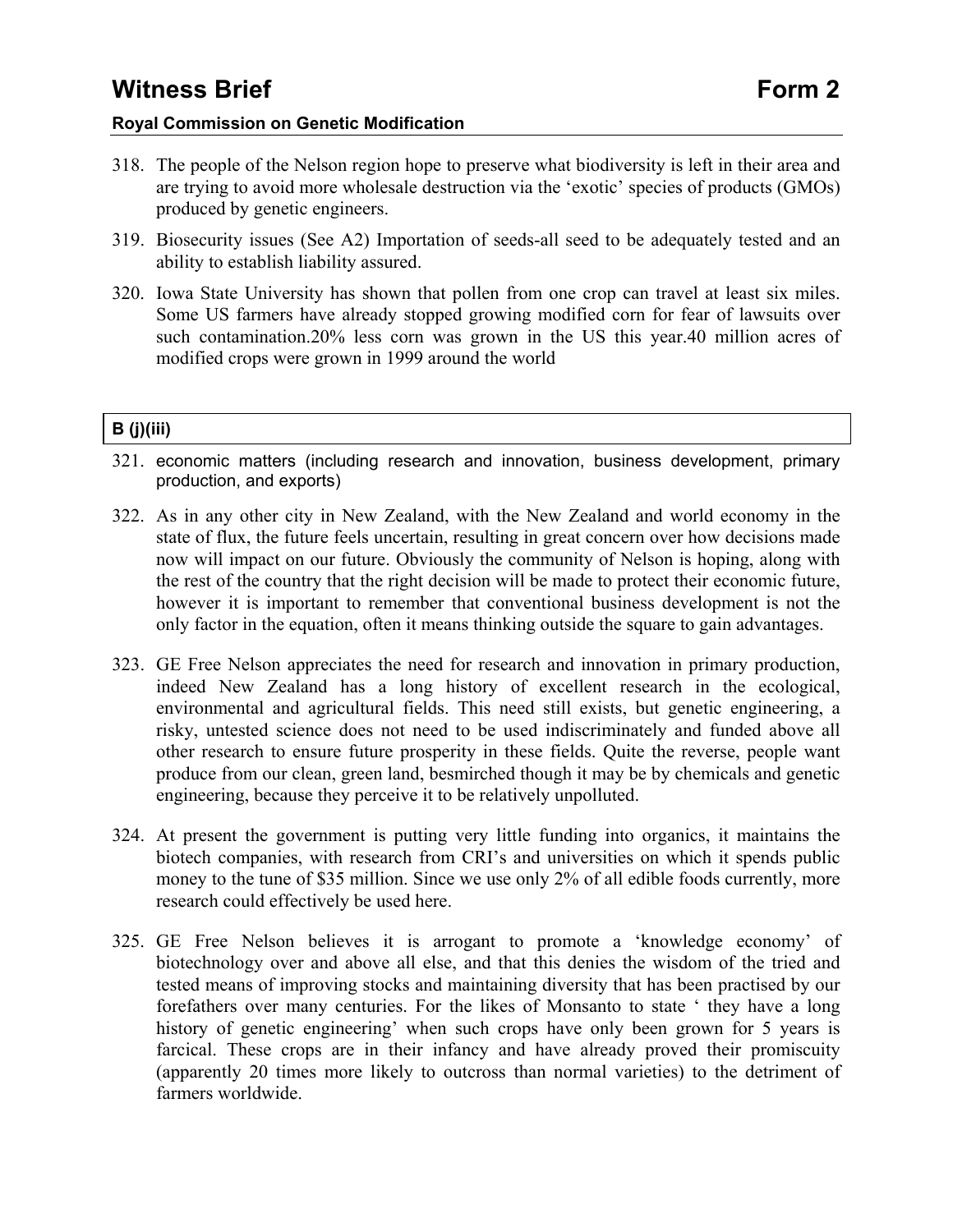318. The people of the Nelson region hope to preserve what biodiversity is left in their area and are trying to avoid more wholesale destruction via the 'exotic' species of products (GMOs) produced by genetic engineers.

319. Biosecurity issues (See A2) Importation of seeds-all seed to be adequately tested and an ability to establish liability assured.

320. Iowa State University has shown that pollen from one crop can travel at least six miles. Some US farmers have already stopped growing modified corn for fear of lawsuits over such contamination.20% less corn was grown in the US this year.40 million acres of modified crops were grown in 1999 around the world

| B (j)(iii) |
|---|

321. economic matters (including research and innovation, business development, primary production, and exports)

322. As in any other city in New Zealand, with the New Zealand and world economy in the state of flux, the future feels uncertain, resulting in great concern over how decisions made now will impact on our future. Obviously the community of Nelson is hoping, along with the rest of the country that the right decision will be made to protect their economic future, however it is important to remember that conventional business development is not the only factor in the equation, often it means thinking outside the square to gain advantages.

323. GE Free Nelson appreciates the need for research and innovation in primary production, indeed New Zealand has a long history of excellent research in the ecological, environmental and agricultural fields. This need still exists, but genetic engineering, a risky, untested science does not need to be used indiscriminately and funded above all other research to ensure future prosperity in these fields. Quite the reverse, people want produce from our clean, green land, besmirched though it may be by chemicals and genetic engineering, because they perceive it to be relatively unpolluted.

324. At present the government is putting very little funding into organics, it maintains the biotech companies, with research from CRI's and universities on which it spends public money to the tune of $35 million. Since we use only 2% of all edible foods currently, more research could effectively be used here.

325. GE Free Nelson believes it is arrogant to promote a 'knowledge economy' of biotechnology over and above all else, and that this denies the wisdom of the tried and tested means of improving stocks and maintaining diversity that has been practised by our forefathers over many centuries. For the likes of Monsanto to state ' they have a long history of genetic engineering' when such crops have only been grown for 5 years is farcical. These crops are in their infancy and have already proved their promiscuity (apparently 20 times more likely to outcross than normal varieties) to the detriment of farmers worldwide.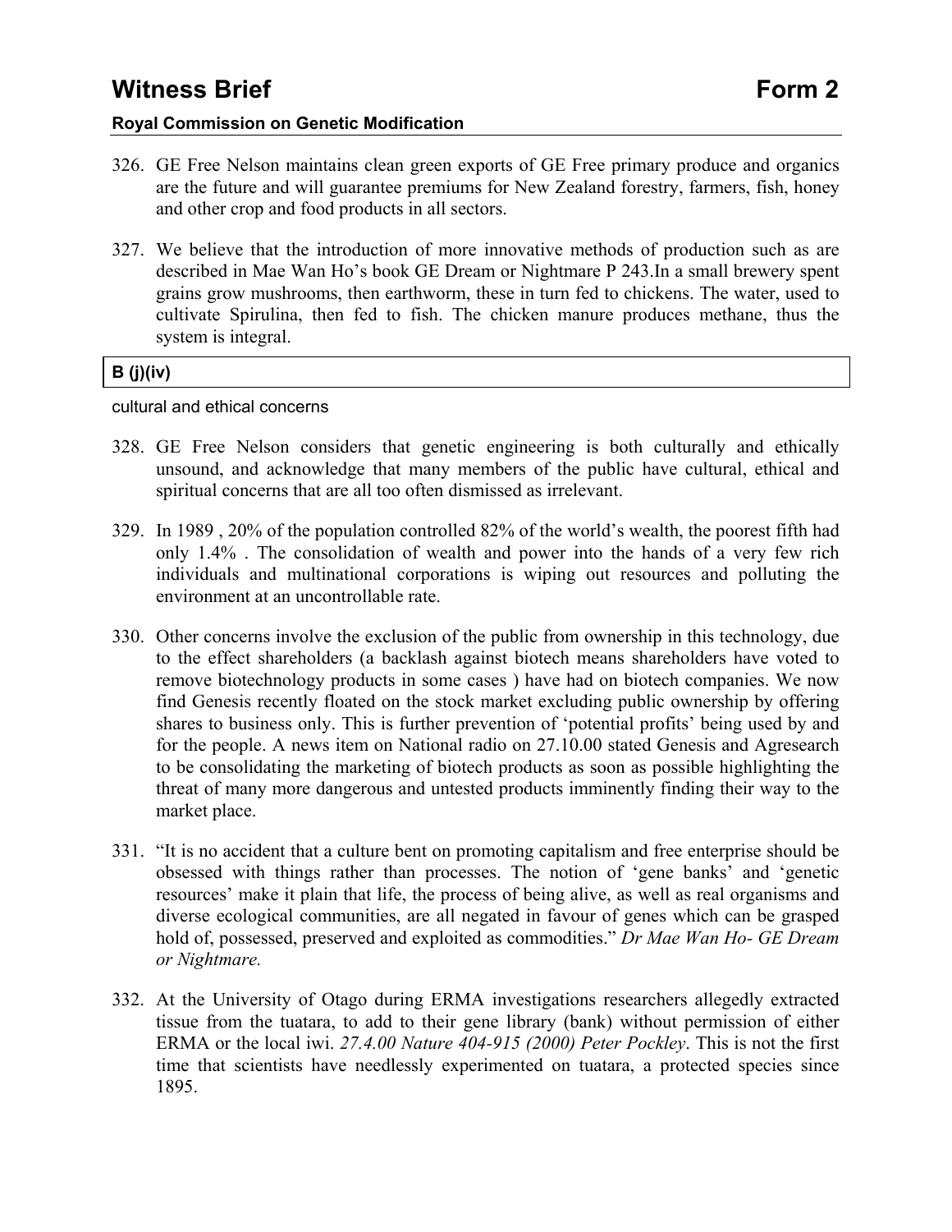326. GE Free Nelson maintains clean green exports of GE Free primary produce and organics are the future and will guarantee premiums for New Zealand forestry, farmers, fish, honey and other crop and food products in all sectors.

327. We believe that the introduction of more innovative methods of production such as are described in Mae Wan Ho's book GE Dream or Nightmare P 243.In a small brewery spent grains grow mushrooms, then earthworm, these in turn fed to chickens. The water, used to cultivate Spirulina, then fed to fish. The chicken manure produces methane, thus the system is integral.

**B (j)(iv)**

cultural and ethical concerns

328. GE Free Nelson considers that genetic engineering is both culturally and ethically unsound, and acknowledge that many members of the public have cultural, ethical and spiritual concerns that are all too often dismissed as irrelevant.

329. In 1989 , 20% of the population controlled 82% of the world's wealth, the poorest fifth had only 1.4% . The consolidation of wealth and power into the hands of a very few rich individuals and multinational corporations is wiping out resources and polluting the environment at an uncontrollable rate.

330. Other concerns involve the exclusion of the public from ownership in this technology, due to the effect shareholders (a backlash against biotech means shareholders have voted to remove biotechnology products in some cases ) have had on biotech companies. We now find Genesis recently floated on the stock market excluding public ownership by offering shares to business only. This is further prevention of 'potential profits' being used by and for the people. A news item on National radio on 27.10.00 stated Genesis and Agresearch to be consolidating the marketing of biotech products as soon as possible highlighting the threat of many more dangerous and untested products imminently finding their way to the market place.

331. "It is no accident that a culture bent on promoting capitalism and free enterprise should be obsessed with things rather than processes. The notion of 'gene banks' and 'genetic resources' make it plain that life, the process of being alive, as well as real organisms and diverse ecological communities, are all negated in favour of genes which can be grasped hold of, possessed, preserved and exploited as commodities." *Dr Mae Wan Ho- GE Dream or Nightmare.*

332. At the University of Otago during ERMA investigations researchers allegedly extracted tissue from the tuatara, to add to their gene library (bank) without permission of either ERMA or the local iwi. *27.4.00 Nature 404-915 (2000) Peter Pockley*. This is not the first time that scientists have needlessly experimented on tuatara, a protected species since 1895.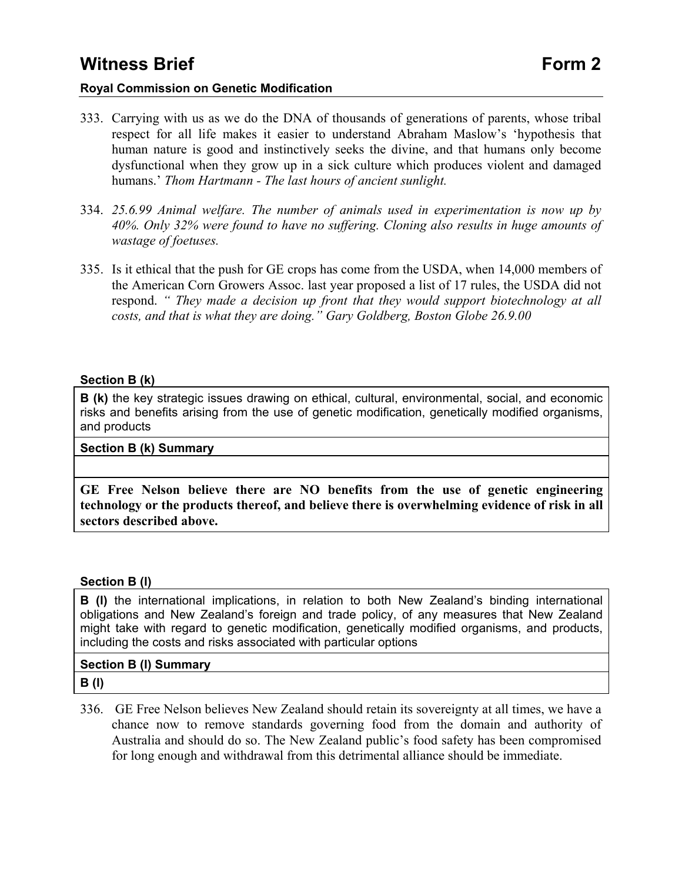333. Carrying with us as we do the DNA of thousands of generations of parents, whose tribal respect for all life makes it easier to understand Abraham Maslow's 'hypothesis that human nature is good and instinctively seeks the divine, and that humans only become dysfunctional when they grow up in a sick culture which produces violent and damaged humans.' *Thom Hartmann - The last hours of ancient sunlight.*

334. *25.6.99 Animal welfare. The number of animals used in experimentation is now up by 40%. Only 32% were found to have no suffering. Cloning also results in huge amounts of wastage of foetuses.*

335. Is it ethical that the push for GE crops has come from the USDA, when 14,000 members of the American Corn Growers Assoc. last year proposed a list of 17 rules, the USDA did not respond. *" They made a decision up front that they would support biotechnology at all costs, and that is what they are doing." Gary Goldberg, Boston Globe 26.9.00*

**Section B (k)**

**B (k)** the key strategic issues drawing on ethical, cultural, environmental, social, and economic risks and benefits arising from the use of genetic modification, genetically modified organisms, and products

**Section B (k) Summary**

**GE Free Nelson believe there are NO benefits from the use of genetic engineering technology or the products thereof, and believe there is overwhelming evidence of risk in all sectors described above.**

**Section B (l)**

**B (l)** the international implications, in relation to both New Zealand's binding international obligations and New Zealand's foreign and trade policy, of any measures that New Zealand might take with regard to genetic modification, genetically modified organisms, and products, including the costs and risks associated with particular options

**Section B (l) Summary**

**B (l)**

336. GE Free Nelson believes New Zealand should retain its sovereignty at all times, we have a chance now to remove standards governing food from the domain and authority of Australia and should do so. The New Zealand public's food safety has been compromised for long enough and withdrawal from this detrimental alliance should be immediate.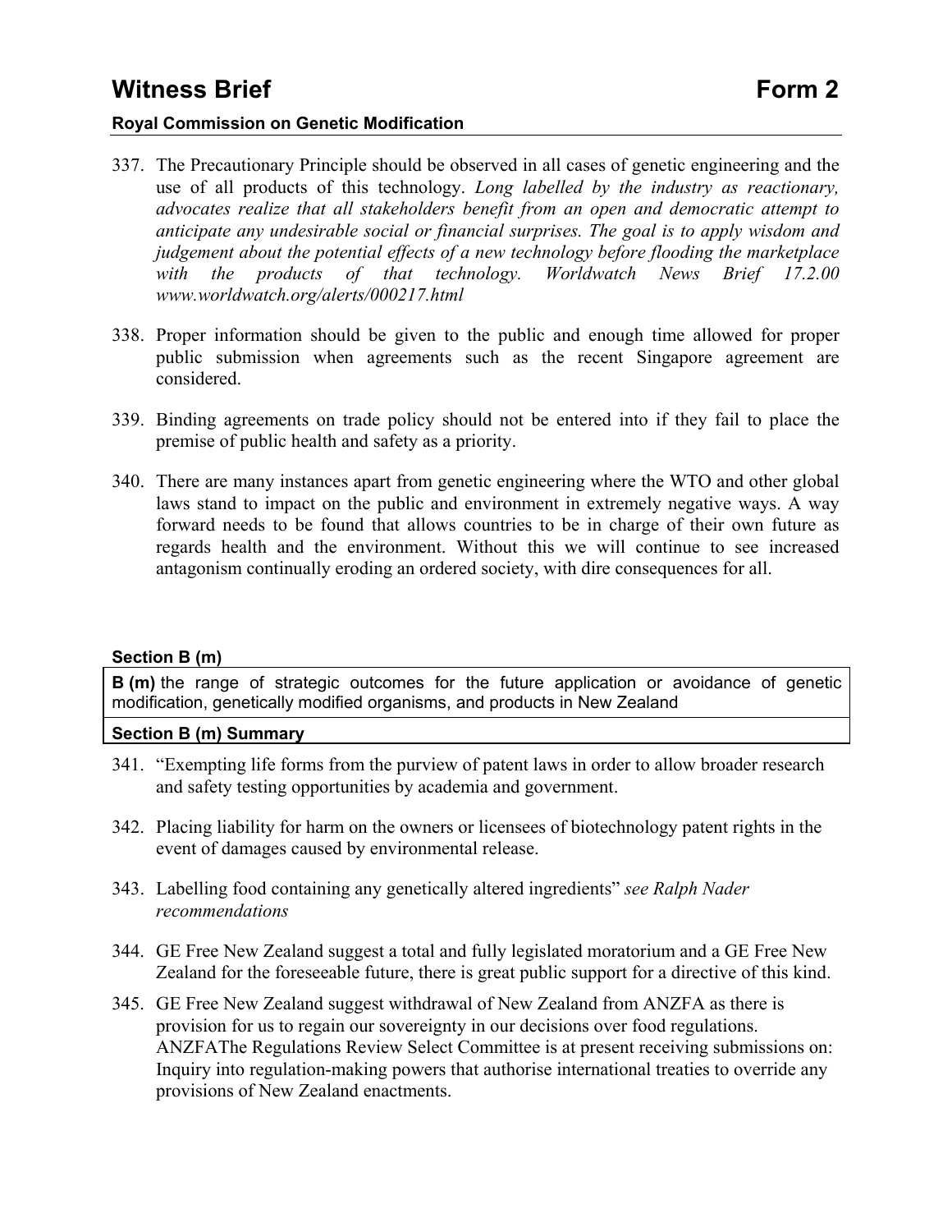337. The Precautionary Principle should be observed in all cases of genetic engineering and the use of all products of this technology. *Long labelled by the industry as reactionary, advocates realize that all stakeholders benefit from an open and democratic attempt to anticipate any undesirable social or financial surprises. The goal is to apply wisdom and judgement about the potential effects of a new technology before flooding the marketplace with the products of that technology. Worldwatch News Brief 17.2.00 www.worldwatch.org/alerts/000217.html*

338. Proper information should be given to the public and enough time allowed for proper public submission when agreements such as the recent Singapore agreement are considered.

339. Binding agreements on trade policy should not be entered into if they fail to place the premise of public health and safety as a priority.

340. There are many instances apart from genetic engineering where the WTO and other global laws stand to impact on the public and environment in extremely negative ways. A way forward needs to be found that allows countries to be in charge of their own future as regards health and the environment. Without this we will continue to see increased antagonism continually eroding an ordered society, with dire consequences for all.

### Section B (m)

**B (m)** the range of strategic outcomes for the future application or avoidance of genetic modification, genetically modified organisms, and products in New Zealand

### Section B (m) Summary

341. "Exempting life forms from the purview of patent laws in order to allow broader research and safety testing opportunities by academia and government.

342. Placing liability for harm on the owners or licensees of biotechnology patent rights in the event of damages caused by environmental release.

343. Labelling food containing any genetically altered ingredients" *see Ralph Nader recommendations*

344. GE Free New Zealand suggest a total and fully legislated moratorium and a GE Free New Zealand for the foreseeable future, there is great public support for a directive of this kind.

345. GE Free New Zealand suggest withdrawal of New Zealand from ANZFA as there is provision for us to regain our sovereignty in our decisions over food regulations. ANZFAThe Regulations Review Select Committee is at present receiving submissions on: Inquiry into regulation-making powers that authorise international treaties to override any provisions of New Zealand enactments.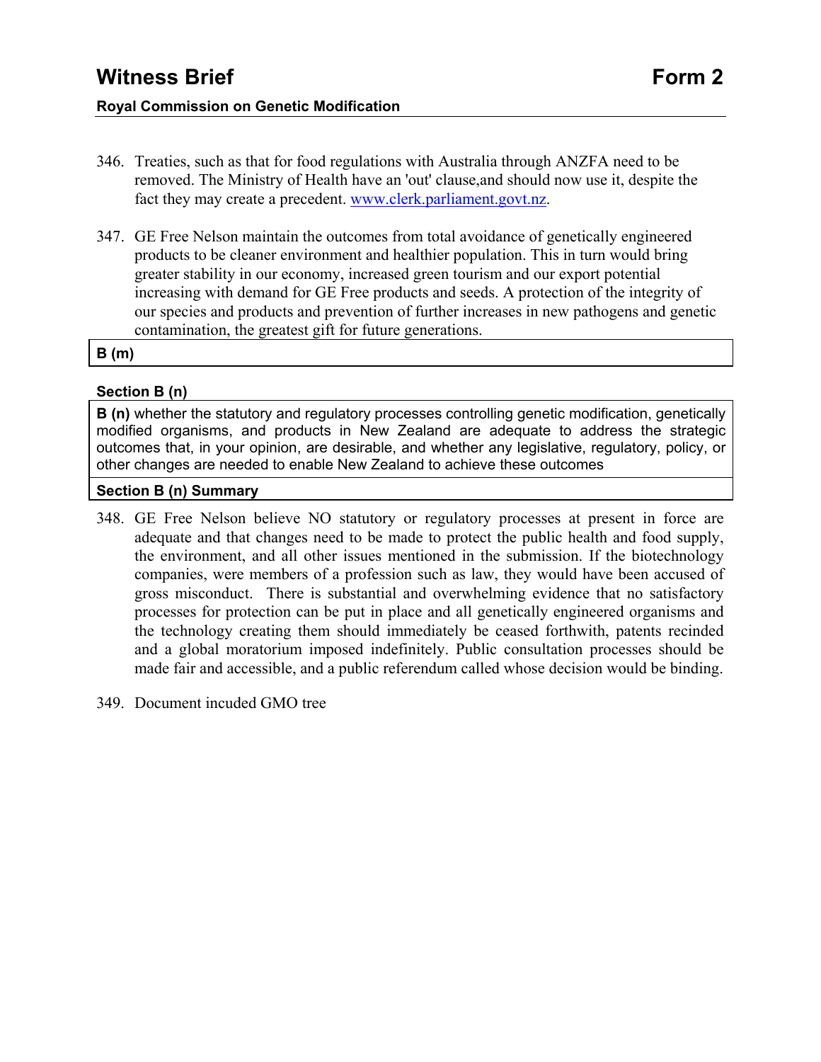346. Treaties, such as that for food regulations with Australia through ANZFA need to be removed. The Ministry of Health have an 'out' clause,and should now use it, despite the fact they may create a precedent. www.clerk.parliament.govt.nz.

347. GE Free Nelson maintain the outcomes from total avoidance of genetically engineered products to be cleaner environment and healthier population. This in turn would bring greater stability in our economy, increased green tourism and our export potential increasing with demand for GE Free products and seeds. A protection of the integrity of our species and products and prevention of further increases in new pathogens and genetic contamination, the greatest gift for future generations.

| **B (m)** |
|---|

### Section B (n)

| |
|---|
| **B (n)** whether the statutory and regulatory processes controlling genetic modification, genetically modified organisms, and products in New Zealand are adequate to address the strategic outcomes that, in your opinion, are desirable, and whether any legislative, regulatory, policy, or other changes are needed to enable New Zealand to achieve these outcomes |
| **Section B (n) Summary** |

348. GE Free Nelson believe NO statutory or regulatory processes at present in force are adequate and that changes need to be made to protect the public health and food supply, the environment, and all other issues mentioned in the submission. If the biotechnology companies, were members of a profession such as law, they would have been accused of gross misconduct. There is substantial and overwhelming evidence that no satisfactory processes for protection can be put in place and all genetically engineered organisms and the technology creating them should immediately be ceased forthwith, patents recinded and a global moratorium imposed indefinitely. Public consultation processes should be made fair and accessible, and a public referendum called whose decision would be binding.

349. Document incuded GMO tree